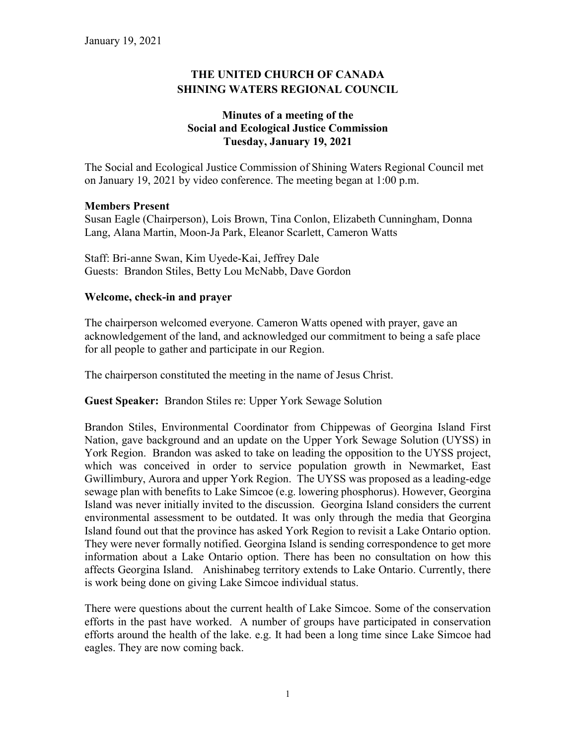January 19, 2021

# THE UNITED CHURCH OF CANADA
# SHINING WATERS REGIONAL COUNCIL

## Minutes of a meeting of the Social and Ecological Justice Commission Tuesday, January 19, 2021

The Social and Ecological Justice Commission of Shining Waters Regional Council met on January 19, 2021 by video conference. The meeting began at 1:00 p.m.

**Members Present**
Susan Eagle (Chairperson), Lois Brown, Tina Conlon, Elizabeth Cunningham, Donna Lang, Alana Martin, Moon-Ja Park, Eleanor Scarlett, Cameron Watts

Staff: Bri-anne Swan, Kim Uyede-Kai, Jeffrey Dale
Guests: Brandon Stiles, Betty Lou McNabb, Dave Gordon

**Welcome, check-in and prayer**

The chairperson welcomed everyone. Cameron Watts opened with prayer, gave an acknowledgement of the land, and acknowledged our commitment to being a safe place for all people to gather and participate in our Region.

The chairperson constituted the meeting in the name of Jesus Christ.

**Guest Speaker:** Brandon Stiles re: Upper York Sewage Solution

Brandon Stiles, Environmental Coordinator from Chippewas of Georgina Island First Nation, gave background and an update on the Upper York Sewage Solution (UYSS) in York Region. Brandon was asked to take on leading the opposition to the UYSS project, which was conceived in order to service population growth in Newmarket, East Gwillimbury, Aurora and upper York Region. The UYSS was proposed as a leading-edge sewage plan with benefits to Lake Simcoe (e.g. lowering phosphorus). However, Georgina Island was never initially invited to the discussion. Georgina Island considers the current environmental assessment to be outdated. It was only through the media that Georgina Island found out that the province has asked York Region to revisit a Lake Ontario option. They were never formally notified. Georgina Island is sending correspondence to get more information about a Lake Ontario option. There has been no consultation on how this affects Georgina Island. Anishinabeg territory extends to Lake Ontario. Currently, there is work being done on giving Lake Simcoe individual status.

There were questions about the current health of Lake Simcoe. Some of the conservation efforts in the past have worked. A number of groups have participated in conservation efforts around the health of the lake. e.g. It had been a long time since Lake Simcoe had eagles. They are now coming back.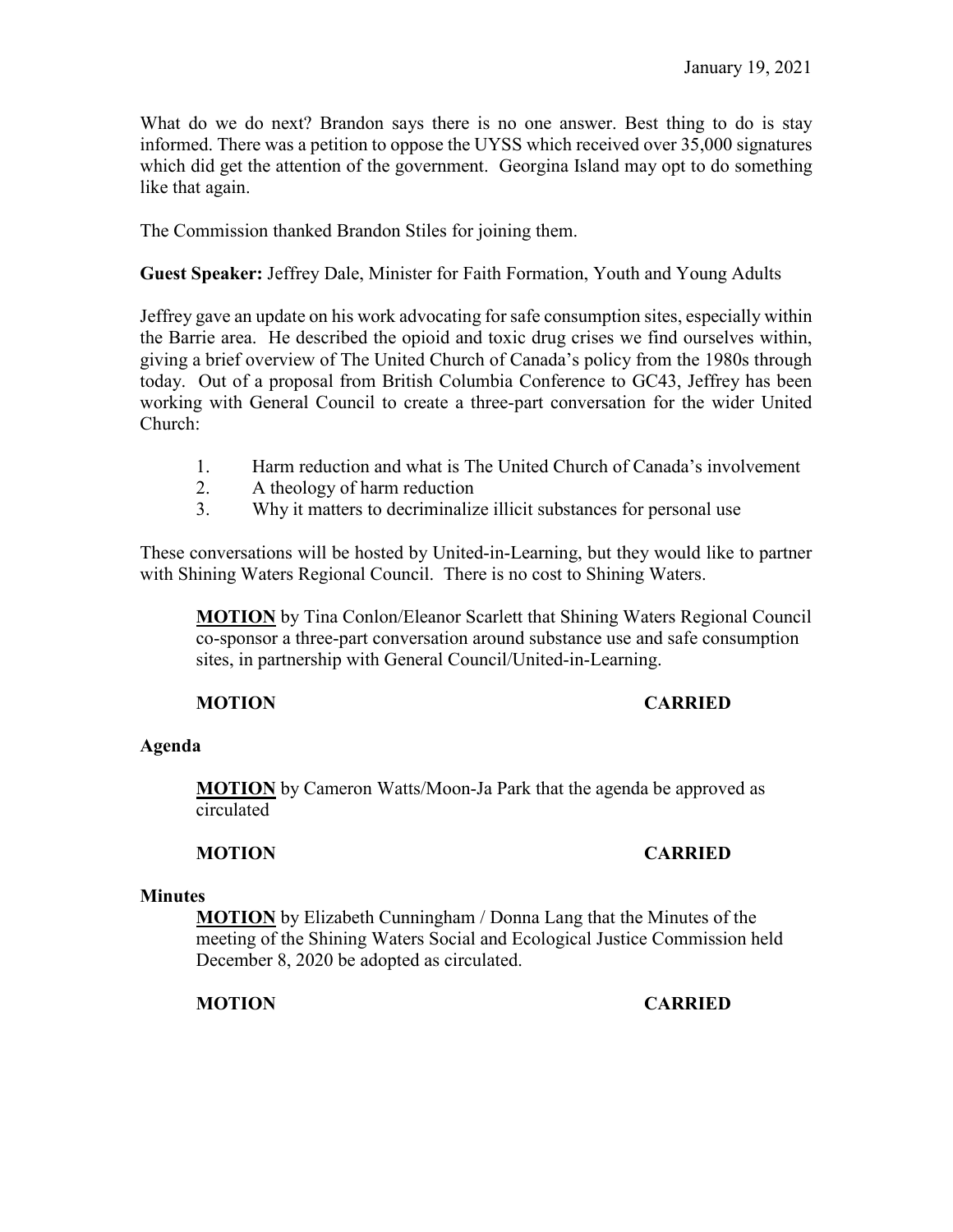What do we do next? Brandon says there is no one answer. Best thing to do is stay informed. There was a petition to oppose the UYSS which received over 35,000 signatures which did get the attention of the government. Georgina Island may opt to do something like that again.

The Commission thanked Brandon Stiles for joining them.

**Guest Speaker:** Jeffrey Dale, Minister for Faith Formation, Youth and Young Adults

Jeffrey gave an update on his work advocating for safe consumption sites, especially within the Barrie area. He described the opioid and toxic drug crises we find ourselves within, giving a brief overview of The United Church of Canada's policy from the 1980s through today. Out of a proposal from British Columbia Conference to GC43, Jeffrey has been working with General Council to create a three-part conversation for the wider United Church:

1. Harm reduction and what is The United Church of Canada's involvement
2. A theology of harm reduction
3. Why it matters to decriminalize illicit substances for personal use

These conversations will be hosted by United-in-Learning, but they would like to partner with Shining Waters Regional Council. There is no cost to Shining Waters.

> **MOTION** by Tina Conlon/Eleanor Scarlett that Shining Waters Regional Council co-sponsor a three-part conversation around substance use and safe consumption sites, in partnership with General Council/United-in-Learning.
>
> **MOTION CARRIED**

**Agenda**

> **MOTION** by Cameron Watts/Moon-Ja Park that the agenda be approved as circulated
>
> **MOTION CARRIED**

**Minutes**

> **MOTION** by Elizabeth Cunningham / Donna Lang that the Minutes of the meeting of the Shining Waters Social and Ecological Justice Commission held December 8, 2020 be adopted as circulated.
>
> **MOTION CARRIED**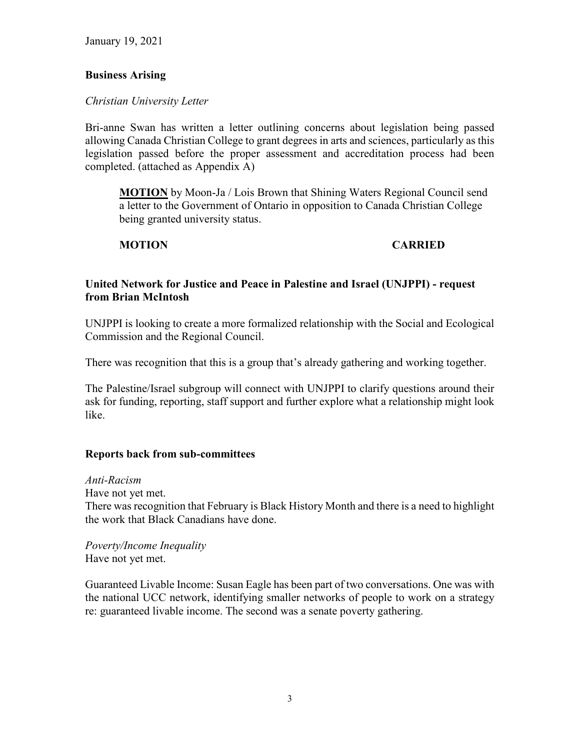January 19, 2021

**Business Arising**

*Christian University Letter*

Bri-anne Swan has written a letter outlining concerns about legislation being passed allowing Canada Christian College to grant degrees in arts and sciences, particularly as this legislation passed before the proper assessment and accreditation process had been completed. (attached as Appendix A)

> **MOTION** by Moon-Ja / Lois Brown that Shining Waters Regional Council send a letter to the Government of Ontario in opposition to Canada Christian College being granted university status.
>
> **MOTION CARRIED**

**United Network for Justice and Peace in Palestine and Israel (UNJPPI) - request from Brian McIntosh**

UNJPPI is looking to create a more formalized relationship with the Social and Ecological Commission and the Regional Council.

There was recognition that this is a group that's already gathering and working together.

The Palestine/Israel subgroup will connect with UNJPPI to clarify questions around their ask for funding, reporting, staff support and further explore what a relationship might look like.

**Reports back from sub-committees**

*Anti-Racism*
Have not yet met.
There was recognition that February is Black History Month and there is a need to highlight the work that Black Canadians have done.

*Poverty/Income Inequality*
Have not yet met.

Guaranteed Livable Income: Susan Eagle has been part of two conversations. One was with the national UCC network, identifying smaller networks of people to work on a strategy re: guaranteed livable income. The second was a senate poverty gathering.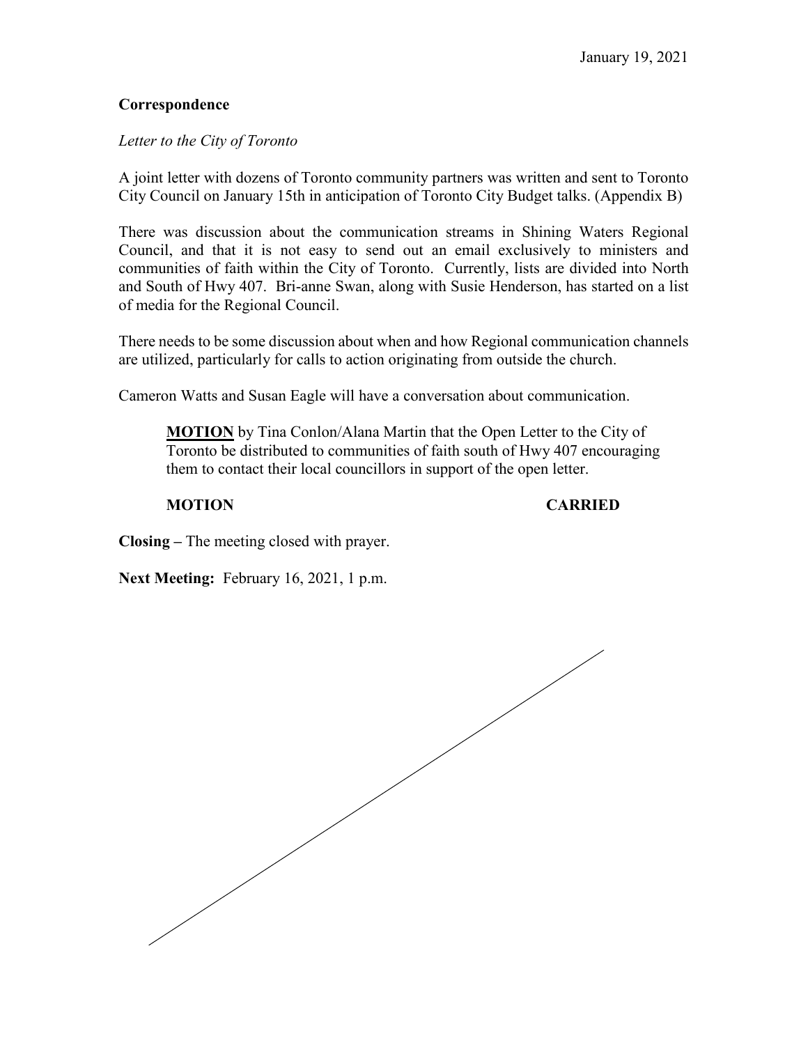January 19, 2021

**Correspondence**

*Letter to the City of Toronto*

A joint letter with dozens of Toronto community partners was written and sent to Toronto City Council on January 15th in anticipation of Toronto City Budget talks. (Appendix B)

There was discussion about the communication streams in Shining Waters Regional Council, and that it is not easy to send out an email exclusively to ministers and communities of faith within the City of Toronto. Currently, lists are divided into North and South of Hwy 407. Bri-anne Swan, along with Susie Henderson, has started on a list of media for the Regional Council.

There needs to be some discussion about when and how Regional communication channels are utilized, particularly for calls to action originating from outside the church.

Cameron Watts and Susan Eagle will have a conversation about communication.

> **MOTION** by Tina Conlon/Alana Martin that the Open Letter to the City of Toronto be distributed to communities of faith south of Hwy 407 encouraging them to contact their local councillors in support of the open letter.
>
> **MOTION** **CARRIED**

**Closing –** The meeting closed with prayer.

**Next Meeting:** February 16, 2021, 1 p.m.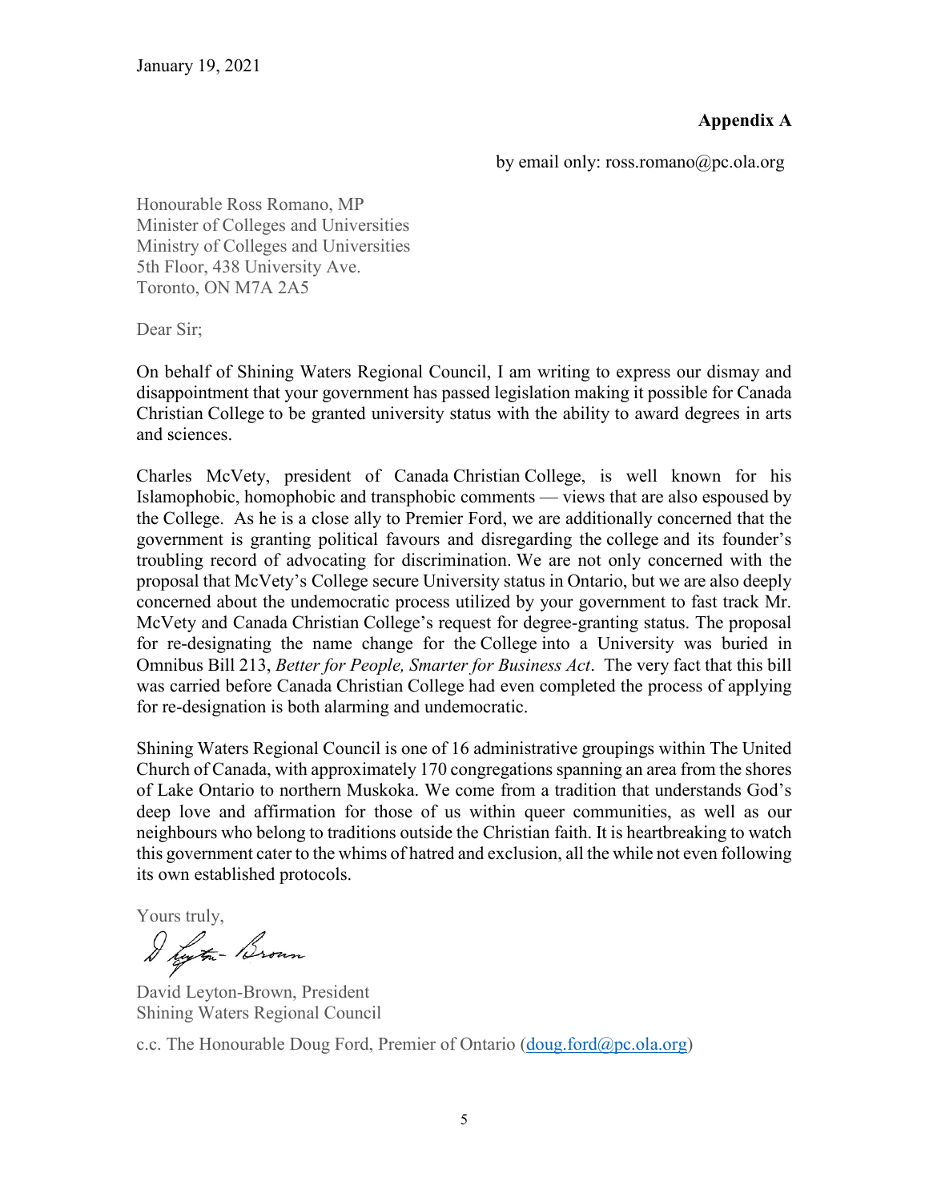January 19, 2021

**Appendix A**

by email only: ross.romano@pc.ola.org

Honourable Ross Romano, MP
Minister of Colleges and Universities
Ministry of Colleges and Universities
5th Floor, 438 University Ave.
Toronto, ON M7A 2A5

Dear Sir;

On behalf of Shining Waters Regional Council, I am writing to express our dismay and disappointment that your government has passed legislation making it possible for Canada Christian College to be granted university status with the ability to award degrees in arts and sciences.

Charles McVety, president of Canada Christian College, is well known for his Islamophobic, homophobic and transphobic comments — views that are also espoused by the College. As he is a close ally to Premier Ford, we are additionally concerned that the government is granting political favours and disregarding the college and its founder's troubling record of advocating for discrimination. We are not only concerned with the proposal that McVety's College secure University status in Ontario, but we are also deeply concerned about the undemocratic process utilized by your government to fast track Mr. McVety and Canada Christian College's request for degree-granting status. The proposal for re-designating the name change for the College into a University was buried in Omnibus Bill 213, *Better for People, Smarter for Business Act*. The very fact that this bill was carried before Canada Christian College had even completed the process of applying for re-designation is both alarming and undemocratic.

Shining Waters Regional Council is one of 16 administrative groupings within The United Church of Canada, with approximately 170 congregations spanning an area from the shores of Lake Ontario to northern Muskoka. We come from a tradition that understands God's deep love and affirmation for those of us within queer communities, as well as our neighbours who belong to traditions outside the Christian faith. It is heartbreaking to watch this government cater to the whims of hatred and exclusion, all the while not even following its own established protocols.

Yours truly,

D Leyton-Brown

David Leyton-Brown, President
Shining Waters Regional Council

c.c. The Honourable Doug Ford, Premier of Ontario (doug.ford@pc.ola.org)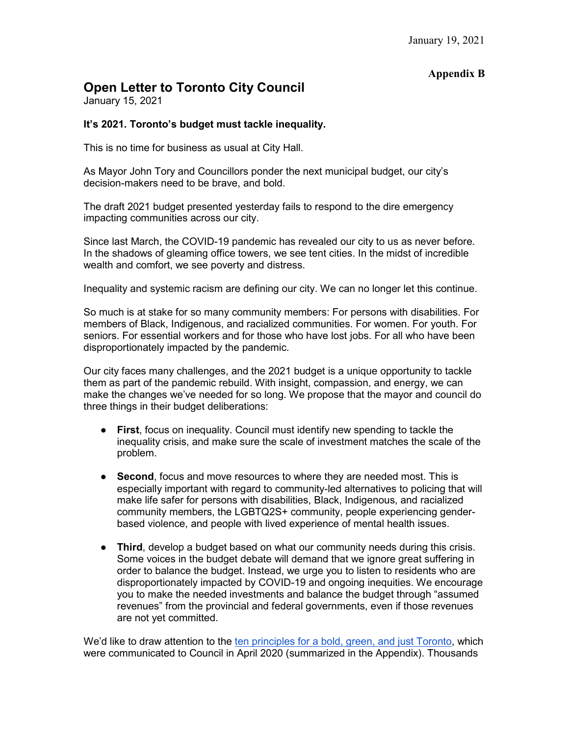January 19, 2021

**Appendix B**

# Open Letter to Toronto City Council

January 15, 2021

**It's 2021. Toronto's budget must tackle inequality.**

This is no time for business as usual at City Hall.

As Mayor John Tory and Councillors ponder the next municipal budget, our city's decision-makers need to be brave, and bold.

The draft 2021 budget presented yesterday fails to respond to the dire emergency impacting communities across our city.

Since last March, the COVID-19 pandemic has revealed our city to us as never before. In the shadows of gleaming office towers, we see tent cities. In the midst of incredible wealth and comfort, we see poverty and distress.

Inequality and systemic racism are defining our city. We can no longer let this continue.

So much is at stake for so many community members: For persons with disabilities. For members of Black, Indigenous, and racialized communities. For women. For youth. For seniors. For essential workers and for those who have lost jobs. For all who have been disproportionately impacted by the pandemic.

Our city faces many challenges, and the 2021 budget is a unique opportunity to tackle them as part of the pandemic rebuild. With insight, compassion, and energy, we can make the changes we've needed for so long. We propose that the mayor and council do three things in their budget deliberations:

- **First**, focus on inequality. Council must identify new spending to tackle the inequality crisis, and make sure the scale of investment matches the scale of the problem.
- **Second**, focus and move resources to where they are needed most. This is especially important with regard to community-led alternatives to policing that will make life safer for persons with disabilities, Black, Indigenous, and racialized community members, the LGBTQ2S+ community, people experiencing gender-based violence, and people with lived experience of mental health issues.
- **Third**, develop a budget based on what our community needs during this crisis. Some voices in the budget debate will demand that we ignore great suffering in order to balance the budget. Instead, we urge you to listen to residents who are disproportionately impacted by COVID-19 and ongoing inequities. We encourage you to make the needed investments and balance the budget through "assumed revenues" from the provincial and federal governments, even if those revenues are not yet committed.

We'd like to draw attention to the ten principles for a bold, green, and just Toronto, which were communicated to Council in April 2020 (summarized in the Appendix). Thousands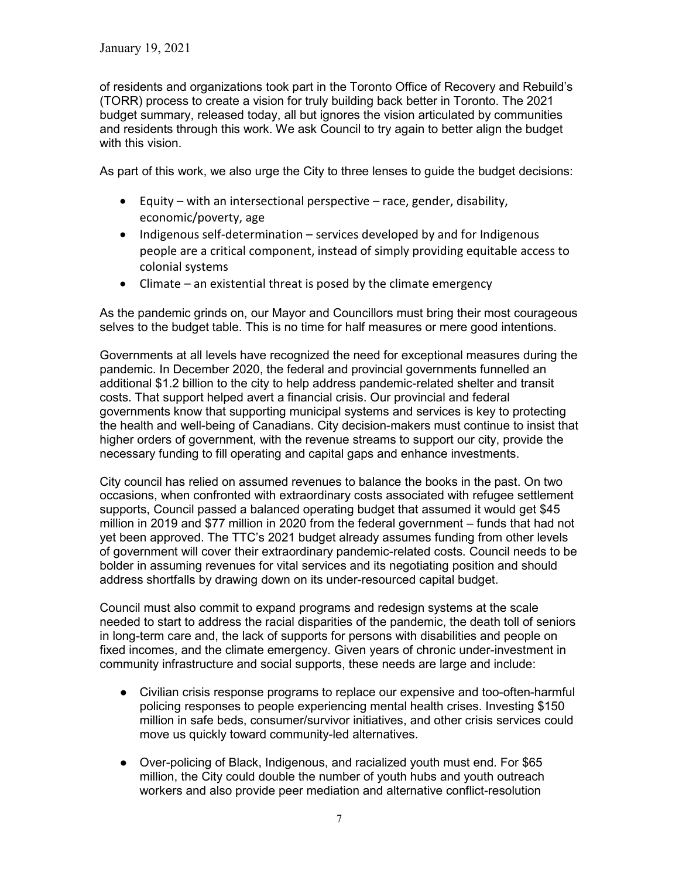of residents and organizations took part in the Toronto Office of Recovery and Rebuild's (TORR) process to create a vision for truly building back better in Toronto. The 2021 budget summary, released today, all but ignores the vision articulated by communities and residents through this work. We ask Council to try again to better align the budget with this vision.

As part of this work, we also urge the City to three lenses to guide the budget decisions:

- Equity – with an intersectional perspective – race, gender, disability, economic/poverty, age
- Indigenous self-determination – services developed by and for Indigenous people are a critical component, instead of simply providing equitable access to colonial systems
- Climate – an existential threat is posed by the climate emergency

As the pandemic grinds on, our Mayor and Councillors must bring their most courageous selves to the budget table. This is no time for half measures or mere good intentions.

Governments at all levels have recognized the need for exceptional measures during the pandemic. In December 2020, the federal and provincial governments funnelled an additional $1.2 billion to the city to help address pandemic-related shelter and transit costs. That support helped avert a financial crisis. Our provincial and federal governments know that supporting municipal systems and services is key to protecting the health and well-being of Canadians. City decision-makers must continue to insist that higher orders of government, with the revenue streams to support our city, provide the necessary funding to fill operating and capital gaps and enhance investments.

City council has relied on assumed revenues to balance the books in the past. On two occasions, when confronted with extraordinary costs associated with refugee settlement supports, Council passed a balanced operating budget that assumed it would get $45 million in 2019 and $77 million in 2020 from the federal government – funds that had not yet been approved. The TTC's 2021 budget already assumes funding from other levels of government will cover their extraordinary pandemic-related costs. Council needs to be bolder in assuming revenues for vital services and its negotiating position and should address shortfalls by drawing down on its under-resourced capital budget.

Council must also commit to expand programs and redesign systems at the scale needed to start to address the racial disparities of the pandemic, the death toll of seniors in long-term care and, the lack of supports for persons with disabilities and people on fixed incomes, and the climate emergency. Given years of chronic under-investment in community infrastructure and social supports, these needs are large and include:

- Civilian crisis response programs to replace our expensive and too-often-harmful policing responses to people experiencing mental health crises. Investing $150 million in safe beds, consumer/survivor initiatives, and other crisis services could move us quickly toward community-led alternatives.

- Over-policing of Black, Indigenous, and racialized youth must end. For $65 million, the City could double the number of youth hubs and youth outreach workers and also provide peer mediation and alternative conflict-resolution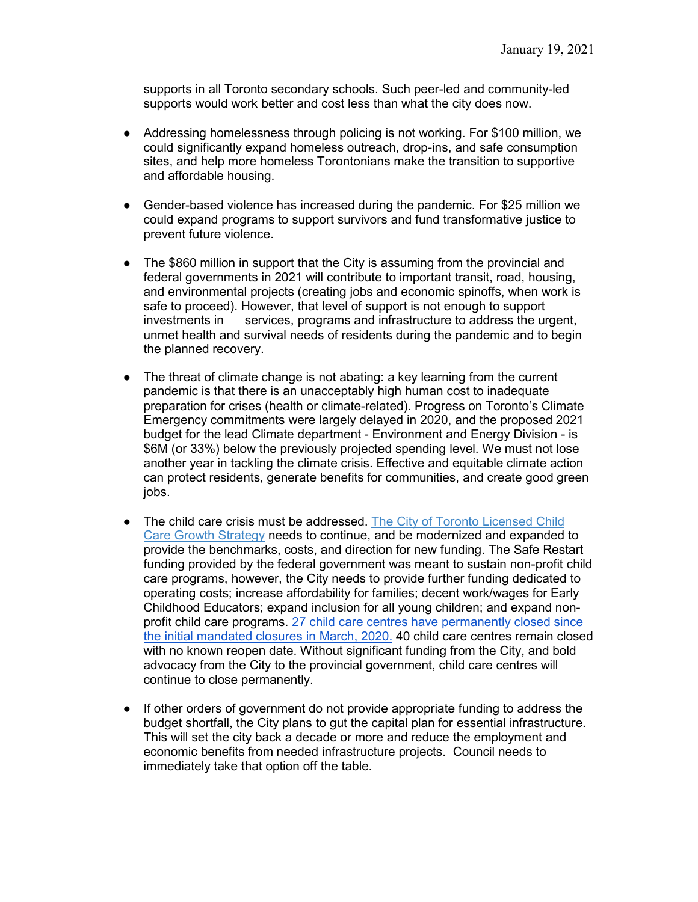supports in all Toronto secondary schools. Such peer-led and community-led supports would work better and cost less than what the city does now.

- Addressing homelessness through policing is not working. For $100 million, we could significantly expand homeless outreach, drop-ins, and safe consumption sites, and help more homeless Torontonians make the transition to supportive and affordable housing.

- Gender-based violence has increased during the pandemic. For $25 million we could expand programs to support survivors and fund transformative justice to prevent future violence.

- The $860 million in support that the City is assuming from the provincial and federal governments in 2021 will contribute to important transit, road, housing, and environmental projects (creating jobs and economic spinoffs, when work is safe to proceed). However, that level of support is not enough to support investments in services, programs and infrastructure to address the urgent, unmet health and survival needs of residents during the pandemic and to begin the planned recovery.

- The threat of climate change is not abating: a key learning from the current pandemic is that there is an unacceptably high human cost to inadequate preparation for crises (health or climate-related). Progress on Toronto's Climate Emergency commitments were largely delayed in 2020, and the proposed 2021 budget for the lead Climate department - Environment and Energy Division - is $6M (or 33%) below the previously projected spending level. We must not lose another year in tackling the climate crisis. Effective and equitable climate action can protect residents, generate benefits for communities, and create good green jobs.

- The child care crisis must be addressed. The City of Toronto Licensed Child Care Growth Strategy needs to continue, and be modernized and expanded to provide the benchmarks, costs, and direction for new funding. The Safe Restart funding provided by the federal government was meant to sustain non-profit child care programs, however, the City needs to provide further funding dedicated to operating costs; increase affordability for families; decent work/wages for Early Childhood Educators; expand inclusion for all young children; and expand non-profit child care programs. 27 child care centres have permanently closed since the initial mandated closures in March, 2020. 40 child care centres remain closed with no known reopen date. Without significant funding from the City, and bold advocacy from the City to the provincial government, child care centres will continue to close permanently.

- If other orders of government do not provide appropriate funding to address the budget shortfall, the City plans to gut the capital plan for essential infrastructure. This will set the city back a decade or more and reduce the employment and economic benefits from needed infrastructure projects. Council needs to immediately take that option off the table.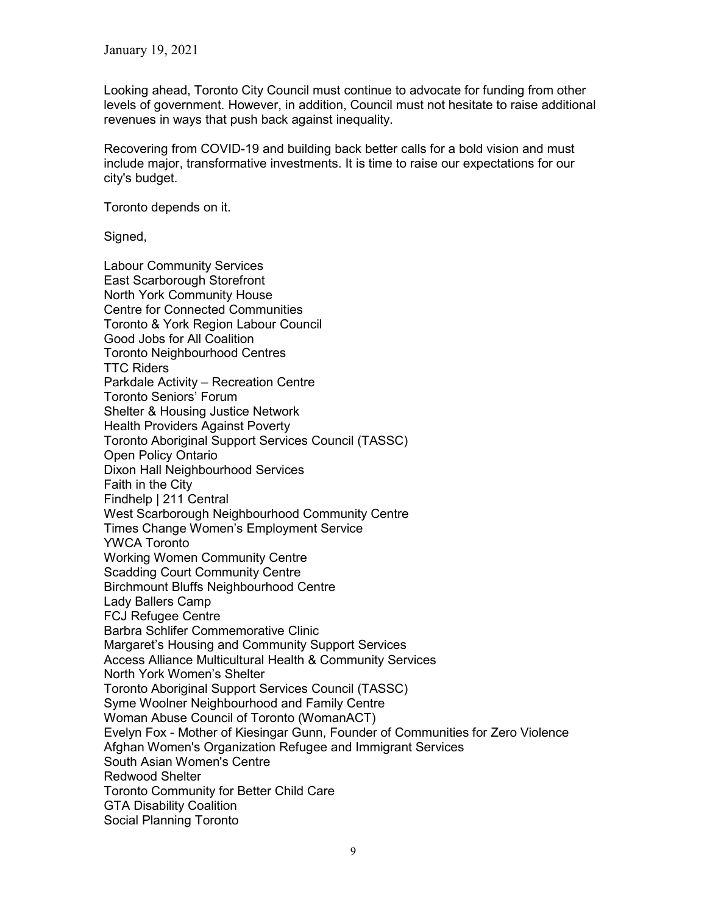January 19, 2021

Looking ahead, Toronto City Council must continue to advocate for funding from other levels of government. However, in addition, Council must not hesitate to raise additional revenues in ways that push back against inequality.

Recovering from COVID-19 and building back better calls for a bold vision and must include major, transformative investments. It is time to raise our expectations for our city's budget.

Toronto depends on it.

Signed,

Labour Community Services
East Scarborough Storefront
North York Community House
Centre for Connected Communities
Toronto & York Region Labour Council
Good Jobs for All Coalition
Toronto Neighbourhood Centres
TTC Riders
Parkdale Activity – Recreation Centre
Toronto Seniors' Forum
Shelter & Housing Justice Network
Health Providers Against Poverty
Toronto Aboriginal Support Services Council (TASSC)
Open Policy Ontario
Dixon Hall Neighbourhood Services
Faith in the City
Findhelp | 211 Central
West Scarborough Neighbourhood Community Centre
Times Change Women's Employment Service
YWCA Toronto
Working Women Community Centre
Scadding Court Community Centre
Birchmount Bluffs Neighbourhood Centre
Lady Ballers Camp
FCJ Refugee Centre
Barbra Schlifer Commemorative Clinic
Margaret's Housing and Community Support Services
Access Alliance Multicultural Health & Community Services
North York Women's Shelter
Toronto Aboriginal Support Services Council (TASSC)
Syme Woolner Neighbourhood and Family Centre
Woman Abuse Council of Toronto (WomanACT)
Evelyn Fox - Mother of Kiesingar Gunn, Founder of Communities for Zero Violence
Afghan Women's Organization Refugee and Immigrant Services
South Asian Women's Centre
Redwood Shelter
Toronto Community for Better Child Care
GTA Disability Coalition
Social Planning Toronto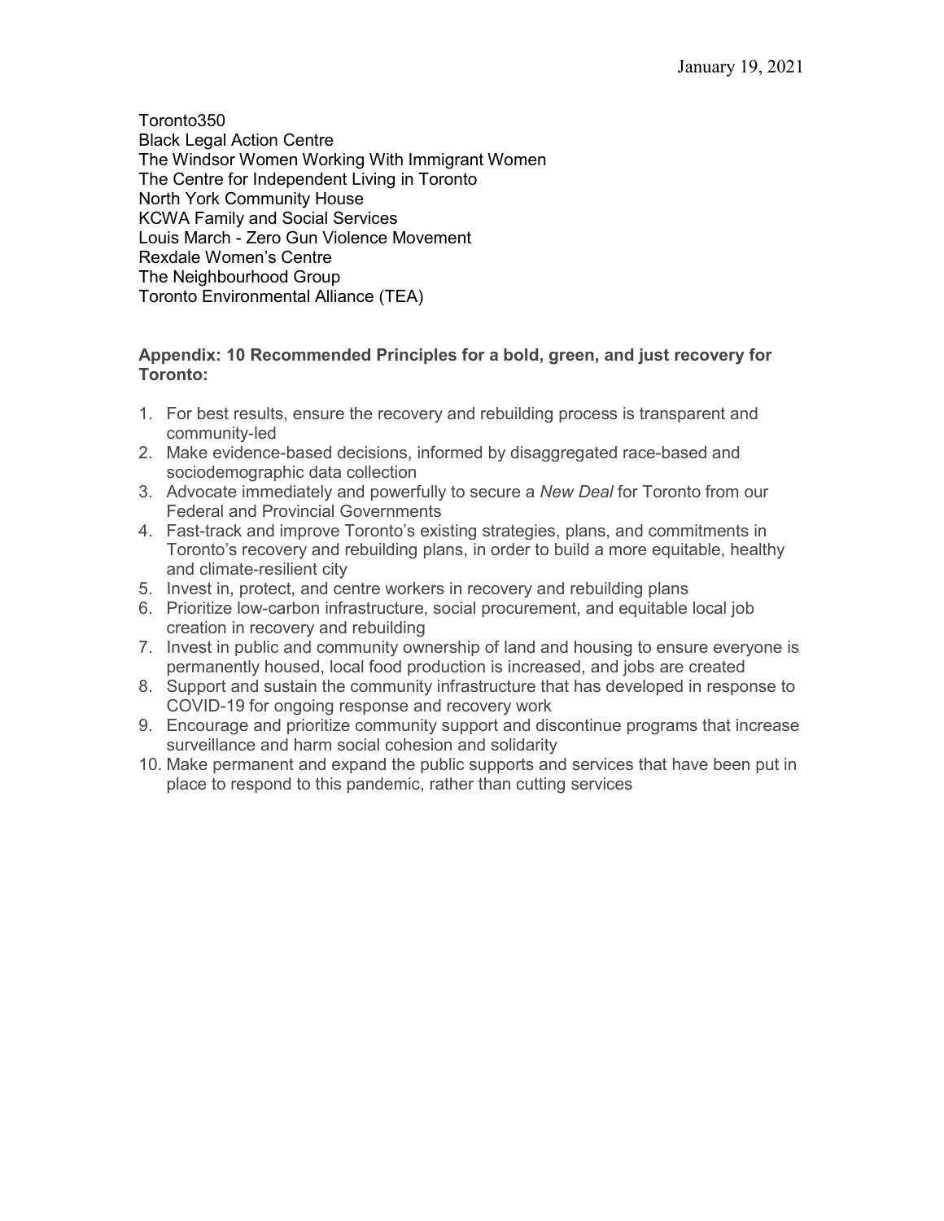January 19, 2021

Toronto350
Black Legal Action Centre
The Windsor Women Working With Immigrant Women
The Centre for Independent Living in Toronto
North York Community House
KCWA Family and Social Services
Louis March - Zero Gun Violence Movement
Rexdale Women's Centre
The Neighbourhood Group
Toronto Environmental Alliance (TEA)

**Appendix: 10 Recommended Principles for a bold, green, and just recovery for Toronto:**

1. For best results, ensure the recovery and rebuilding process is transparent and community-led
2. Make evidence-based decisions, informed by disaggregated race-based and sociodemographic data collection
3. Advocate immediately and powerfully to secure a *New Deal* for Toronto from our Federal and Provincial Governments
4. Fast-track and improve Toronto's existing strategies, plans, and commitments in Toronto's recovery and rebuilding plans, in order to build a more equitable, healthy and climate-resilient city
5. Invest in, protect, and centre workers in recovery and rebuilding plans
6. Prioritize low-carbon infrastructure, social procurement, and equitable local job creation in recovery and rebuilding
7. Invest in public and community ownership of land and housing to ensure everyone is permanently housed, local food production is increased, and jobs are created
8. Support and sustain the community infrastructure that has developed in response to COVID-19 for ongoing response and recovery work
9. Encourage and prioritize community support and discontinue programs that increase surveillance and harm social cohesion and solidarity
10. Make permanent and expand the public supports and services that have been put in place to respond to this pandemic, rather than cutting services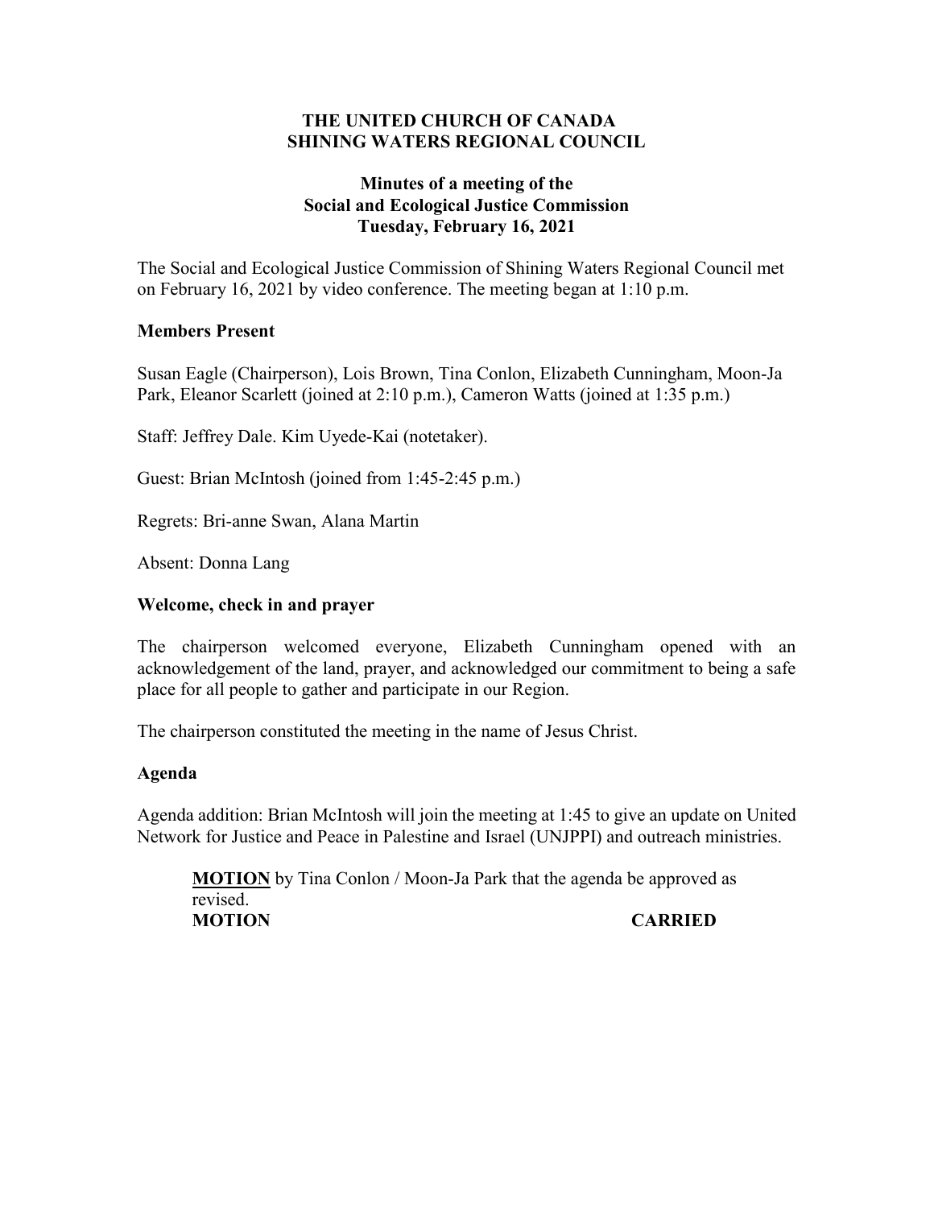**THE UNITED CHURCH OF CANADA**
**SHINING WATERS REGIONAL COUNCIL**

**Minutes of a meeting of the**
**Social and Ecological Justice Commission**
**Tuesday, February 16, 2021**

The Social and Ecological Justice Commission of Shining Waters Regional Council met on February 16, 2021 by video conference. The meeting began at 1:10 p.m.

## Members Present

Susan Eagle (Chairperson), Lois Brown, Tina Conlon, Elizabeth Cunningham, Moon-Ja Park, Eleanor Scarlett (joined at 2:10 p.m.), Cameron Watts (joined at 1:35 p.m.)

Staff: Jeffrey Dale. Kim Uyede-Kai (notetaker).

Guest: Brian McIntosh (joined from 1:45-2:45 p.m.)

Regrets: Bri-anne Swan, Alana Martin

Absent: Donna Lang

## Welcome, check in and prayer

The chairperson welcomed everyone, Elizabeth Cunningham opened with an acknowledgement of the land, prayer, and acknowledged our commitment to being a safe place for all people to gather and participate in our Region.

The chairperson constituted the meeting in the name of Jesus Christ.

## Agenda

Agenda addition: Brian McIntosh will join the meeting at 1:45 to give an update on United Network for Justice and Peace in Palestine and Israel (UNJPPI) and outreach ministries.

> **MOTION** by Tina Conlon / Moon-Ja Park that the agenda be approved as revised.
> **MOTION** **CARRIED**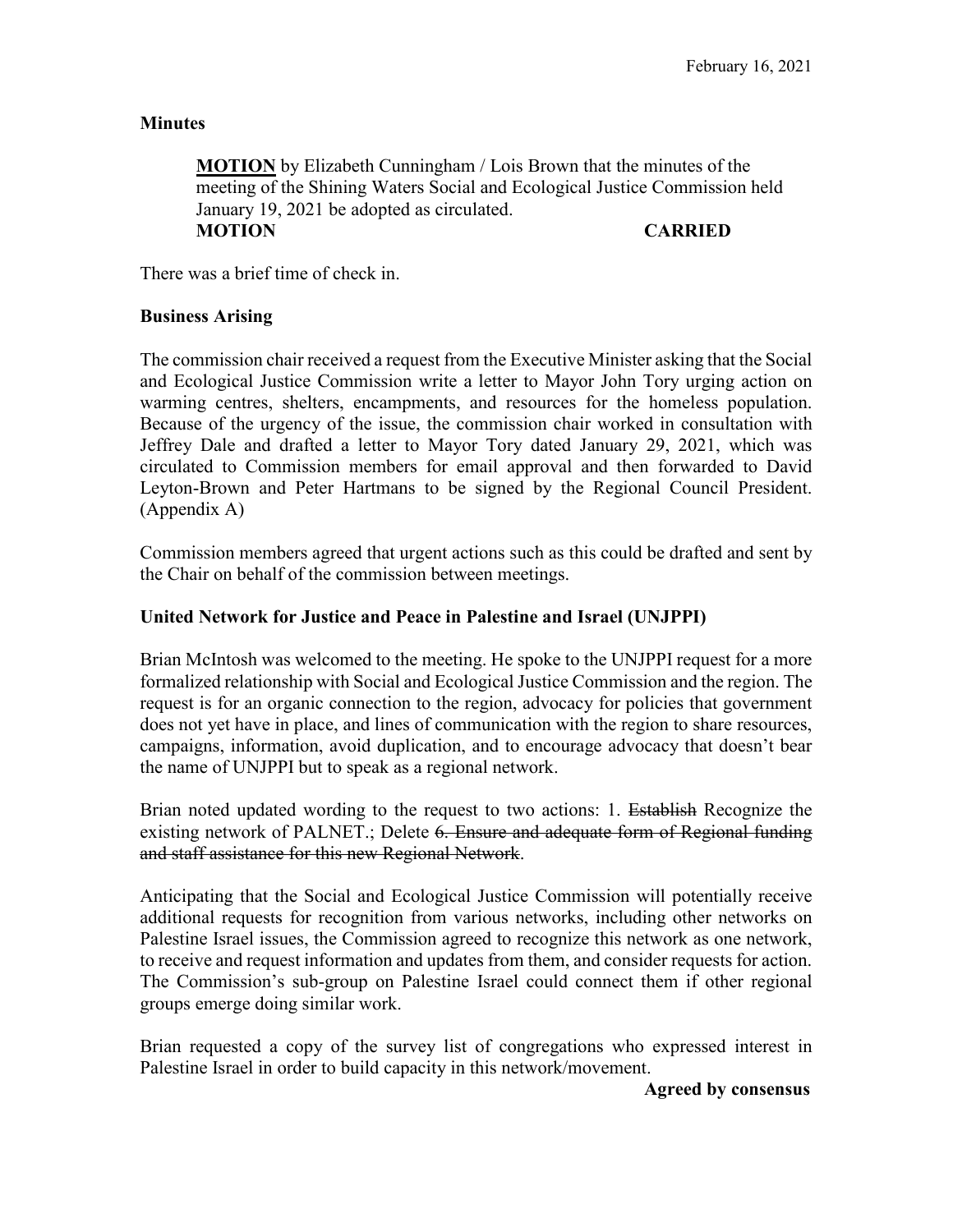## Minutes

> **<u>MOTION</u>** by Elizabeth Cunningham / Lois Brown that the minutes of the meeting of the Shining Waters Social and Ecological Justice Commission held January 19, 2021 be adopted as circulated.
> **MOTION** **CARRIED**

There was a brief time of check in.

## Business Arising

The commission chair received a request from the Executive Minister asking that the Social and Ecological Justice Commission write a letter to Mayor John Tory urging action on warming centres, shelters, encampments, and resources for the homeless population. Because of the urgency of the issue, the commission chair worked in consultation with Jeffrey Dale and drafted a letter to Mayor Tory dated January 29, 2021, which was circulated to Commission members for email approval and then forwarded to David Leyton-Brown and Peter Hartmans to be signed by the Regional Council President. (Appendix A)

Commission members agreed that urgent actions such as this could be drafted and sent by the Chair on behalf of the commission between meetings.

## United Network for Justice and Peace in Palestine and Israel (UNJPPI)

Brian McIntosh was welcomed to the meeting. He spoke to the UNJPPI request for a more formalized relationship with Social and Ecological Justice Commission and the region. The request is for an organic connection to the region, advocacy for policies that government does not yet have in place, and lines of communication with the region to share resources, campaigns, information, avoid duplication, and to encourage advocacy that doesn't bear the name of UNJPPI but to speak as a regional network.

Brian noted updated wording to the request to two actions: 1. ~~Establish~~ Recognize the existing network of PALNET.; Delete ~~6. Ensure and adequate form of Regional funding and staff assistance for this new Regional Network~~.

Anticipating that the Social and Ecological Justice Commission will potentially receive additional requests for recognition from various networks, including other networks on Palestine Israel issues, the Commission agreed to recognize this network as one network, to receive and request information and updates from them, and consider requests for action. The Commission's sub-group on Palestine Israel could connect them if other regional groups emerge doing similar work.

Brian requested a copy of the survey list of congregations who expressed interest in Palestine Israel in order to build capacity in this network/movement.

**Agreed by consensus**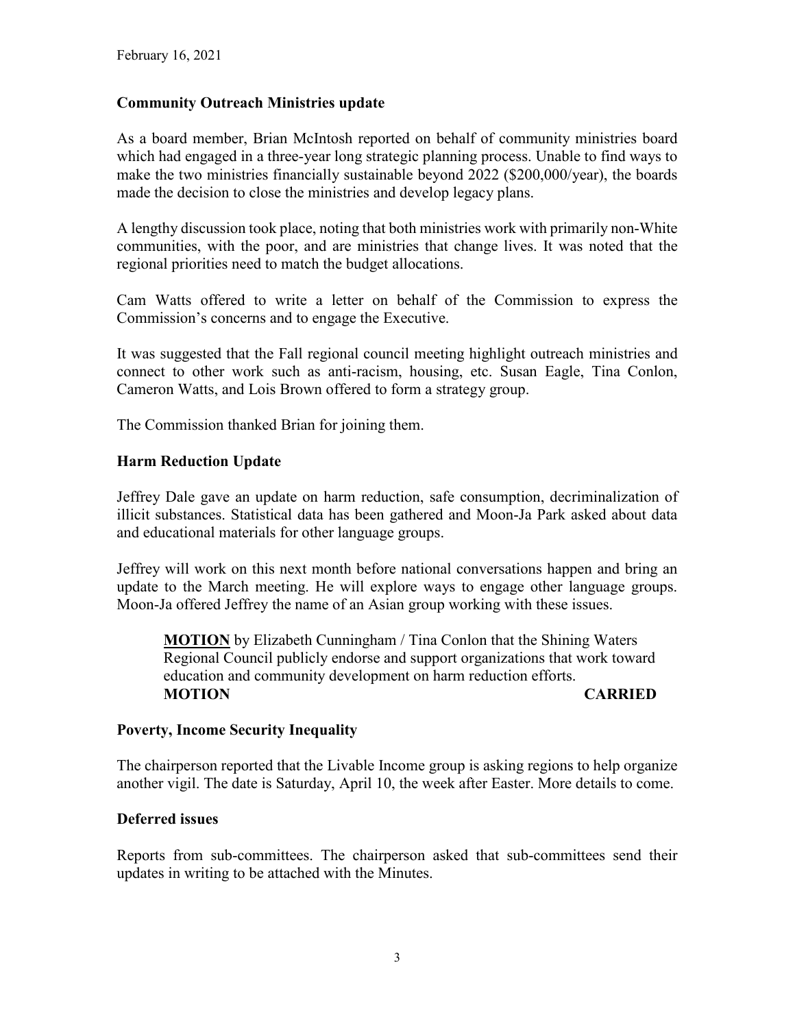February 16, 2021

## Community Outreach Ministries update

As a board member, Brian McIntosh reported on behalf of community ministries board which had engaged in a three-year long strategic planning process. Unable to find ways to make the two ministries financially sustainable beyond 2022 ($200,000/year), the boards made the decision to close the ministries and develop legacy plans.

A lengthy discussion took place, noting that both ministries work with primarily non-White communities, with the poor, and are ministries that change lives. It was noted that the regional priorities need to match the budget allocations.

Cam Watts offered to write a letter on behalf of the Commission to express the Commission's concerns and to engage the Executive.

It was suggested that the Fall regional council meeting highlight outreach ministries and connect to other work such as anti-racism, housing, etc. Susan Eagle, Tina Conlon, Cameron Watts, and Lois Brown offered to form a strategy group.

The Commission thanked Brian for joining them.

## Harm Reduction Update

Jeffrey Dale gave an update on harm reduction, safe consumption, decriminalization of illicit substances. Statistical data has been gathered and Moon-Ja Park asked about data and educational materials for other language groups.

Jeffrey will work on this next month before national conversations happen and bring an update to the March meeting. He will explore ways to engage other language groups. Moon-Ja offered Jeffrey the name of an Asian group working with these issues.

> **MOTION** by Elizabeth Cunningham / Tina Conlon that the Shining Waters Regional Council publicly endorse and support organizations that work toward education and community development on harm reduction efforts.
> **MOTION** **CARRIED**

## Poverty, Income Security Inequality

The chairperson reported that the Livable Income group is asking regions to help organize another vigil. The date is Saturday, April 10, the week after Easter. More details to come.

## Deferred issues

Reports from sub-committees. The chairperson asked that sub-committees send their updates in writing to be attached with the Minutes.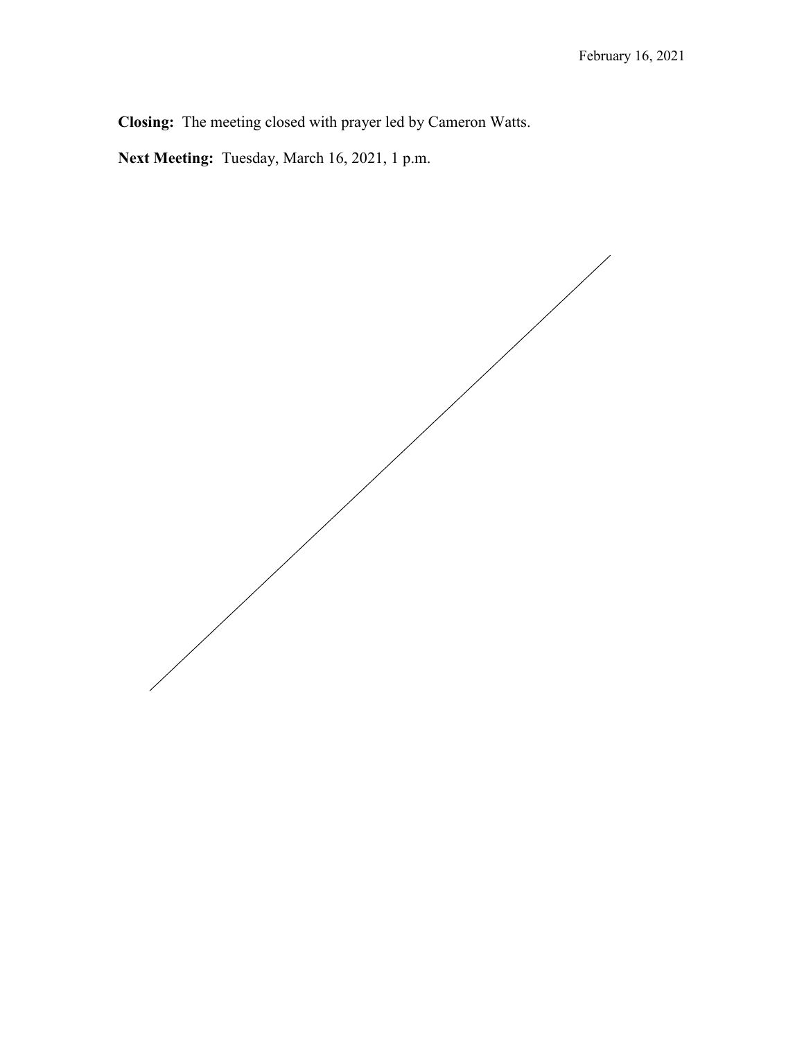**Closing:** The meeting closed with prayer led by Cameron Watts.

**Next Meeting:** Tuesday, March 16, 2021, 1 p.m.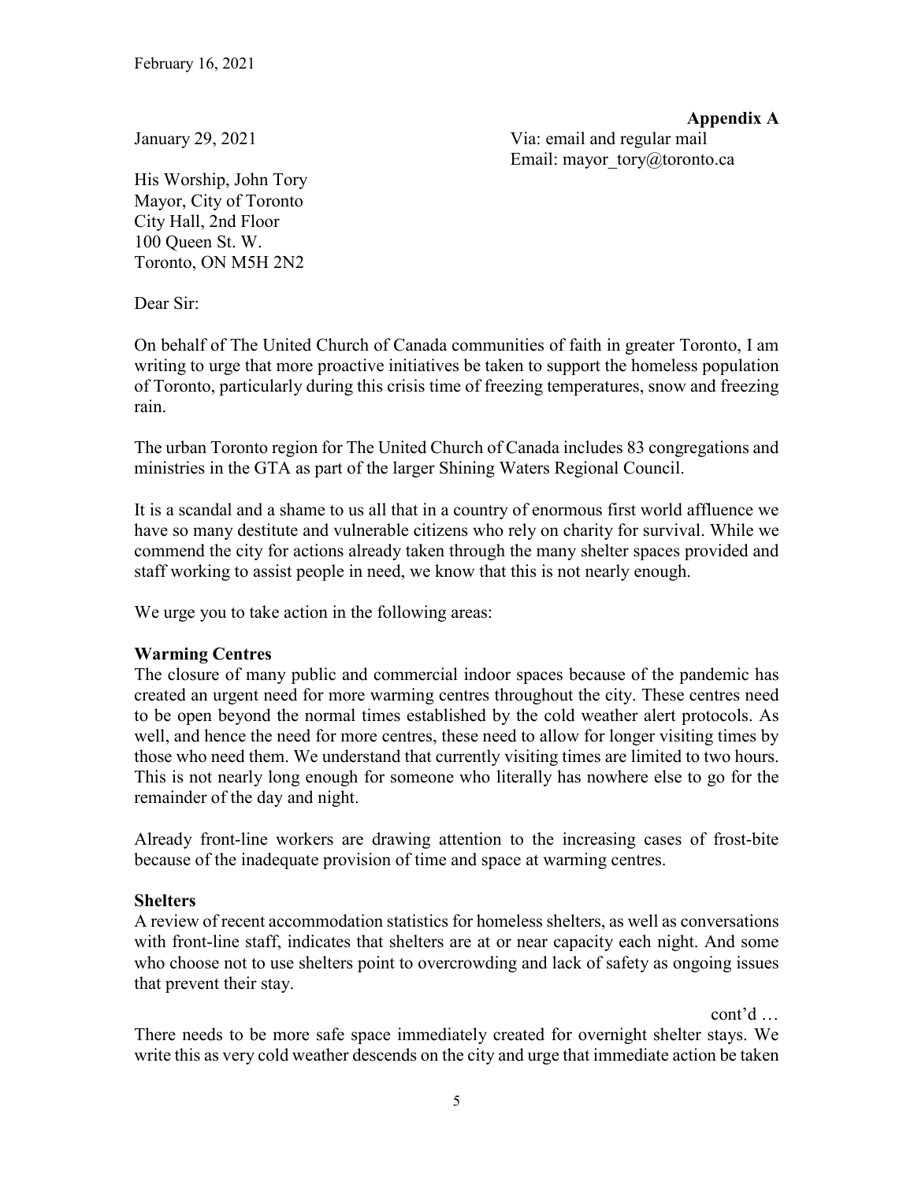**Appendix A**

January 29, 2021

Via: email and regular mail
Email: mayor_tory@toronto.ca

His Worship, John Tory
Mayor, City of Toronto
City Hall, 2nd Floor
100 Queen St. W.
Toronto, ON M5H 2N2

Dear Sir:

On behalf of The United Church of Canada communities of faith in greater Toronto, I am writing to urge that more proactive initiatives be taken to support the homeless population of Toronto, particularly during this crisis time of freezing temperatures, snow and freezing rain.

The urban Toronto region for The United Church of Canada includes 83 congregations and ministries in the GTA as part of the larger Shining Waters Regional Council.

It is a scandal and a shame to us all that in a country of enormous first world affluence we have so many destitute and vulnerable citizens who rely on charity for survival. While we commend the city for actions already taken through the many shelter spaces provided and staff working to assist people in need, we know that this is not nearly enough.

We urge you to take action in the following areas:

**Warming Centres**
The closure of many public and commercial indoor spaces because of the pandemic has created an urgent need for more warming centres throughout the city. These centres need to be open beyond the normal times established by the cold weather alert protocols. As well, and hence the need for more centres, these need to allow for longer visiting times by those who need them. We understand that currently visiting times are limited to two hours. This is not nearly long enough for someone who literally has nowhere else to go for the remainder of the day and night.

Already front-line workers are drawing attention to the increasing cases of frost-bite because of the inadequate provision of time and space at warming centres.

**Shelters**
A review of recent accommodation statistics for homeless shelters, as well as conversations with front-line staff, indicates that shelters are at or near capacity each night. And some who choose not to use shelters point to overcrowding and lack of safety as ongoing issues that prevent their stay.

cont'd …

There needs to be more safe space immediately created for overnight shelter stays. We write this as very cold weather descends on the city and urge that immediate action be taken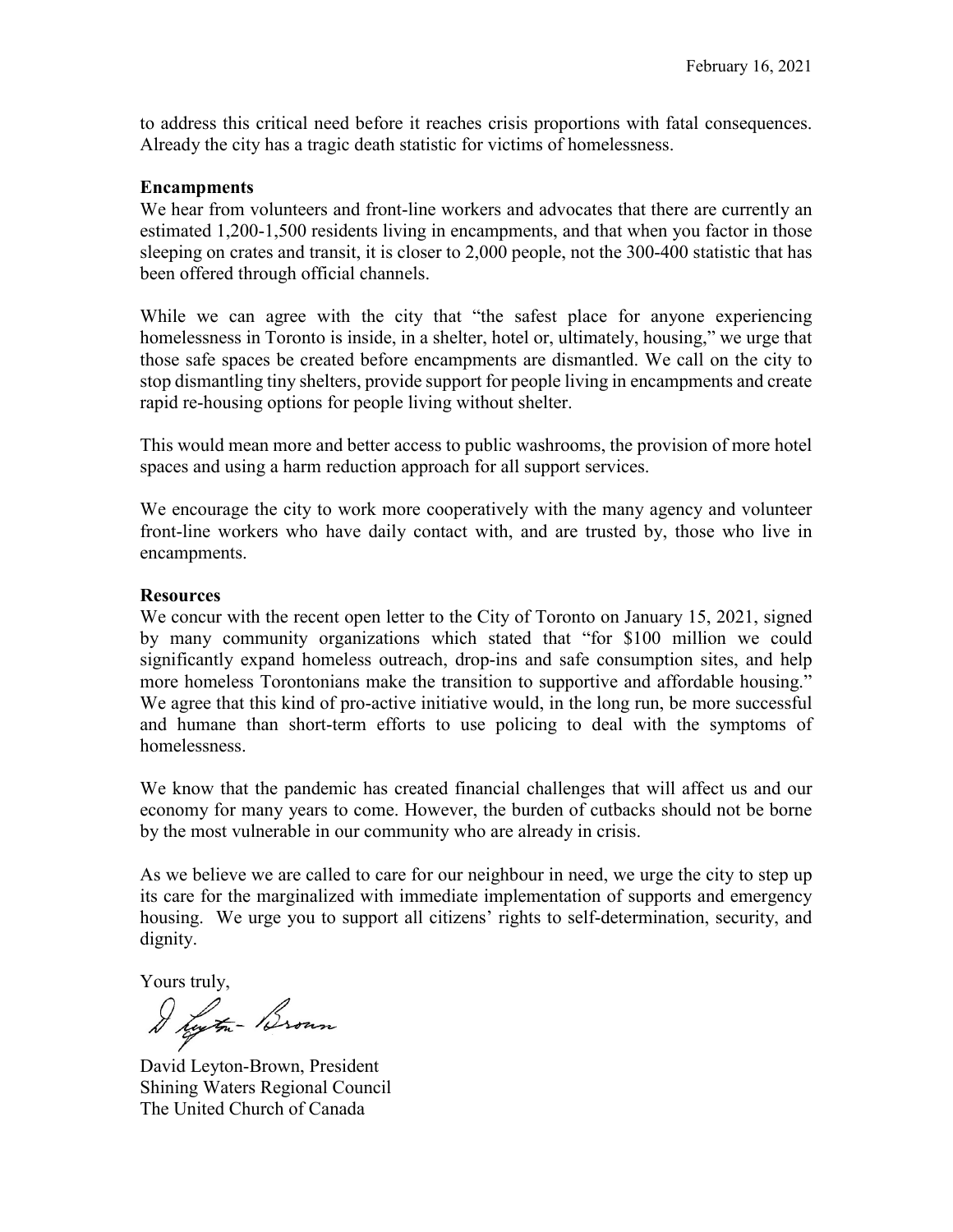February 16, 2021

to address this critical need before it reaches crisis proportions with fatal consequences. Already the city has a tragic death statistic for victims of homelessness.

**Encampments**

We hear from volunteers and front-line workers and advocates that there are currently an estimated 1,200-1,500 residents living in encampments, and that when you factor in those sleeping on crates and transit, it is closer to 2,000 people, not the 300-400 statistic that has been offered through official channels.

While we can agree with the city that "the safest place for anyone experiencing homelessness in Toronto is inside, in a shelter, hotel or, ultimately, housing," we urge that those safe spaces be created before encampments are dismantled. We call on the city to stop dismantling tiny shelters, provide support for people living in encampments and create rapid re-housing options for people living without shelter.

This would mean more and better access to public washrooms, the provision of more hotel spaces and using a harm reduction approach for all support services.

We encourage the city to work more cooperatively with the many agency and volunteer front-line workers who have daily contact with, and are trusted by, those who live in encampments.

**Resources**

We concur with the recent open letter to the City of Toronto on January 15, 2021, signed by many community organizations which stated that "for $100 million we could significantly expand homeless outreach, drop-ins and safe consumption sites, and help more homeless Torontonians make the transition to supportive and affordable housing." We agree that this kind of pro-active initiative would, in the long run, be more successful and humane than short-term efforts to use policing to deal with the symptoms of homelessness.

We know that the pandemic has created financial challenges that will affect us and our economy for many years to come. However, the burden of cutbacks should not be borne by the most vulnerable in our community who are already in crisis.

As we believe we are called to care for our neighbour in need, we urge the city to step up its care for the marginalized with immediate implementation of supports and emergency housing. We urge you to support all citizens' rights to self-determination, security, and dignity.

Yours truly,

David Leyton-Brown, President
Shining Waters Regional Council
The United Church of Canada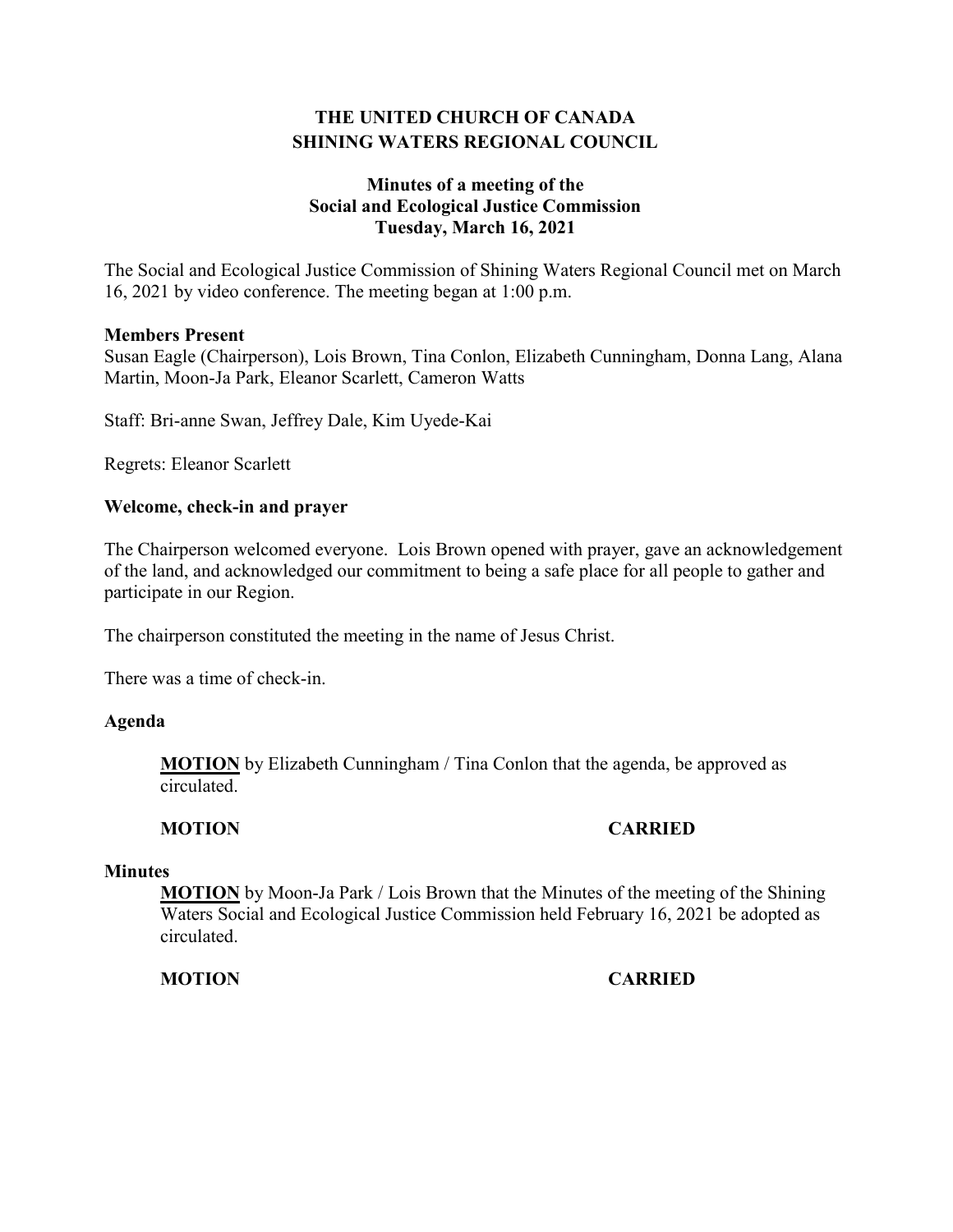**THE UNITED CHURCH OF CANADA**
**SHINING WATERS REGIONAL COUNCIL**

**Minutes of a meeting of the**
**Social and Ecological Justice Commission**
**Tuesday, March 16, 2021**

The Social and Ecological Justice Commission of Shining Waters Regional Council met on March 16, 2021 by video conference. The meeting began at 1:00 p.m.

**Members Present**

Susan Eagle (Chairperson), Lois Brown, Tina Conlon, Elizabeth Cunningham, Donna Lang, Alana Martin, Moon-Ja Park, Eleanor Scarlett, Cameron Watts

Staff: Bri-anne Swan, Jeffrey Dale, Kim Uyede-Kai

Regrets: Eleanor Scarlett

**Welcome, check-in and prayer**

The Chairperson welcomed everyone. Lois Brown opened with prayer, gave an acknowledgement of the land, and acknowledged our commitment to being a safe place for all people to gather and participate in our Region.

The chairperson constituted the meeting in the name of Jesus Christ.

There was a time of check-in.

**Agenda**

**MOTION** by Elizabeth Cunningham / Tina Conlon that the agenda, be approved as circulated.

**MOTION CARRIED**

**Minutes**

**MOTION** by Moon-Ja Park / Lois Brown that the Minutes of the meeting of the Shining Waters Social and Ecological Justice Commission held February 16, 2021 be adopted as circulated.

**MOTION CARRIED**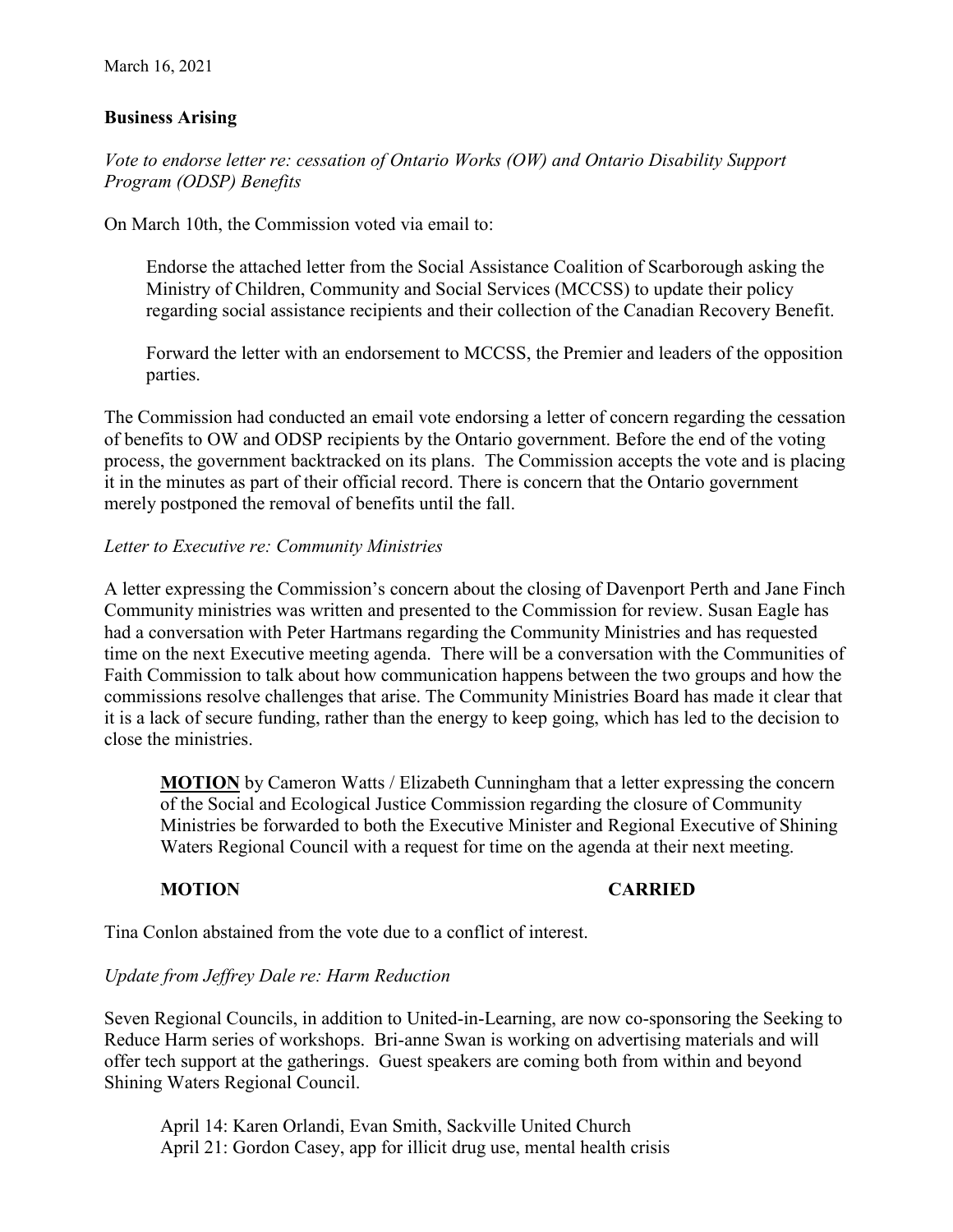March 16, 2021

**Business Arising**

*Vote to endorse letter re: cessation of Ontario Works (OW) and Ontario Disability Support Program (ODSP) Benefits*

On March 10th, the Commission voted via email to:

> Endorse the attached letter from the Social Assistance Coalition of Scarborough asking the Ministry of Children, Community and Social Services (MCCSS) to update their policy regarding social assistance recipients and their collection of the Canadian Recovery Benefit.
>
> Forward the letter with an endorsement to MCCSS, the Premier and leaders of the opposition parties.

The Commission had conducted an email vote endorsing a letter of concern regarding the cessation of benefits to OW and ODSP recipients by the Ontario government. Before the end of the voting process, the government backtracked on its plans. The Commission accepts the vote and is placing it in the minutes as part of their official record. There is concern that the Ontario government merely postponed the removal of benefits until the fall.

*Letter to Executive re: Community Ministries*

A letter expressing the Commission's concern about the closing of Davenport Perth and Jane Finch Community ministries was written and presented to the Commission for review. Susan Eagle has had a conversation with Peter Hartmans regarding the Community Ministries and has requested time on the next Executive meeting agenda. There will be a conversation with the Communities of Faith Commission to talk about how communication happens between the two groups and how the commissions resolve challenges that arise. The Community Ministries Board has made it clear that it is a lack of secure funding, rather than the energy to keep going, which has led to the decision to close the ministries.

> **MOTION** by Cameron Watts / Elizabeth Cunningham that a letter expressing the concern of the Social and Ecological Justice Commission regarding the closure of Community Ministries be forwarded to both the Executive Minister and Regional Executive of Shining Waters Regional Council with a request for time on the agenda at their next meeting.
>
> **MOTION CARRIED**

Tina Conlon abstained from the vote due to a conflict of interest.

*Update from Jeffrey Dale re: Harm Reduction*

Seven Regional Councils, in addition to United-in-Learning, are now co-sponsoring the Seeking to Reduce Harm series of workshops. Bri-anne Swan is working on advertising materials and will offer tech support at the gatherings. Guest speakers are coming both from within and beyond Shining Waters Regional Council.

> April 14: Karen Orlandi, Evan Smith, Sackville United Church
> April 21: Gordon Casey, app for illicit drug use, mental health crisis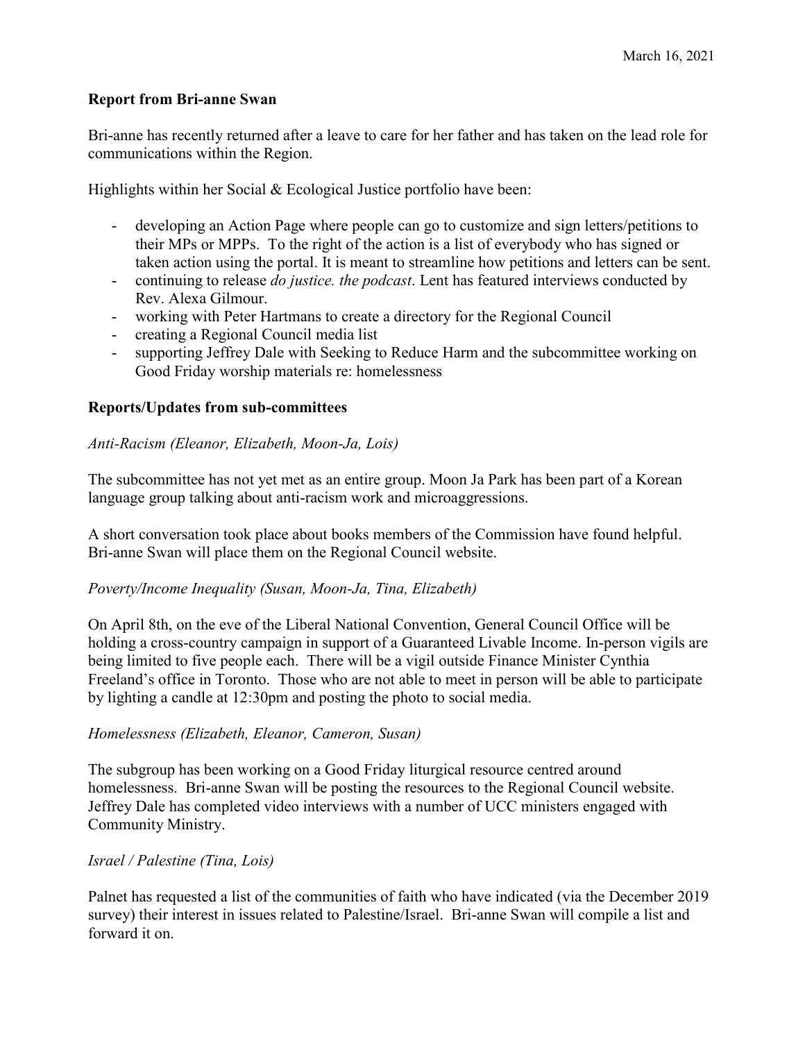March 16, 2021

**Report from Bri-anne Swan**

Bri-anne has recently returned after a leave to care for her father and has taken on the lead role for communications within the Region.

Highlights within her Social & Ecological Justice portfolio have been:

- developing an Action Page where people can go to customize and sign letters/petitions to their MPs or MPPs. To the right of the action is a list of everybody who has signed or taken action using the portal. It is meant to streamline how petitions and letters can be sent.
- continuing to release *do justice. the podcast*. Lent has featured interviews conducted by Rev. Alexa Gilmour.
- working with Peter Hartmans to create a directory for the Regional Council
- creating a Regional Council media list
- supporting Jeffrey Dale with Seeking to Reduce Harm and the subcommittee working on Good Friday worship materials re: homelessness

**Reports/Updates from sub-committees**

*Anti-Racism (Eleanor, Elizabeth, Moon-Ja, Lois)*

The subcommittee has not yet met as an entire group. Moon Ja Park has been part of a Korean language group talking about anti-racism work and microaggressions.

A short conversation took place about books members of the Commission have found helpful. Bri-anne Swan will place them on the Regional Council website.

*Poverty/Income Inequality (Susan, Moon-Ja, Tina, Elizabeth)*

On April 8th, on the eve of the Liberal National Convention, General Council Office will be holding a cross-country campaign in support of a Guaranteed Livable Income. In-person vigils are being limited to five people each. There will be a vigil outside Finance Minister Cynthia Freeland's office in Toronto. Those who are not able to meet in person will be able to participate by lighting a candle at 12:30pm and posting the photo to social media.

*Homelessness (Elizabeth, Eleanor, Cameron, Susan)*

The subgroup has been working on a Good Friday liturgical resource centred around homelessness. Bri-anne Swan will be posting the resources to the Regional Council website. Jeffrey Dale has completed video interviews with a number of UCC ministers engaged with Community Ministry.

*Israel / Palestine (Tina, Lois)*

Palnet has requested a list of the communities of faith who have indicated (via the December 2019 survey) their interest in issues related to Palestine/Israel. Bri-anne Swan will compile a list and forward it on.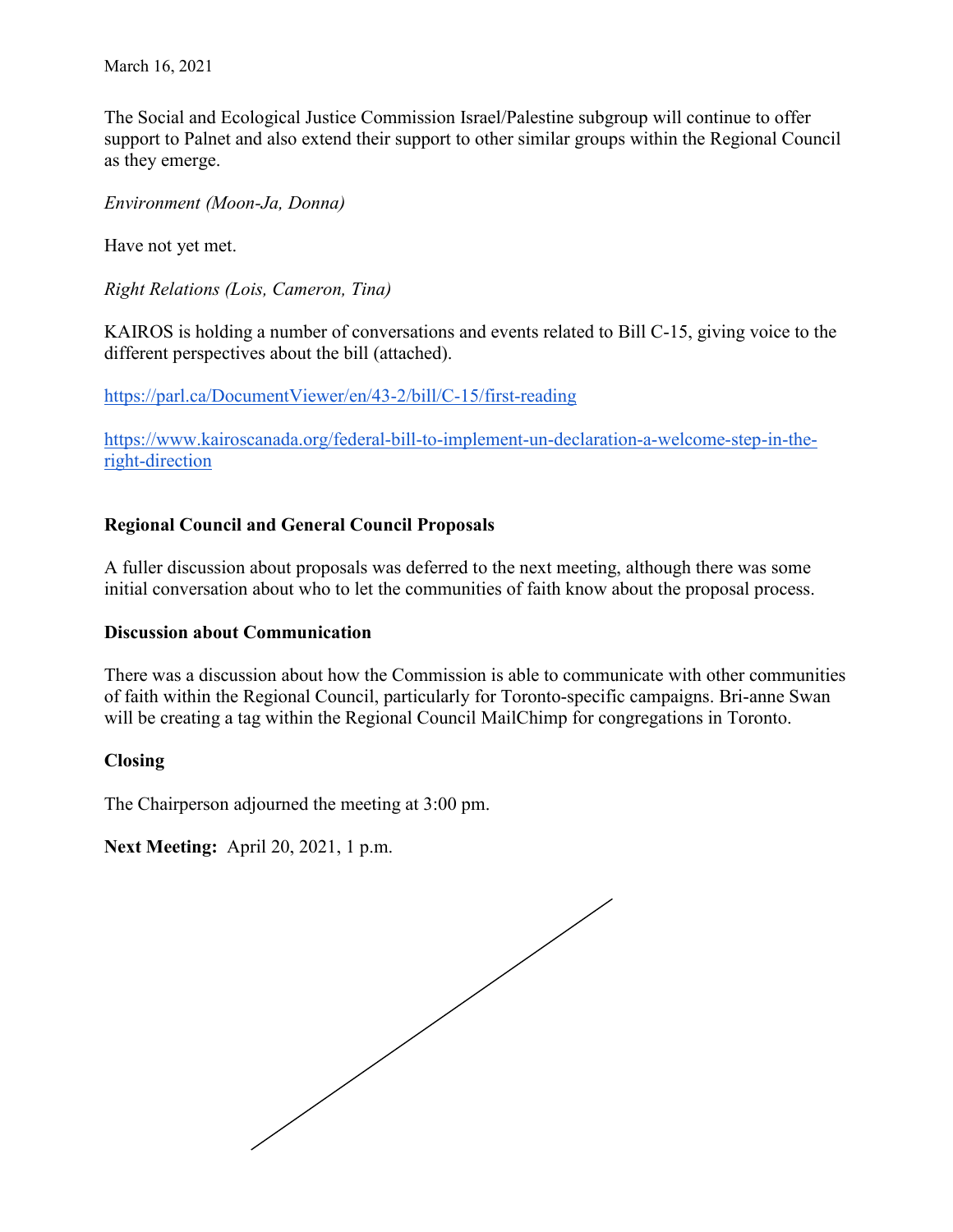March 16, 2021

The Social and Ecological Justice Commission Israel/Palestine subgroup will continue to offer support to Palnet and also extend their support to other similar groups within the Regional Council as they emerge.

*Environment (Moon-Ja, Donna)*

Have not yet met.

*Right Relations (Lois, Cameron, Tina)*

KAIROS is holding a number of conversations and events related to Bill C-15, giving voice to the different perspectives about the bill (attached).

https://parl.ca/DocumentViewer/en/43-2/bill/C-15/first-reading

https://www.kairoscanada.org/federal-bill-to-implement-un-declaration-a-welcome-step-in-the-right-direction

**Regional Council and General Council Proposals**

A fuller discussion about proposals was deferred to the next meeting, although there was some initial conversation about who to let the communities of faith know about the proposal process.

**Discussion about Communication**

There was a discussion about how the Commission is able to communicate with other communities of faith within the Regional Council, particularly for Toronto-specific campaigns. Bri-anne Swan will be creating a tag within the Regional Council MailChimp for congregations in Toronto.

**Closing**

The Chairperson adjourned the meeting at 3:00 pm.

**Next Meeting:** April 20, 2021, 1 p.m.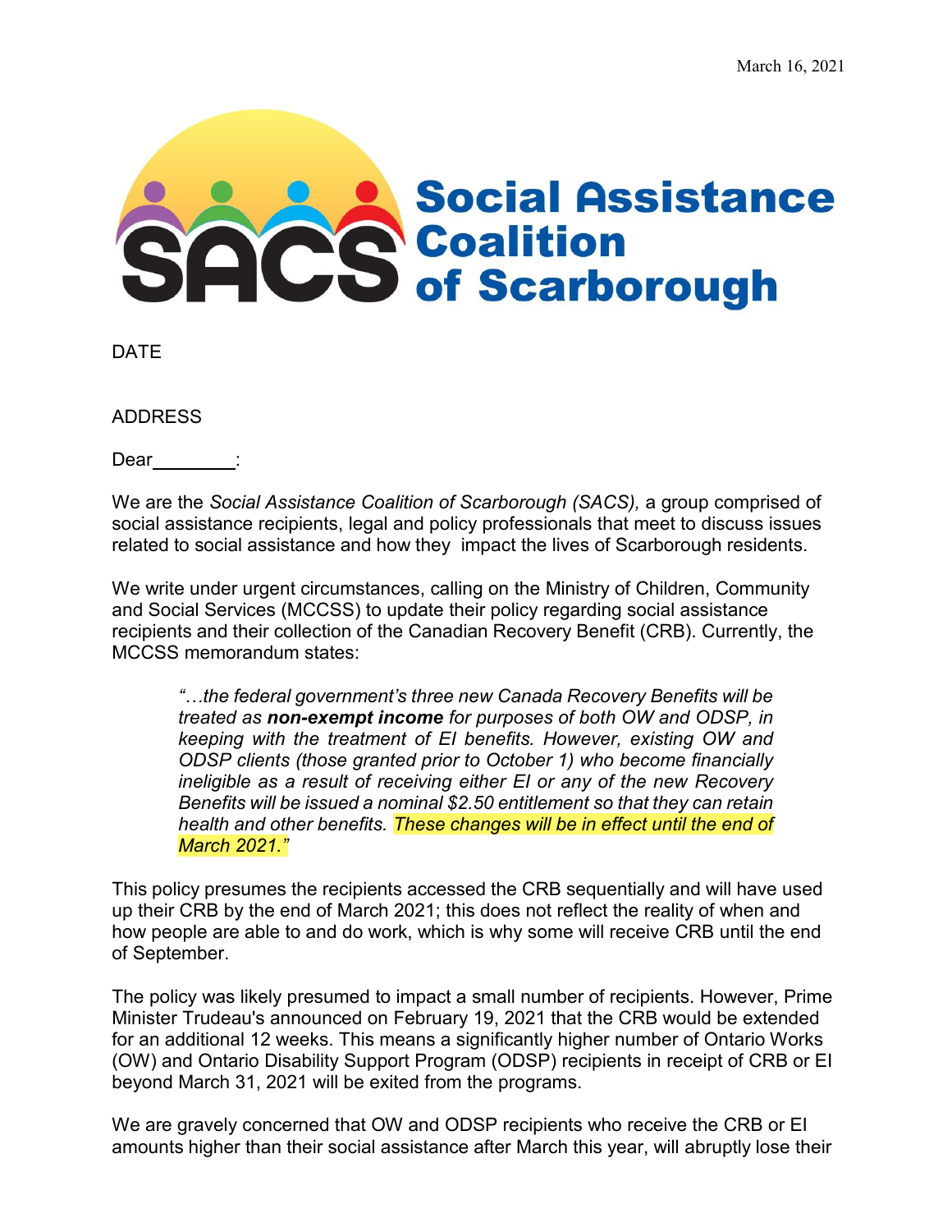March 16, 2021

**Social Assistance Coalition of Scarborough**

DATE

ADDRESS

Dear________:

We are the *Social Assistance Coalition of Scarborough (SACS),* a group comprised of social assistance recipients, legal and policy professionals that meet to discuss issues related to social assistance and how they impact the lives of Scarborough residents.

We write under urgent circumstances, calling on the Ministry of Children, Community and Social Services (MCCSS) to update their policy regarding social assistance recipients and their collection of the Canadian Recovery Benefit (CRB). Currently, the MCCSS memorandum states:

> *"…the federal government's three new Canada Recovery Benefits will be treated as* ***non-exempt income*** *for purposes of both OW and ODSP, in keeping with the treatment of EI benefits. However, existing OW and ODSP clients (those granted prior to October 1) who become financially ineligible as a result of receiving either EI or any of the new Recovery Benefits will be issued a nominal $2.50 entitlement so that they can retain health and other benefits. These changes will be in effect until the end of March 2021."*

This policy presumes the recipients accessed the CRB sequentially and will have used up their CRB by the end of March 2021; this does not reflect the reality of when and how people are able to and do work, which is why some will receive CRB until the end of September.

The policy was likely presumed to impact a small number of recipients. However, Prime Minister Trudeau's announced on February 19, 2021 that the CRB would be extended for an additional 12 weeks. This means a significantly higher number of Ontario Works (OW) and Ontario Disability Support Program (ODSP) recipients in receipt of CRB or EI beyond March 31, 2021 will be exited from the programs.

We are gravely concerned that OW and ODSP recipients who receive the CRB or EI amounts higher than their social assistance after March this year, will abruptly lose their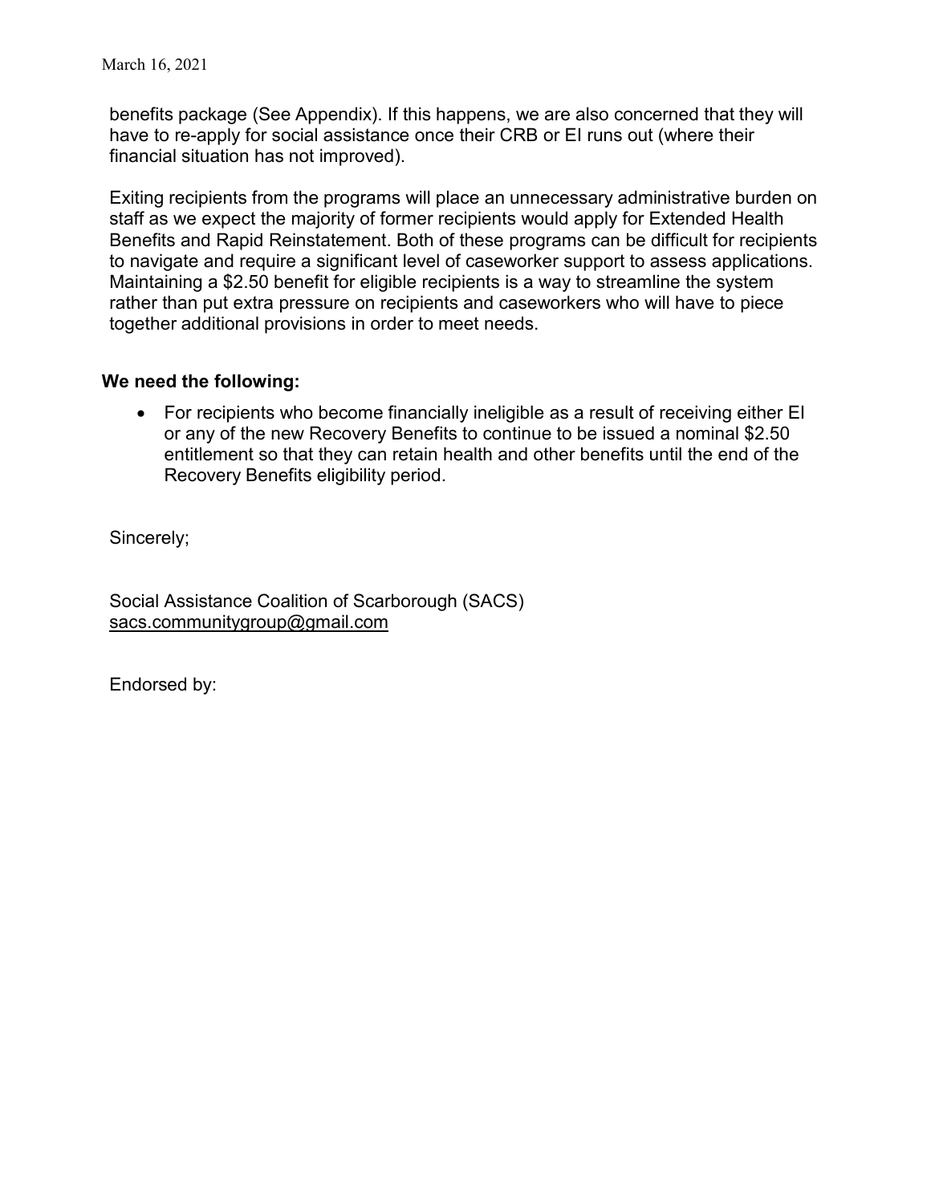benefits package (See Appendix). If this happens, we are also concerned that they will have to re-apply for social assistance once their CRB or EI runs out (where their financial situation has not improved).

Exiting recipients from the programs will place an unnecessary administrative burden on staff as we expect the majority of former recipients would apply for Extended Health Benefits and Rapid Reinstatement. Both of these programs can be difficult for recipients to navigate and require a significant level of caseworker support to assess applications. Maintaining a $2.50 benefit for eligible recipients is a way to streamline the system rather than put extra pressure on recipients and caseworkers who will have to piece together additional provisions in order to meet needs.

**We need the following:**

- For recipients who become financially ineligible as a result of receiving either EI or any of the new Recovery Benefits to continue to be issued a nominal $2.50 entitlement so that they can retain health and other benefits until the end of the Recovery Benefits eligibility period.

Sincerely;

Social Assistance Coalition of Scarborough (SACS)
sacs.communitygroup@gmail.com

Endorsed by: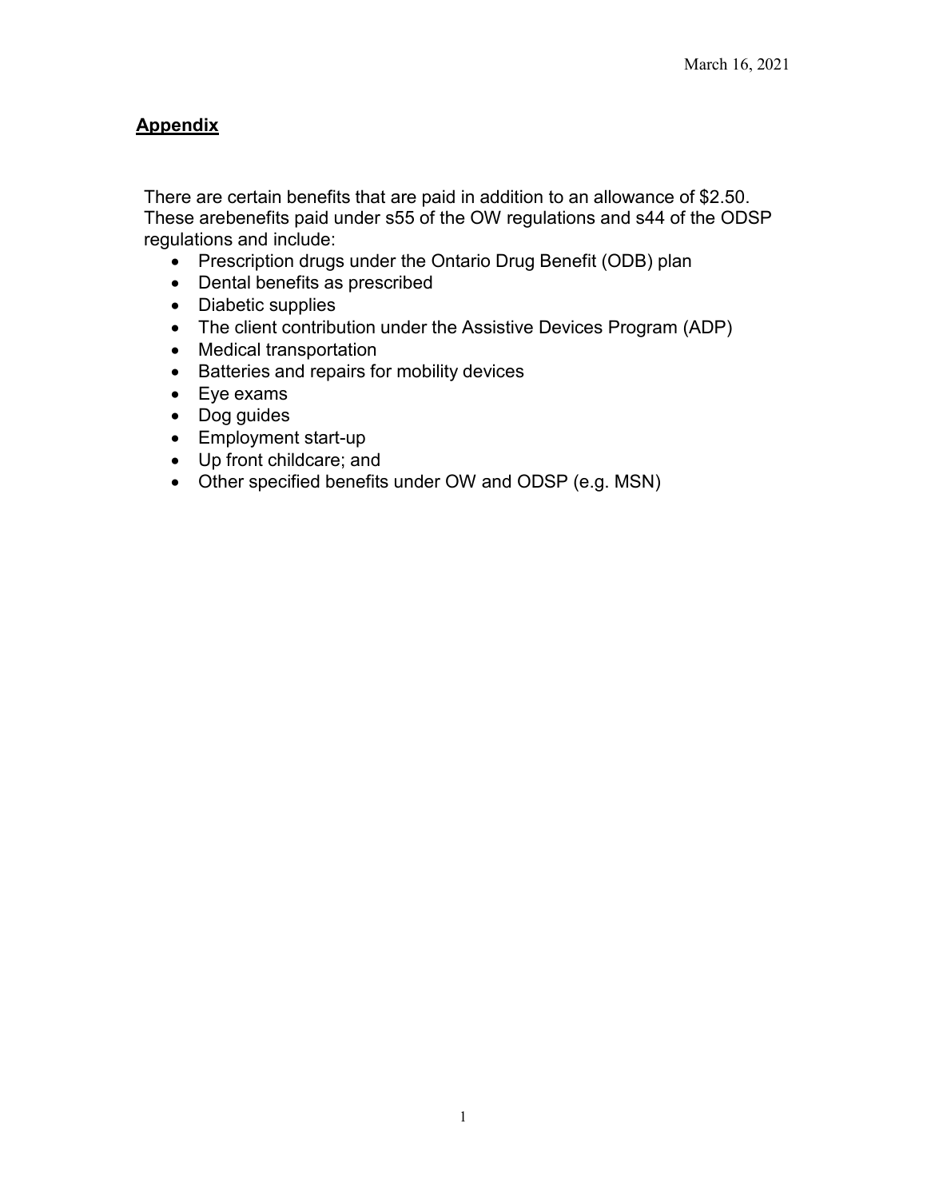## Appendix

There are certain benefits that are paid in addition to an allowance of $2.50. These arebenefits paid under s55 of the OW regulations and s44 of the ODSP regulations and include:

- Prescription drugs under the Ontario Drug Benefit (ODB) plan
- Dental benefits as prescribed
- Diabetic supplies
- The client contribution under the Assistive Devices Program (ADP)
- Medical transportation
- Batteries and repairs for mobility devices
- Eye exams
- Dog guides
- Employment start-up
- Up front childcare; and
- Other specified benefits under OW and ODSP (e.g. MSN)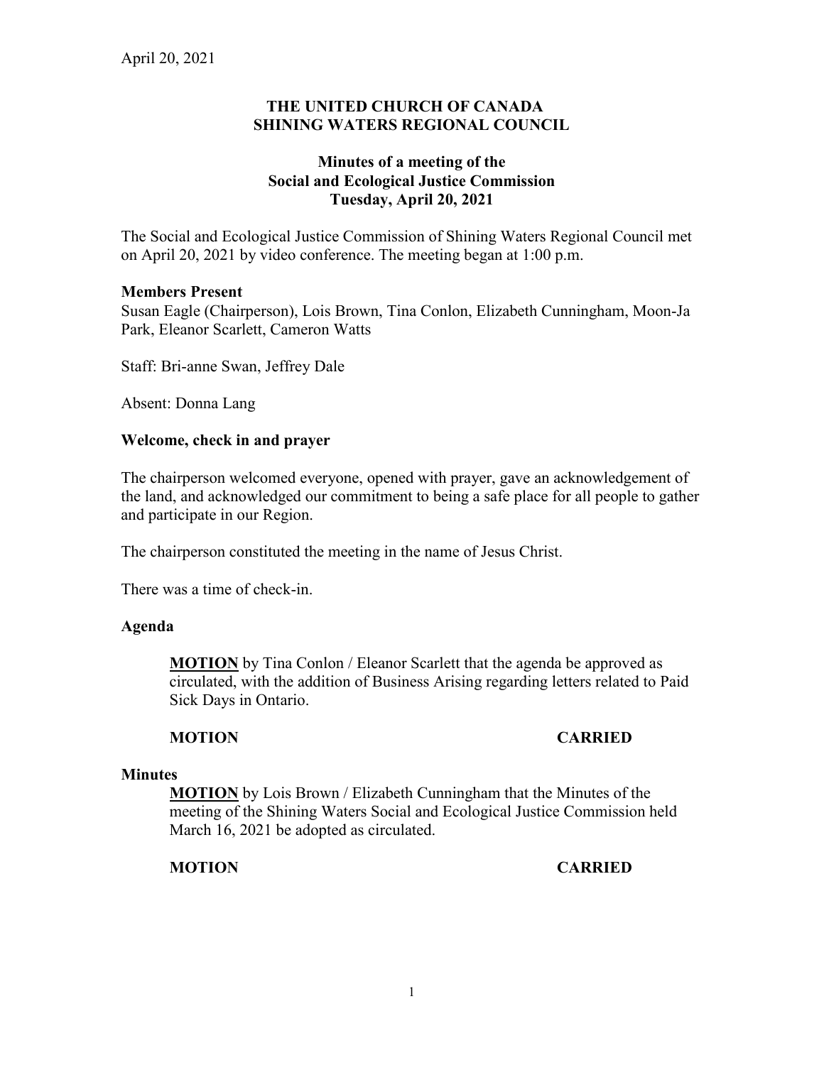April 20, 2021

**THE UNITED CHURCH OF CANADA**
**SHINING WATERS REGIONAL COUNCIL**

**Minutes of a meeting of the**
**Social and Ecological Justice Commission**
**Tuesday, April 20, 2021**

The Social and Ecological Justice Commission of Shining Waters Regional Council met on April 20, 2021 by video conference. The meeting began at 1:00 p.m.

**Members Present**
Susan Eagle (Chairperson), Lois Brown, Tina Conlon, Elizabeth Cunningham, Moon-Ja Park, Eleanor Scarlett, Cameron Watts

Staff: Bri-anne Swan, Jeffrey Dale

Absent: Donna Lang

**Welcome, check in and prayer**

The chairperson welcomed everyone, opened with prayer, gave an acknowledgement of the land, and acknowledged our commitment to being a safe place for all people to gather and participate in our Region.

The chairperson constituted the meeting in the name of Jesus Christ.

There was a time of check-in.

**Agenda**

> **MOTION** by Tina Conlon / Eleanor Scarlett that the agenda be approved as circulated, with the addition of Business Arising regarding letters related to Paid Sick Days in Ontario.
>
> **MOTION** **CARRIED**

**Minutes**

> **MOTION** by Lois Brown / Elizabeth Cunningham that the Minutes of the meeting of the Shining Waters Social and Ecological Justice Commission held March 16, 2021 be adopted as circulated.
>
> **MOTION** **CARRIED**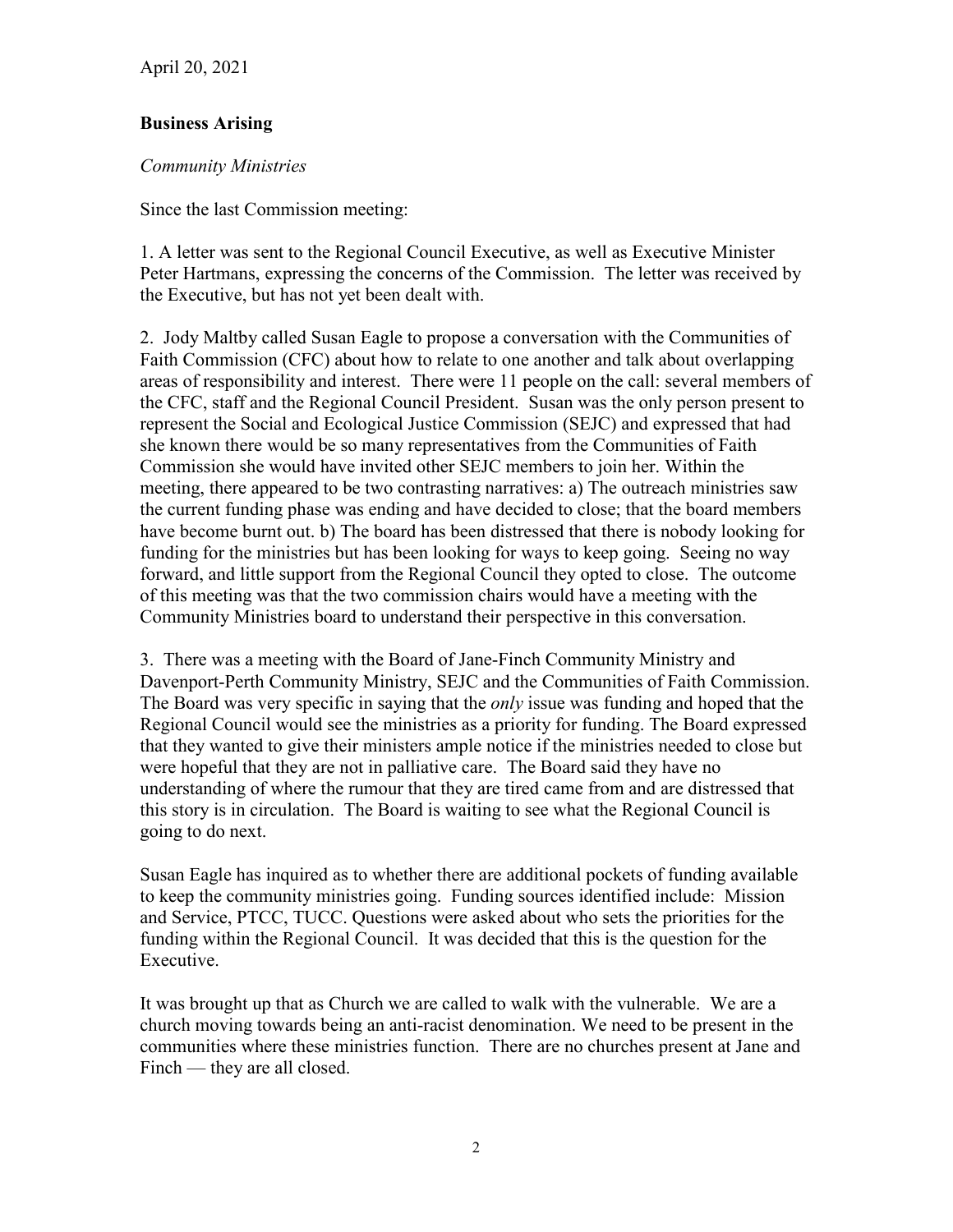April 20, 2021

**Business Arising**

*Community Ministries*

Since the last Commission meeting:

1. A letter was sent to the Regional Council Executive, as well as Executive Minister Peter Hartmans, expressing the concerns of the Commission. The letter was received by the Executive, but has not yet been dealt with.

2. Jody Maltby called Susan Eagle to propose a conversation with the Communities of Faith Commission (CFC) about how to relate to one another and talk about overlapping areas of responsibility and interest. There were 11 people on the call: several members of the CFC, staff and the Regional Council President. Susan was the only person present to represent the Social and Ecological Justice Commission (SEJC) and expressed that had she known there would be so many representatives from the Communities of Faith Commission she would have invited other SEJC members to join her. Within the meeting, there appeared to be two contrasting narratives: a) The outreach ministries saw the current funding phase was ending and have decided to close; that the board members have become burnt out. b) The board has been distressed that there is nobody looking for funding for the ministries but has been looking for ways to keep going. Seeing no way forward, and little support from the Regional Council they opted to close. The outcome of this meeting was that the two commission chairs would have a meeting with the Community Ministries board to understand their perspective in this conversation.

3. There was a meeting with the Board of Jane-Finch Community Ministry and Davenport-Perth Community Ministry, SEJC and the Communities of Faith Commission. The Board was very specific in saying that the *only* issue was funding and hoped that the Regional Council would see the ministries as a priority for funding. The Board expressed that they wanted to give their ministers ample notice if the ministries needed to close but were hopeful that they are not in palliative care. The Board said they have no understanding of where the rumour that they are tired came from and are distressed that this story is in circulation. The Board is waiting to see what the Regional Council is going to do next.

Susan Eagle has inquired as to whether there are additional pockets of funding available to keep the community ministries going. Funding sources identified include: Mission and Service, PTCC, TUCC. Questions were asked about who sets the priorities for the funding within the Regional Council. It was decided that this is the question for the Executive.

It was brought up that as Church we are called to walk with the vulnerable. We are a church moving towards being an anti-racist denomination. We need to be present in the communities where these ministries function. There are no churches present at Jane and Finch — they are all closed.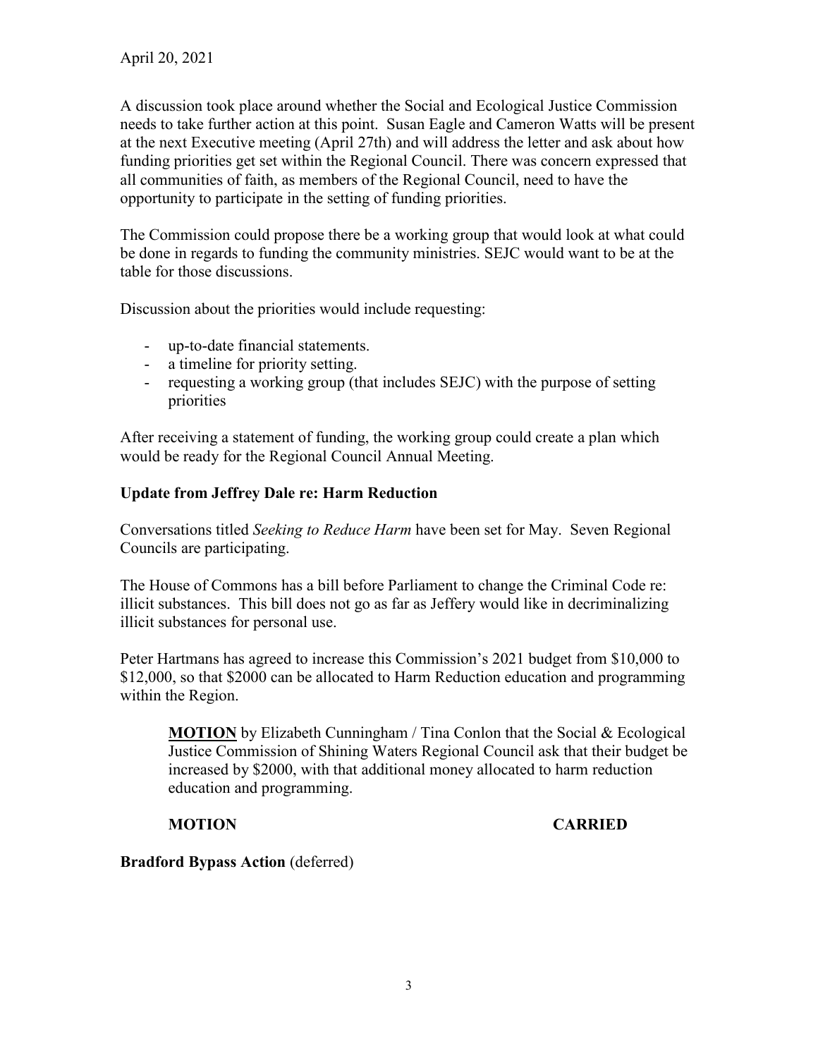April 20, 2021

A discussion took place around whether the Social and Ecological Justice Commission needs to take further action at this point. Susan Eagle and Cameron Watts will be present at the next Executive meeting (April 27th) and will address the letter and ask about how funding priorities get set within the Regional Council. There was concern expressed that all communities of faith, as members of the Regional Council, need to have the opportunity to participate in the setting of funding priorities.

The Commission could propose there be a working group that would look at what could be done in regards to funding the community ministries. SEJC would want to be at the table for those discussions.

Discussion about the priorities would include requesting:

- up-to-date financial statements.
- a timeline for priority setting.
- requesting a working group (that includes SEJC) with the purpose of setting priorities

After receiving a statement of funding, the working group could create a plan which would be ready for the Regional Council Annual Meeting.

**Update from Jeffrey Dale re: Harm Reduction**

Conversations titled *Seeking to Reduce Harm* have been set for May. Seven Regional Councils are participating.

The House of Commons has a bill before Parliament to change the Criminal Code re: illicit substances. This bill does not go as far as Jeffery would like in decriminalizing illicit substances for personal use.

Peter Hartmans has agreed to increase this Commission's 2021 budget from $10,000 to $12,000, so that $2000 can be allocated to Harm Reduction education and programming within the Region.

> **MOTION** by Elizabeth Cunningham / Tina Conlon that the Social & Ecological Justice Commission of Shining Waters Regional Council ask that their budget be increased by $2000, with that additional money allocated to harm reduction education and programming.
>
> **MOTION** **CARRIED**

**Bradford Bypass Action** (deferred)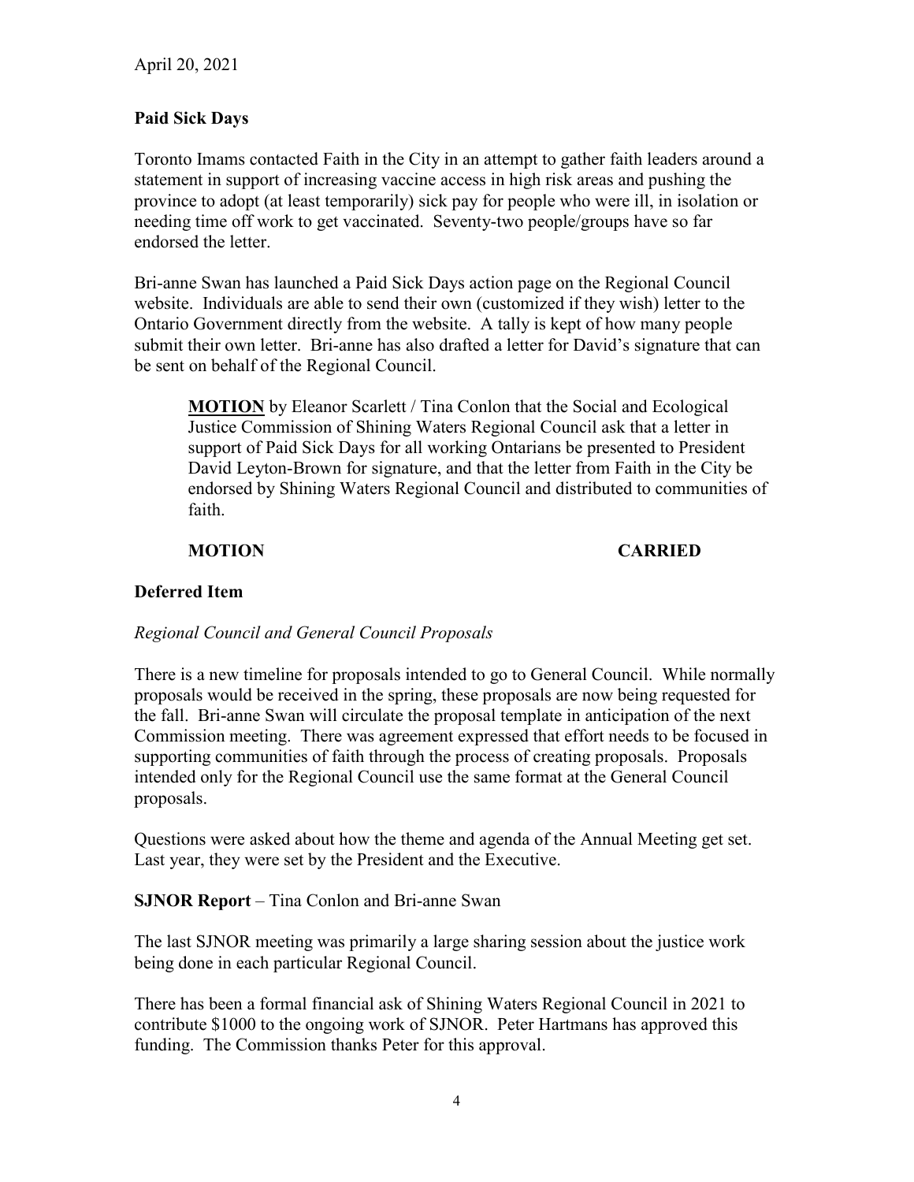April 20, 2021

**Paid Sick Days**

Toronto Imams contacted Faith in the City in an attempt to gather faith leaders around a statement in support of increasing vaccine access in high risk areas and pushing the province to adopt (at least temporarily) sick pay for people who were ill, in isolation or needing time off work to get vaccinated. Seventy-two people/groups have so far endorsed the letter.

Bri-anne Swan has launched a Paid Sick Days action page on the Regional Council website. Individuals are able to send their own (customized if they wish) letter to the Ontario Government directly from the website. A tally is kept of how many people submit their own letter. Bri-anne has also drafted a letter for David's signature that can be sent on behalf of the Regional Council.

> **MOTION** by Eleanor Scarlett / Tina Conlon that the Social and Ecological Justice Commission of Shining Waters Regional Council ask that a letter in support of Paid Sick Days for all working Ontarians be presented to President David Leyton-Brown for signature, and that the letter from Faith in the City be endorsed by Shining Waters Regional Council and distributed to communities of faith.
>
> **MOTION** **CARRIED**

**Deferred Item**

*Regional Council and General Council Proposals*

There is a new timeline for proposals intended to go to General Council. While normally proposals would be received in the spring, these proposals are now being requested for the fall. Bri-anne Swan will circulate the proposal template in anticipation of the next Commission meeting. There was agreement expressed that effort needs to be focused in supporting communities of faith through the process of creating proposals. Proposals intended only for the Regional Council use the same format at the General Council proposals.

Questions were asked about how the theme and agenda of the Annual Meeting get set. Last year, they were set by the President and the Executive.

**SJNOR Report** – Tina Conlon and Bri-anne Swan

The last SJNOR meeting was primarily a large sharing session about the justice work being done in each particular Regional Council.

There has been a formal financial ask of Shining Waters Regional Council in 2021 to contribute $1000 to the ongoing work of SJNOR. Peter Hartmans has approved this funding. The Commission thanks Peter for this approval.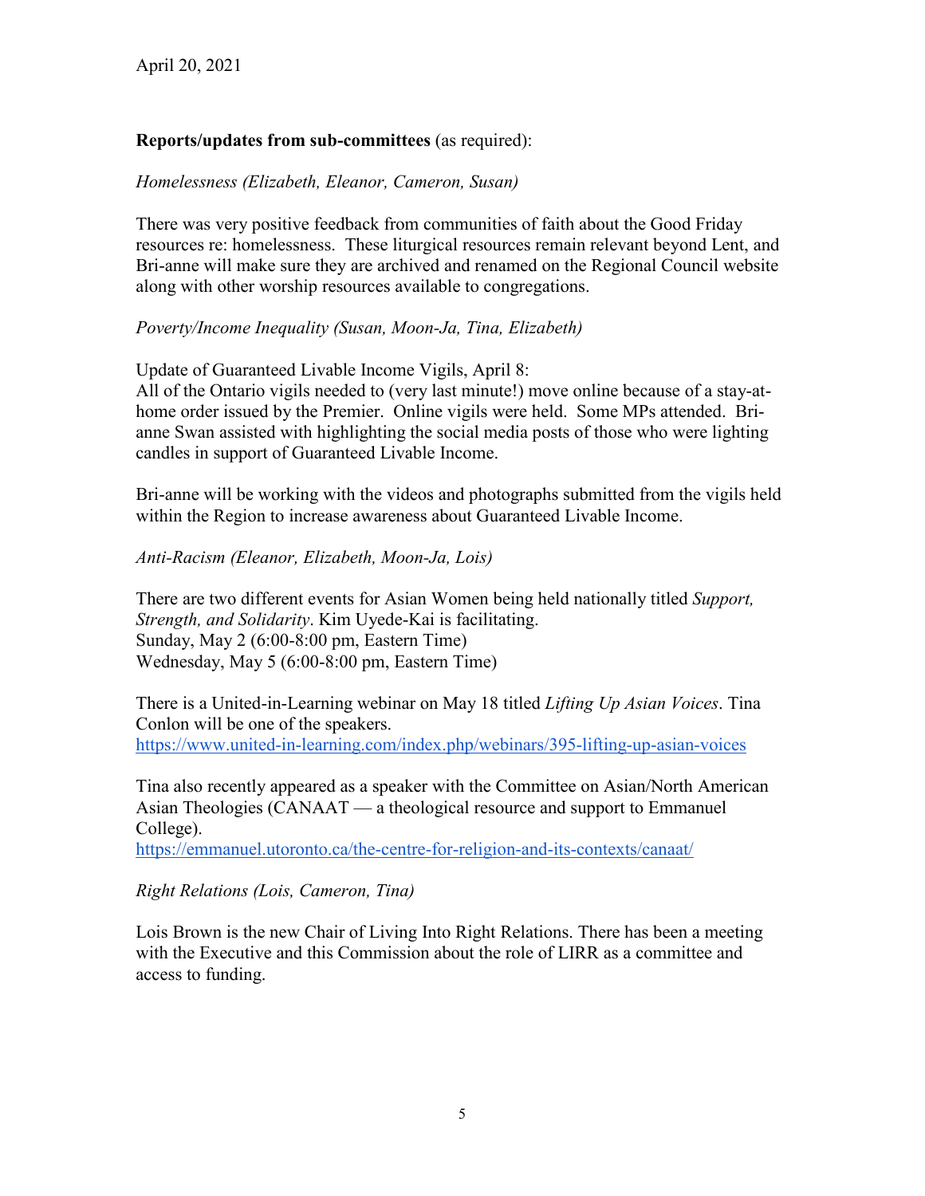April 20, 2021

**Reports/updates from sub-committees** (as required):

*Homelessness (Elizabeth, Eleanor, Cameron, Susan)*

There was very positive feedback from communities of faith about the Good Friday resources re: homelessness. These liturgical resources remain relevant beyond Lent, and Bri-anne will make sure they are archived and renamed on the Regional Council website along with other worship resources available to congregations.

*Poverty/Income Inequality (Susan, Moon-Ja, Tina, Elizabeth)*

Update of Guaranteed Livable Income Vigils, April 8:
All of the Ontario vigils needed to (very last minute!) move online because of a stay-at-home order issued by the Premier. Online vigils were held. Some MPs attended. Bri-anne Swan assisted with highlighting the social media posts of those who were lighting candles in support of Guaranteed Livable Income.

Bri-anne will be working with the videos and photographs submitted from the vigils held within the Region to increase awareness about Guaranteed Livable Income.

*Anti-Racism (Eleanor, Elizabeth, Moon-Ja, Lois)*

There are two different events for Asian Women being held nationally titled *Support, Strength, and Solidarity*. Kim Uyede-Kai is facilitating.
Sunday, May 2 (6:00-8:00 pm, Eastern Time)
Wednesday, May 5 (6:00-8:00 pm, Eastern Time)

There is a United-in-Learning webinar on May 18 titled *Lifting Up Asian Voices*. Tina Conlon will be one of the speakers.
https://www.united-in-learning.com/index.php/webinars/395-lifting-up-asian-voices

Tina also recently appeared as a speaker with the Committee on Asian/North American Asian Theologies (CANAAT — a theological resource and support to Emmanuel College).
https://emmanuel.utoronto.ca/the-centre-for-religion-and-its-contexts/canaat/

*Right Relations (Lois, Cameron, Tina)*

Lois Brown is the new Chair of Living Into Right Relations. There has been a meeting with the Executive and this Commission about the role of LIRR as a committee and access to funding.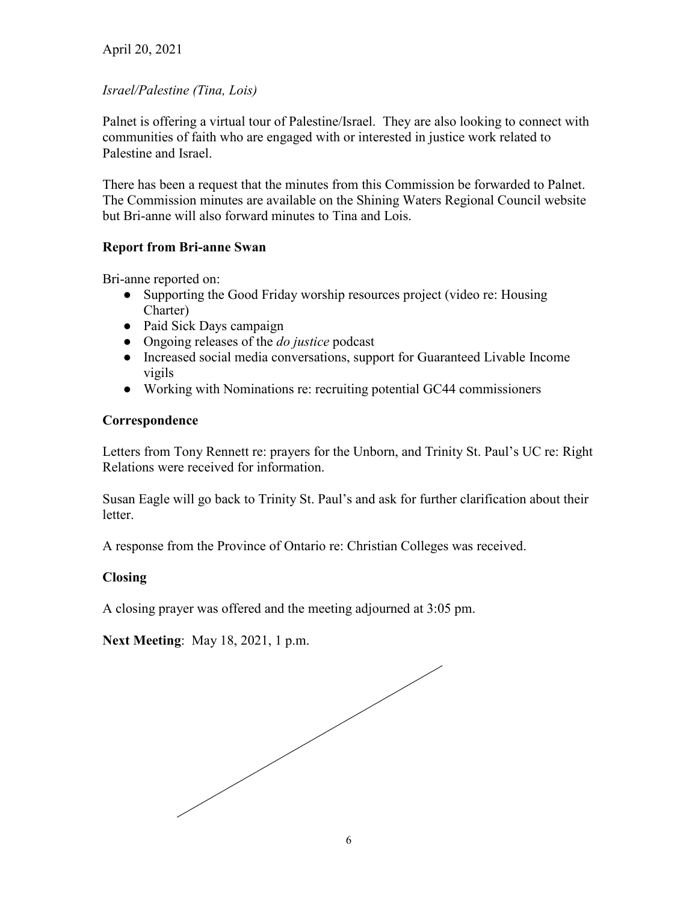April 20, 2021

*Israel/Palestine (Tina, Lois)*

Palnet is offering a virtual tour of Palestine/Israel. They are also looking to connect with communities of faith who are engaged with or interested in justice work related to Palestine and Israel.

There has been a request that the minutes from this Commission be forwarded to Palnet. The Commission minutes are available on the Shining Waters Regional Council website but Bri-anne will also forward minutes to Tina and Lois.

**Report from Bri-anne Swan**

Bri-anne reported on:

- Supporting the Good Friday worship resources project (video re: Housing Charter)
- Paid Sick Days campaign
- Ongoing releases of the *do justice* podcast
- Increased social media conversations, support for Guaranteed Livable Income vigils
- Working with Nominations re: recruiting potential GC44 commissioners

**Correspondence**

Letters from Tony Rennett re: prayers for the Unborn, and Trinity St. Paul's UC re: Right Relations were received for information.

Susan Eagle will go back to Trinity St. Paul's and ask for further clarification about their letter.

A response from the Province of Ontario re: Christian Colleges was received.

**Closing**

A closing prayer was offered and the meeting adjourned at 3:05 pm.

**Next Meeting**: May 18, 2021, 1 p.m.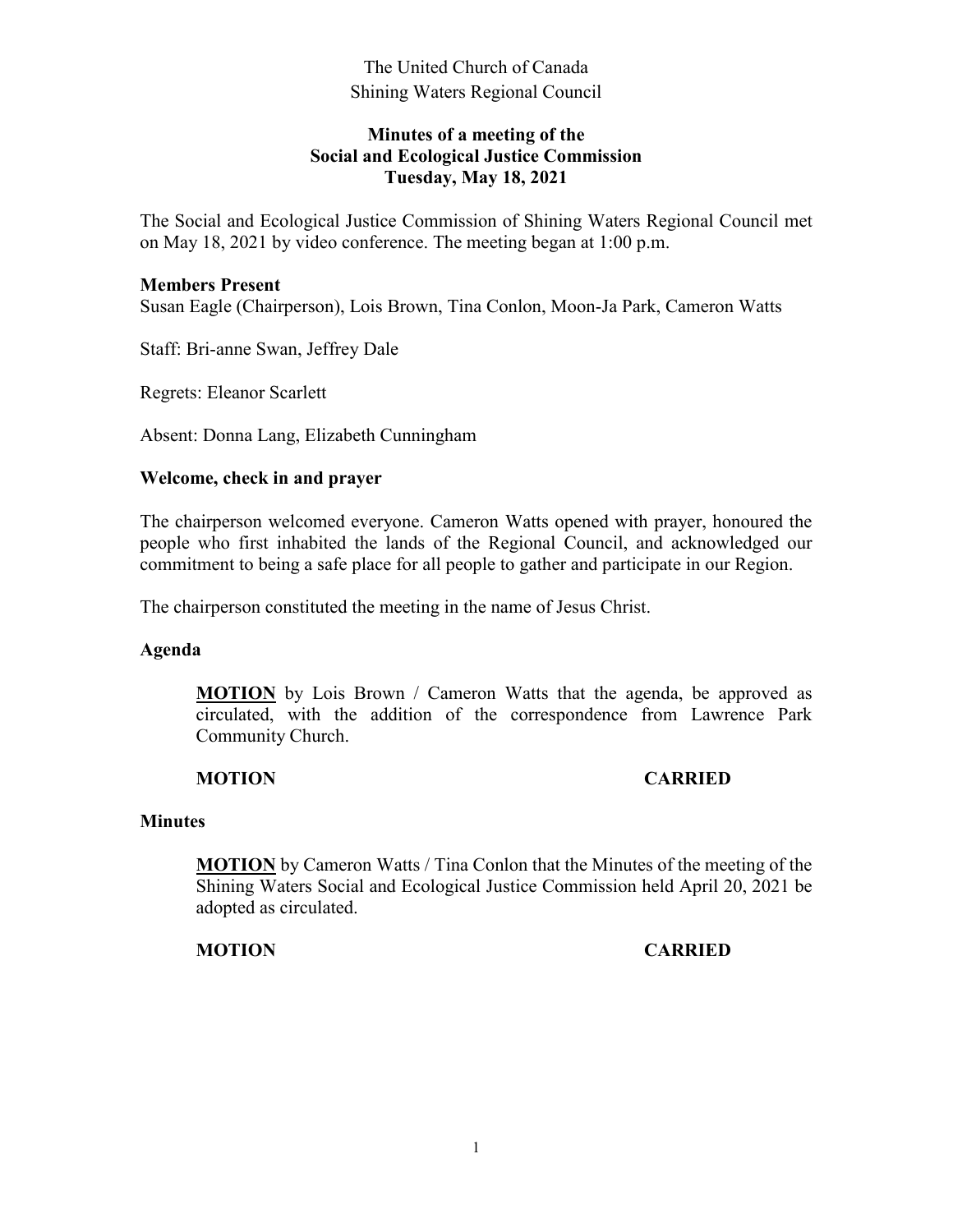The United Church of Canada
Shining Waters Regional Council

**Minutes of a meeting of the**
**Social and Ecological Justice Commission**
**Tuesday, May 18, 2021**

The Social and Ecological Justice Commission of Shining Waters Regional Council met on May 18, 2021 by video conference. The meeting began at 1:00 p.m.

**Members Present**
Susan Eagle (Chairperson), Lois Brown, Tina Conlon, Moon-Ja Park, Cameron Watts

Staff: Bri-anne Swan, Jeffrey Dale

Regrets: Eleanor Scarlett

Absent: Donna Lang, Elizabeth Cunningham

**Welcome, check in and prayer**

The chairperson welcomed everyone. Cameron Watts opened with prayer, honoured the people who first inhabited the lands of the Regional Council, and acknowledged our commitment to being a safe place for all people to gather and participate in our Region.

The chairperson constituted the meeting in the name of Jesus Christ.

**Agenda**

> **MOTION** by Lois Brown / Cameron Watts that the agenda, be approved as circulated, with the addition of the correspondence from Lawrence Park Community Church.
>
> **MOTION** **CARRIED**

**Minutes**

> **MOTION** by Cameron Watts / Tina Conlon that the Minutes of the meeting of the Shining Waters Social and Ecological Justice Commission held April 20, 2021 be adopted as circulated.
>
> **MOTION** **CARRIED**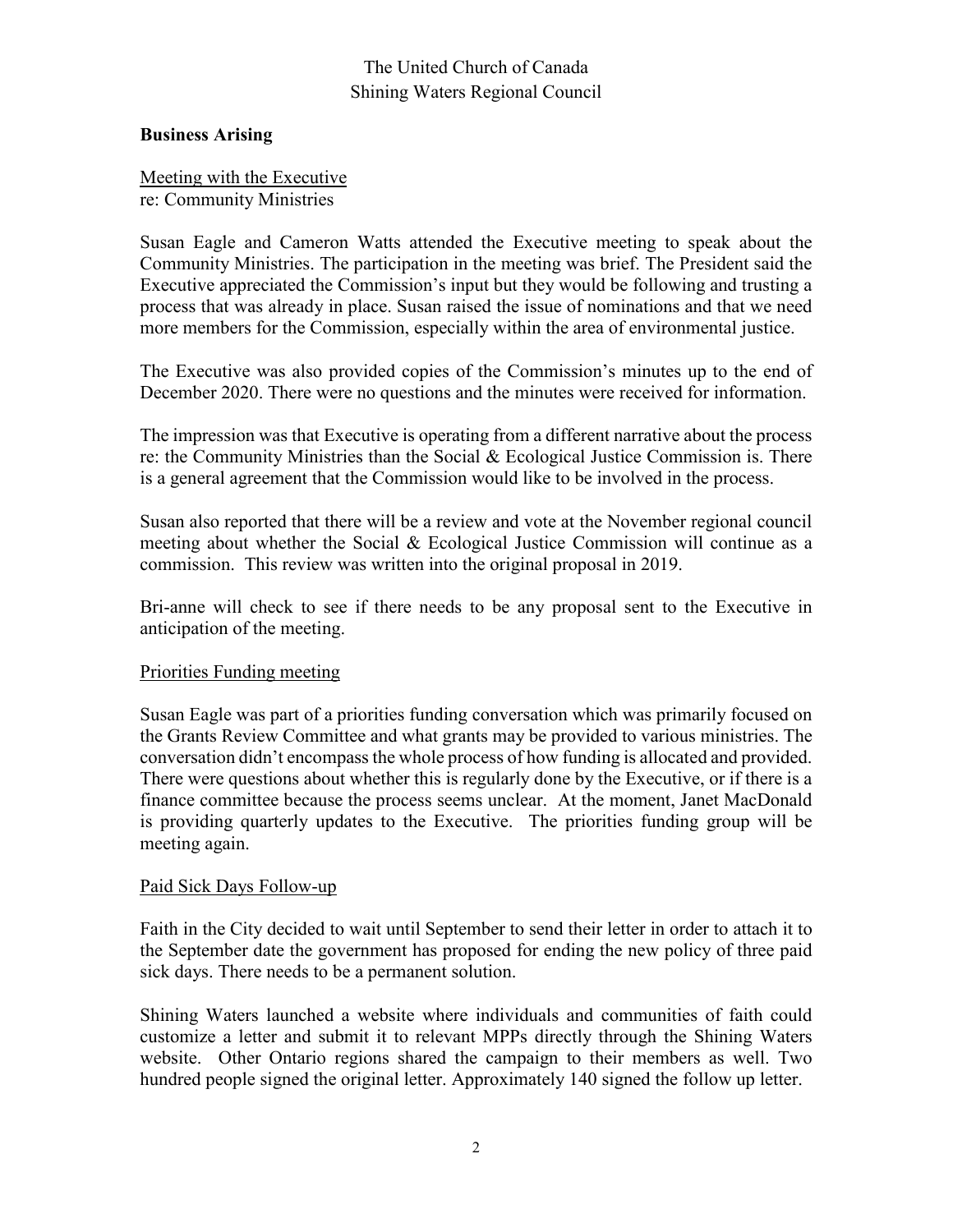## Business Arising

<u>Meeting with the Executive</u>
re: Community Ministries

Susan Eagle and Cameron Watts attended the Executive meeting to speak about the Community Ministries. The participation in the meeting was brief. The President said the Executive appreciated the Commission's input but they would be following and trusting a process that was already in place. Susan raised the issue of nominations and that we need more members for the Commission, especially within the area of environmental justice.

The Executive was also provided copies of the Commission's minutes up to the end of December 2020. There were no questions and the minutes were received for information.

The impression was that Executive is operating from a different narrative about the process re: the Community Ministries than the Social & Ecological Justice Commission is. There is a general agreement that the Commission would like to be involved in the process.

Susan also reported that there will be a review and vote at the November regional council meeting about whether the Social & Ecological Justice Commission will continue as a commission. This review was written into the original proposal in 2019.

Bri-anne will check to see if there needs to be any proposal sent to the Executive in anticipation of the meeting.

<u>Priorities Funding meeting</u>

Susan Eagle was part of a priorities funding conversation which was primarily focused on the Grants Review Committee and what grants may be provided to various ministries. The conversation didn't encompass the whole process of how funding is allocated and provided. There were questions about whether this is regularly done by the Executive, or if there is a finance committee because the process seems unclear. At the moment, Janet MacDonald is providing quarterly updates to the Executive. The priorities funding group will be meeting again.

<u>Paid Sick Days Follow-up</u>

Faith in the City decided to wait until September to send their letter in order to attach it to the September date the government has proposed for ending the new policy of three paid sick days. There needs to be a permanent solution.

Shining Waters launched a website where individuals and communities of faith could customize a letter and submit it to relevant MPPs directly through the Shining Waters website. Other Ontario regions shared the campaign to their members as well. Two hundred people signed the original letter. Approximately 140 signed the follow up letter.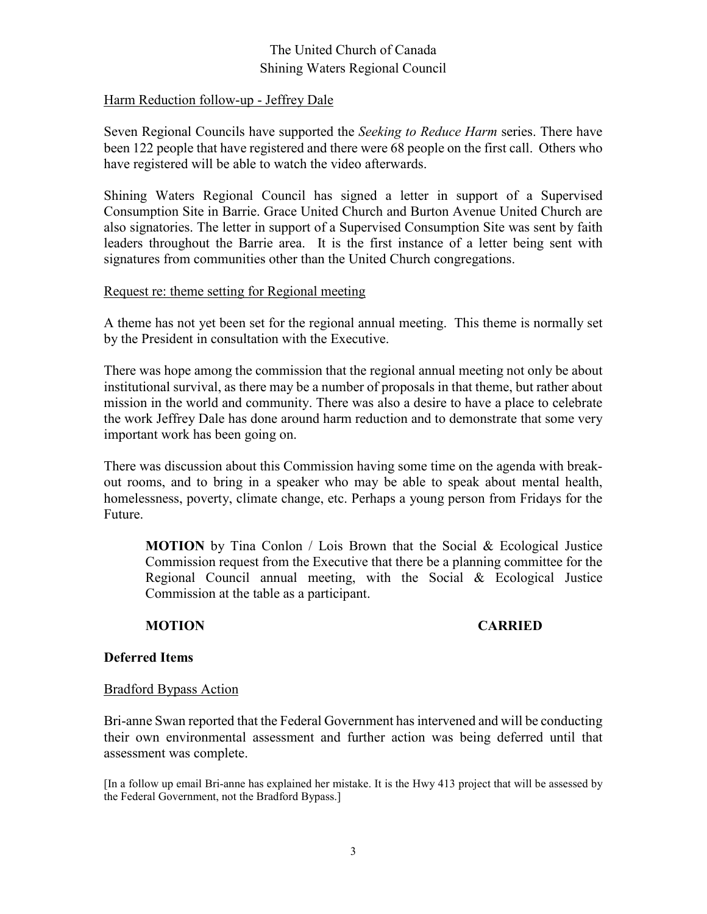The United Church of Canada
Shining Waters Regional Council

Harm Reduction follow-up - Jeffrey Dale

Seven Regional Councils have supported the *Seeking to Reduce Harm* series. There have been 122 people that have registered and there were 68 people on the first call. Others who have registered will be able to watch the video afterwards.

Shining Waters Regional Council has signed a letter in support of a Supervised Consumption Site in Barrie. Grace United Church and Burton Avenue United Church are also signatories. The letter in support of a Supervised Consumption Site was sent by faith leaders throughout the Barrie area. It is the first instance of a letter being sent with signatures from communities other than the United Church congregations.

Request re: theme setting for Regional meeting

A theme has not yet been set for the regional annual meeting. This theme is normally set by the President in consultation with the Executive.

There was hope among the commission that the regional annual meeting not only be about institutional survival, as there may be a number of proposals in that theme, but rather about mission in the world and community. There was also a desire to have a place to celebrate the work Jeffrey Dale has done around harm reduction and to demonstrate that some very important work has been going on.

There was discussion about this Commission having some time on the agenda with break-out rooms, and to bring in a speaker who may be able to speak about mental health, homelessness, poverty, climate change, etc. Perhaps a young person from Fridays for the Future.

> **MOTION** by Tina Conlon / Lois Brown that the Social & Ecological Justice Commission request from the Executive that there be a planning committee for the Regional Council annual meeting, with the Social & Ecological Justice Commission at the table as a participant.
>
> **MOTION** **CARRIED**

**Deferred Items**

Bradford Bypass Action

Bri-anne Swan reported that the Federal Government has intervened and will be conducting their own environmental assessment and further action was being deferred until that assessment was complete.

[In a follow up email Bri-anne has explained her mistake. It is the Hwy 413 project that will be assessed by the Federal Government, not the Bradford Bypass.]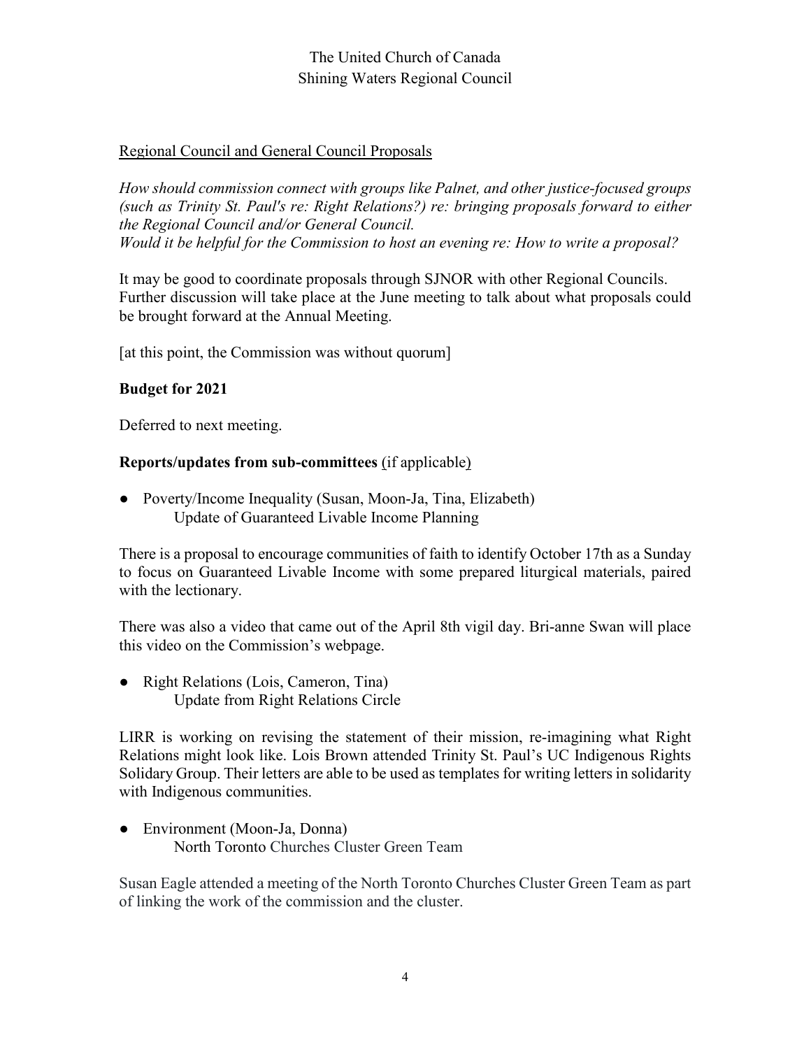The United Church of Canada
Shining Waters Regional Council

Regional Council and General Council Proposals

*How should commission connect with groups like Palnet, and other justice-focused groups (such as Trinity St. Paul's re: Right Relations?) re: bringing proposals forward to either the Regional Council and/or General Council.*
*Would it be helpful for the Commission to host an evening re: How to write a proposal?*

It may be good to coordinate proposals through SJNOR with other Regional Councils. Further discussion will take place at the June meeting to talk about what proposals could be brought forward at the Annual Meeting.

[at this point, the Commission was without quorum]

**Budget for 2021**

Deferred to next meeting.

**Reports/updates from sub-committees** (if applicable)

- Poverty/Income Inequality (Susan, Moon-Ja, Tina, Elizabeth)
  Update of Guaranteed Livable Income Planning

There is a proposal to encourage communities of faith to identify October 17th as a Sunday to focus on Guaranteed Livable Income with some prepared liturgical materials, paired with the lectionary.

There was also a video that came out of the April 8th vigil day. Bri-anne Swan will place this video on the Commission's webpage.

- Right Relations (Lois, Cameron, Tina)
  Update from Right Relations Circle

LIRR is working on revising the statement of their mission, re-imagining what Right Relations might look like. Lois Brown attended Trinity St. Paul's UC Indigenous Rights Solidary Group. Their letters are able to be used as templates for writing letters in solidarity with Indigenous communities.

- Environment (Moon-Ja, Donna)
  North Toronto Churches Cluster Green Team

Susan Eagle attended a meeting of the North Toronto Churches Cluster Green Team as part of linking the work of the commission and the cluster.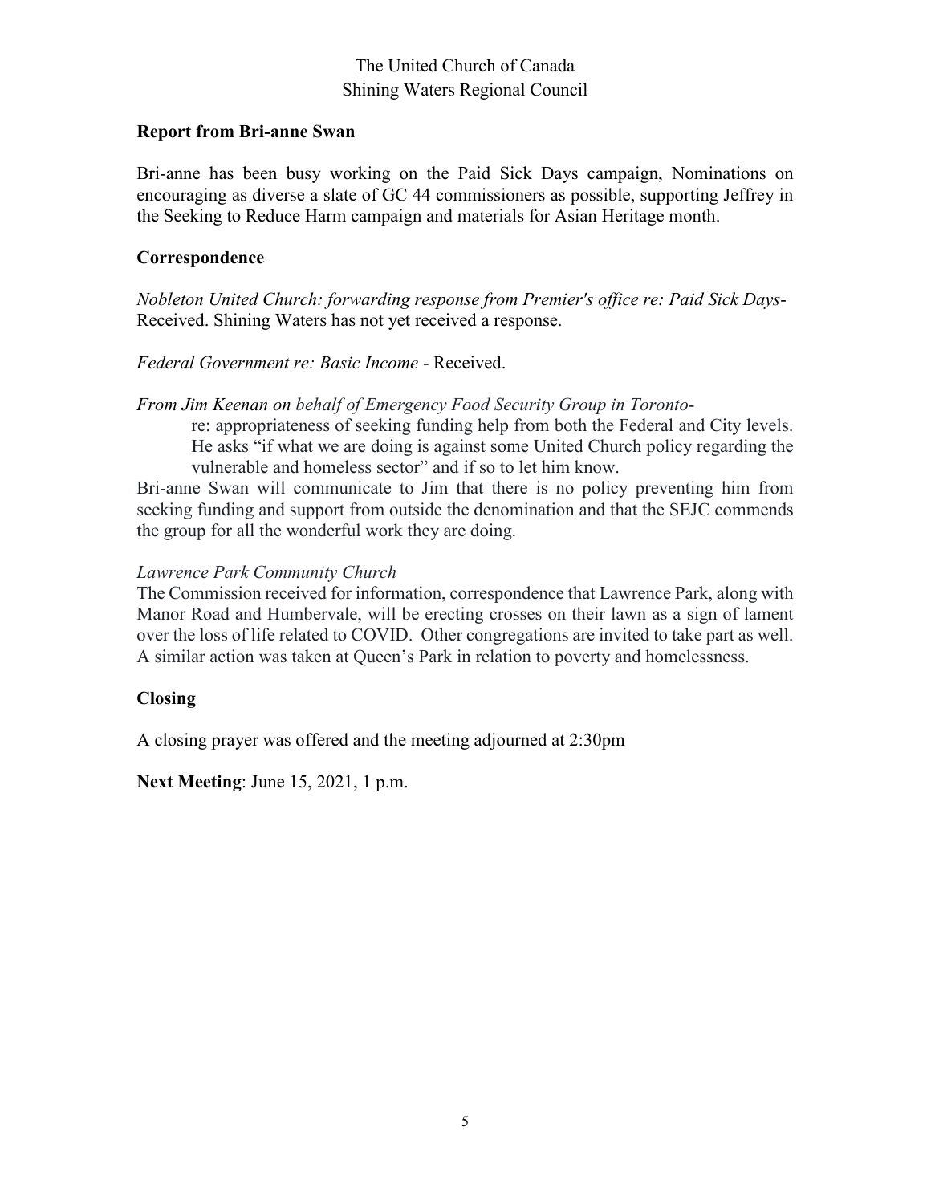**Report from Bri-anne Swan**

Bri-anne has been busy working on the Paid Sick Days campaign, Nominations on encouraging as diverse a slate of GC 44 commissioners as possible, supporting Jeffrey in the Seeking to Reduce Harm campaign and materials for Asian Heritage month.

**Correspondence**

*Nobleton United Church: forwarding response from Premier's office re: Paid Sick Days*- Received. Shining Waters has not yet received a response.

*Federal Government re: Basic Income* - Received.

*From Jim Keenan on behalf of Emergency Food Security Group in Toronto*-

> re: appropriateness of seeking funding help from both the Federal and City levels. He asks "if what we are doing is against some United Church policy regarding the vulnerable and homeless sector" and if so to let him know.

Bri-anne Swan will communicate to Jim that there is no policy preventing him from seeking funding and support from outside the denomination and that the SEJC commends the group for all the wonderful work they are doing.

*Lawrence Park Community Church*

The Commission received for information, correspondence that Lawrence Park, along with Manor Road and Humbervale, will be erecting crosses on their lawn as a sign of lament over the loss of life related to COVID. Other congregations are invited to take part as well. A similar action was taken at Queen's Park in relation to poverty and homelessness.

**Closing**

A closing prayer was offered and the meeting adjourned at 2:30pm

**Next Meeting**: June 15, 2021, 1 p.m.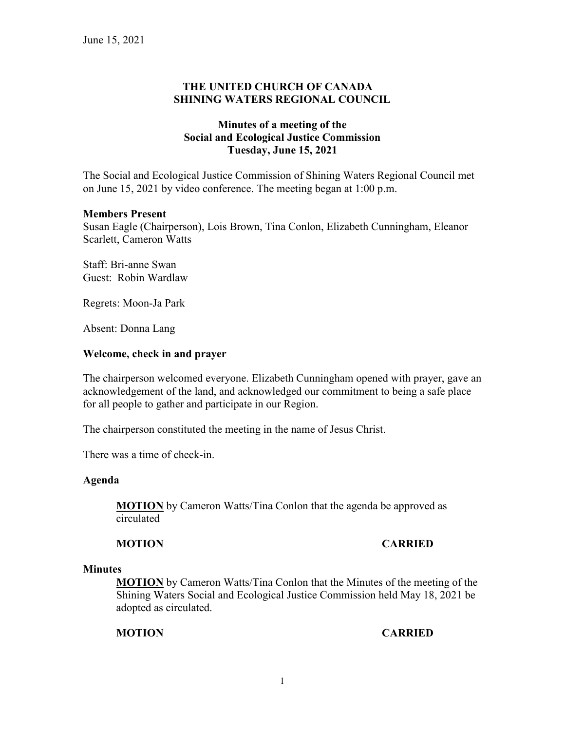June 15, 2021

**THE UNITED CHURCH OF CANADA**
**SHINING WATERS REGIONAL COUNCIL**

**Minutes of a meeting of the**
**Social and Ecological Justice Commission**
**Tuesday, June 15, 2021**

The Social and Ecological Justice Commission of Shining Waters Regional Council met on June 15, 2021 by video conference. The meeting began at 1:00 p.m.

**Members Present**
Susan Eagle (Chairperson), Lois Brown, Tina Conlon, Elizabeth Cunningham, Eleanor Scarlett, Cameron Watts

Staff: Bri-anne Swan
Guest: Robin Wardlaw

Regrets: Moon-Ja Park

Absent: Donna Lang

**Welcome, check in and prayer**

The chairperson welcomed everyone. Elizabeth Cunningham opened with prayer, gave an acknowledgement of the land, and acknowledged our commitment to being a safe place for all people to gather and participate in our Region.

The chairperson constituted the meeting in the name of Jesus Christ.

There was a time of check-in.

**Agenda**

> **MOTION** by Cameron Watts/Tina Conlon that the agenda be approved as circulated
>
> **MOTION CARRIED**

**Minutes**

> **MOTION** by Cameron Watts/Tina Conlon that the Minutes of the meeting of the Shining Waters Social and Ecological Justice Commission held May 18, 2021 be adopted as circulated.
>
> **MOTION CARRIED**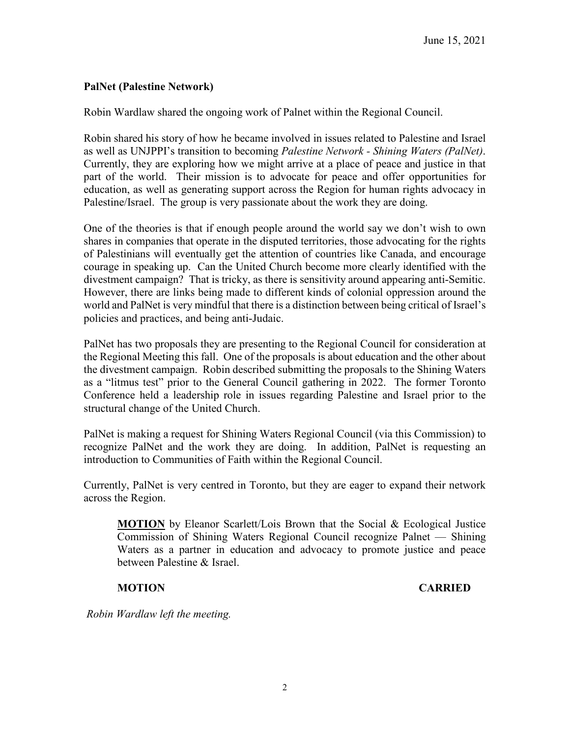June 15, 2021

**PalNet (Palestine Network)**

Robin Wardlaw shared the ongoing work of Palnet within the Regional Council.

Robin shared his story of how he became involved in issues related to Palestine and Israel as well as UNJPPI's transition to becoming *Palestine Network - Shining Waters (PalNet)*. Currently, they are exploring how we might arrive at a place of peace and justice in that part of the world. Their mission is to advocate for peace and offer opportunities for education, as well as generating support across the Region for human rights advocacy in Palestine/Israel. The group is very passionate about the work they are doing.

One of the theories is that if enough people around the world say we don't wish to own shares in companies that operate in the disputed territories, those advocating for the rights of Palestinians will eventually get the attention of countries like Canada, and encourage courage in speaking up. Can the United Church become more clearly identified with the divestment campaign? That is tricky, as there is sensitivity around appearing anti-Semitic. However, there are links being made to different kinds of colonial oppression around the world and PalNet is very mindful that there is a distinction between being critical of Israel's policies and practices, and being anti-Judaic.

PalNet has two proposals they are presenting to the Regional Council for consideration at the Regional Meeting this fall. One of the proposals is about education and the other about the divestment campaign. Robin described submitting the proposals to the Shining Waters as a "litmus test" prior to the General Council gathering in 2022. The former Toronto Conference held a leadership role in issues regarding Palestine and Israel prior to the structural change of the United Church.

PalNet is making a request for Shining Waters Regional Council (via this Commission) to recognize PalNet and the work they are doing. In addition, PalNet is requesting an introduction to Communities of Faith within the Regional Council.

Currently, PalNet is very centred in Toronto, but they are eager to expand their network across the Region.

> **MOTION** by Eleanor Scarlett/Lois Brown that the Social & Ecological Justice Commission of Shining Waters Regional Council recognize Palnet — Shining Waters as a partner in education and advocacy to promote justice and peace between Palestine & Israel.
>
> **MOTION CARRIED**

*Robin Wardlaw left the meeting.*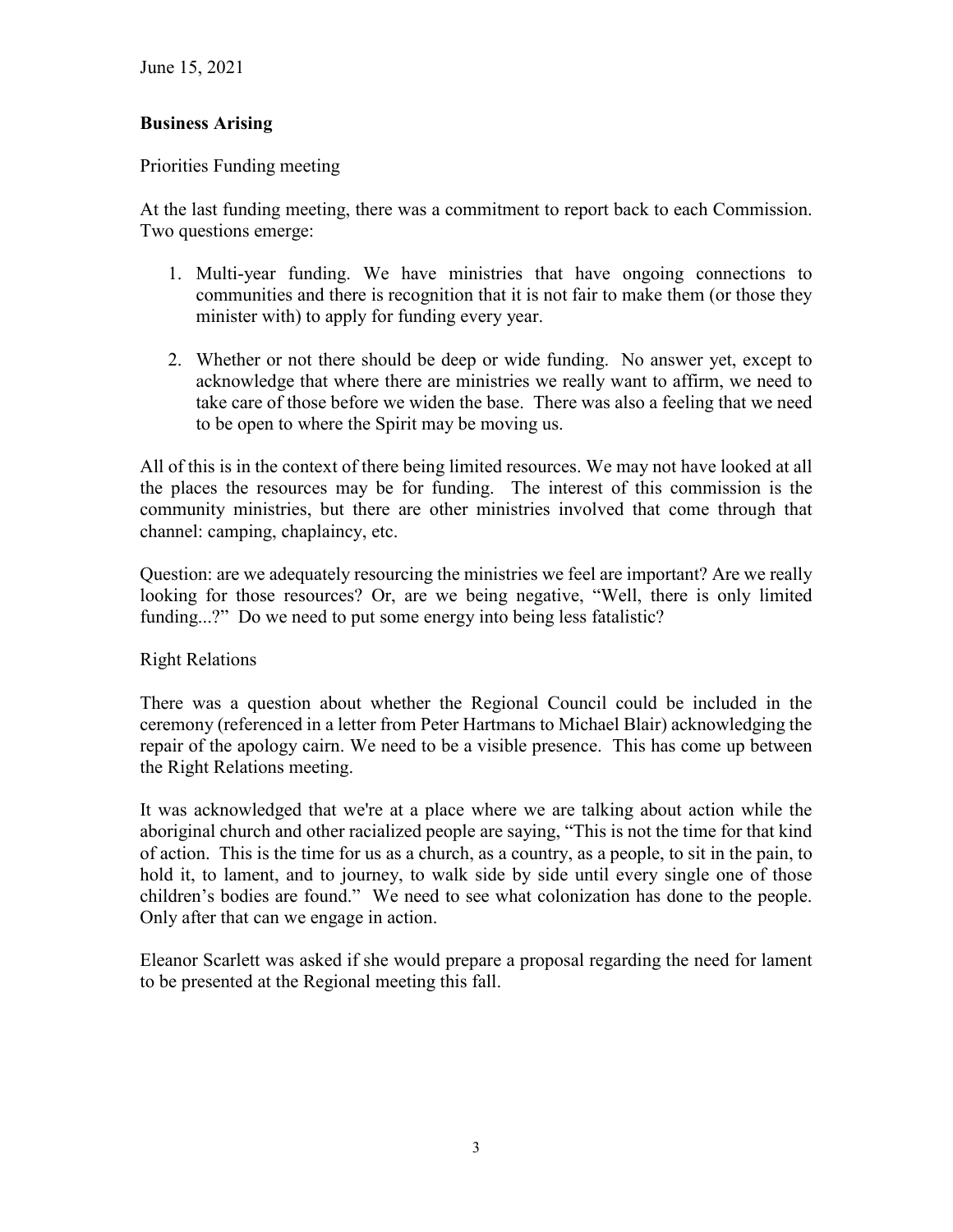June 15, 2021

**Business Arising**

Priorities Funding meeting

At the last funding meeting, there was a commitment to report back to each Commission. Two questions emerge:

1. Multi-year funding. We have ministries that have ongoing connections to communities and there is recognition that it is not fair to make them (or those they minister with) to apply for funding every year.

2. Whether or not there should be deep or wide funding. No answer yet, except to acknowledge that where there are ministries we really want to affirm, we need to take care of those before we widen the base. There was also a feeling that we need to be open to where the Spirit may be moving us.

All of this is in the context of there being limited resources. We may not have looked at all the places the resources may be for funding. The interest of this commission is the community ministries, but there are other ministries involved that come through that channel: camping, chaplaincy, etc.

Question: are we adequately resourcing the ministries we feel are important? Are we really looking for those resources? Or, are we being negative, "Well, there is only limited funding...?" Do we need to put some energy into being less fatalistic?

Right Relations

There was a question about whether the Regional Council could be included in the ceremony (referenced in a letter from Peter Hartmans to Michael Blair) acknowledging the repair of the apology cairn. We need to be a visible presence. This has come up between the Right Relations meeting.

It was acknowledged that we're at a place where we are talking about action while the aboriginal church and other racialized people are saying, "This is not the time for that kind of action. This is the time for us as a church, as a country, as a people, to sit in the pain, to hold it, to lament, and to journey, to walk side by side until every single one of those children's bodies are found." We need to see what colonization has done to the people. Only after that can we engage in action.

Eleanor Scarlett was asked if she would prepare a proposal regarding the need for lament to be presented at the Regional meeting this fall.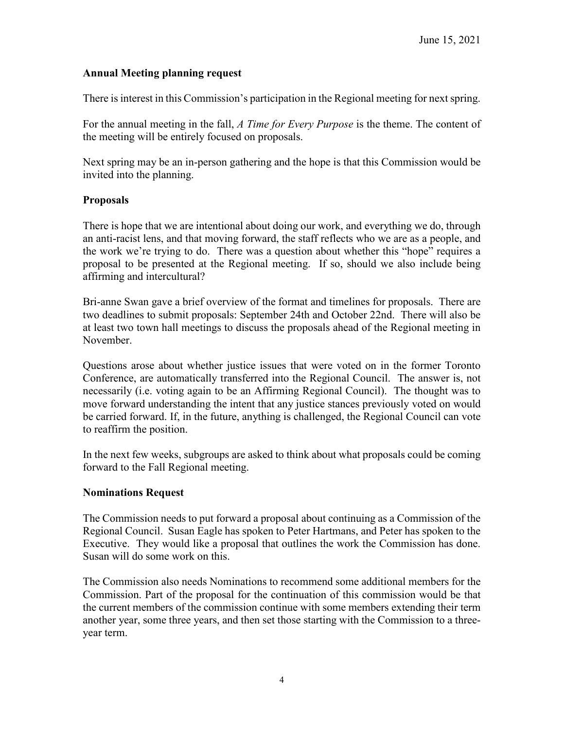June 15, 2021

**Annual Meeting planning request**

There is interest in this Commission's participation in the Regional meeting for next spring.

For the annual meeting in the fall, *A Time for Every Purpose* is the theme. The content of the meeting will be entirely focused on proposals.

Next spring may be an in-person gathering and the hope is that this Commission would be invited into the planning.

**Proposals**

There is hope that we are intentional about doing our work, and everything we do, through an anti-racist lens, and that moving forward, the staff reflects who we are as a people, and the work we're trying to do. There was a question about whether this "hope" requires a proposal to be presented at the Regional meeting. If so, should we also include being affirming and intercultural?

Bri-anne Swan gave a brief overview of the format and timelines for proposals. There are two deadlines to submit proposals: September 24th and October 22nd. There will also be at least two town hall meetings to discuss the proposals ahead of the Regional meeting in November.

Questions arose about whether justice issues that were voted on in the former Toronto Conference, are automatically transferred into the Regional Council. The answer is, not necessarily (i.e. voting again to be an Affirming Regional Council). The thought was to move forward understanding the intent that any justice stances previously voted on would be carried forward. If, in the future, anything is challenged, the Regional Council can vote to reaffirm the position.

In the next few weeks, subgroups are asked to think about what proposals could be coming forward to the Fall Regional meeting.

**Nominations Request**

The Commission needs to put forward a proposal about continuing as a Commission of the Regional Council. Susan Eagle has spoken to Peter Hartmans, and Peter has spoken to the Executive. They would like a proposal that outlines the work the Commission has done. Susan will do some work on this.

The Commission also needs Nominations to recommend some additional members for the Commission. Part of the proposal for the continuation of this commission would be that the current members of the commission continue with some members extending their term another year, some three years, and then set those starting with the Commission to a three-year term.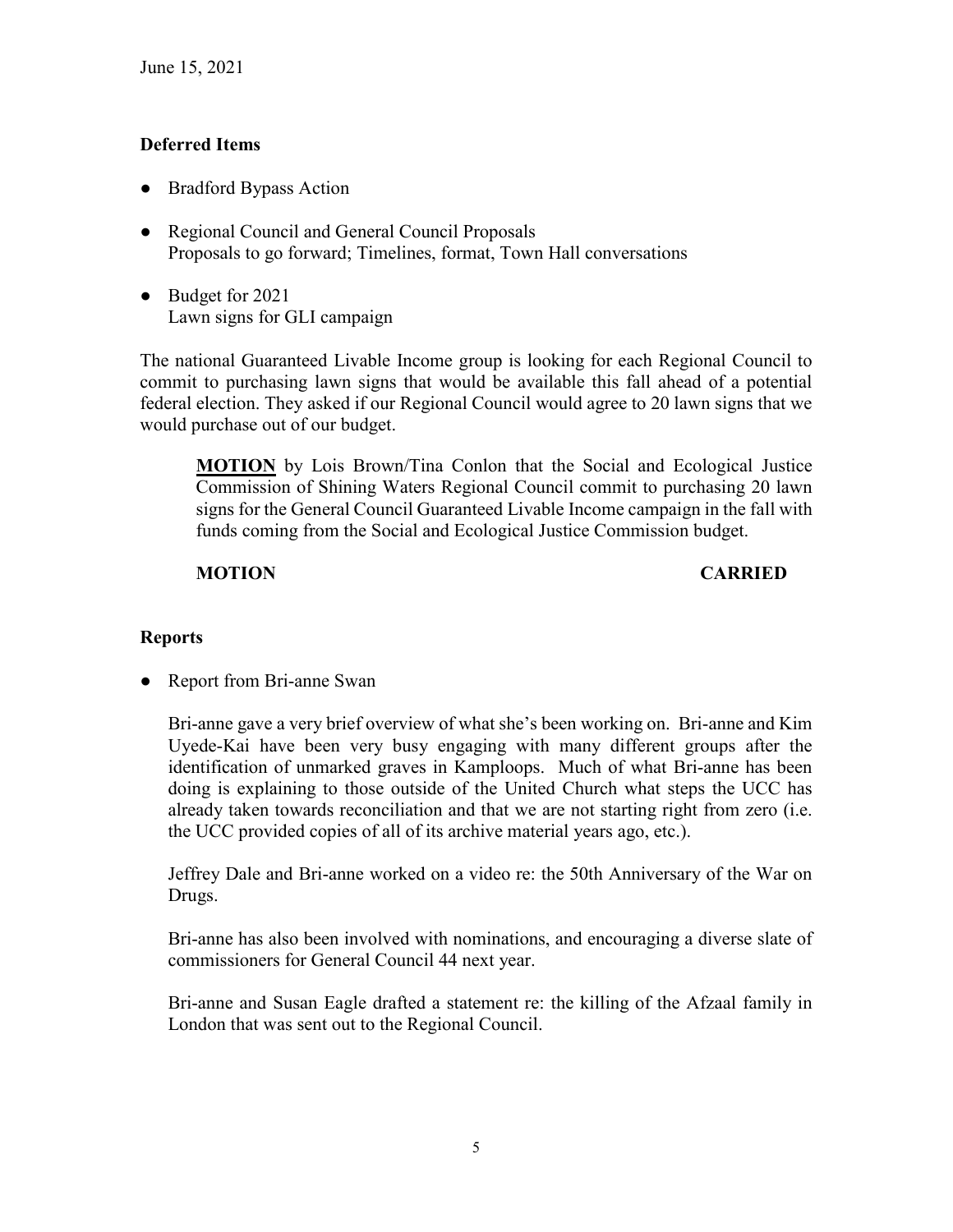June 15, 2021

**Deferred Items**

- Bradford Bypass Action
- Regional Council and General Council Proposals
  Proposals to go forward; Timelines, format, Town Hall conversations
- Budget for 2021
  Lawn signs for GLI campaign

The national Guaranteed Livable Income group is looking for each Regional Council to commit to purchasing lawn signs that would be available this fall ahead of a potential federal election. They asked if our Regional Council would agree to 20 lawn signs that we would purchase out of our budget.

> **<u>MOTION</u>** by Lois Brown/Tina Conlon that the Social and Ecological Justice Commission of Shining Waters Regional Council commit to purchasing 20 lawn signs for the General Council Guaranteed Livable Income campaign in the fall with funds coming from the Social and Ecological Justice Commission budget.
>
> **MOTION CARRIED**

**Reports**

- Report from Bri-anne Swan

  Bri-anne gave a very brief overview of what she's been working on. Bri-anne and Kim Uyede-Kai have been very busy engaging with many different groups after the identification of unmarked graves in Kamploops. Much of what Bri-anne has been doing is explaining to those outside of the United Church what steps the UCC has already taken towards reconciliation and that we are not starting right from zero (i.e. the UCC provided copies of all of its archive material years ago, etc.).

  Jeffrey Dale and Bri-anne worked on a video re: the 50th Anniversary of the War on Drugs.

  Bri-anne has also been involved with nominations, and encouraging a diverse slate of commissioners for General Council 44 next year.

  Bri-anne and Susan Eagle drafted a statement re: the killing of the Afzaal family in London that was sent out to the Regional Council.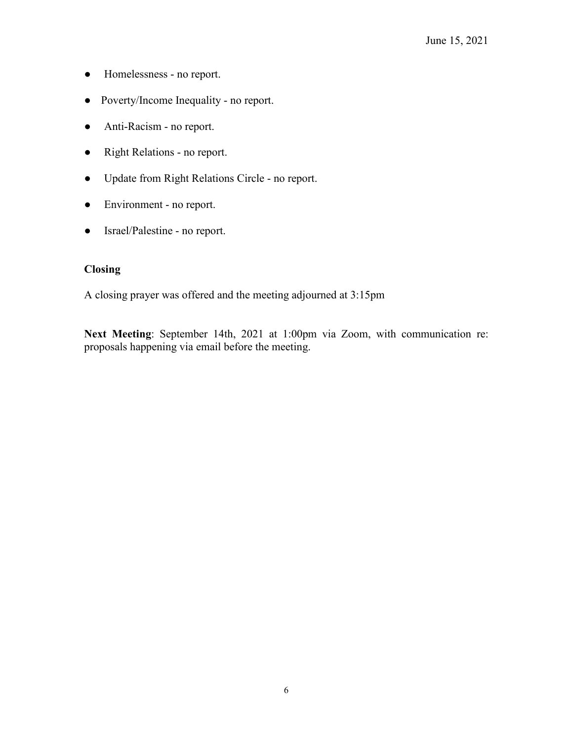- Homelessness - no report.
- Poverty/Income Inequality - no report.
- Anti-Racism - no report.
- Right Relations - no report.
- Update from Right Relations Circle - no report.
- Environment - no report.
- Israel/Palestine - no report.

**Closing**

A closing prayer was offered and the meeting adjourned at 3:15pm

**Next Meeting**: September 14th, 2021 at 1:00pm via Zoom, with communication re: proposals happening via email before the meeting.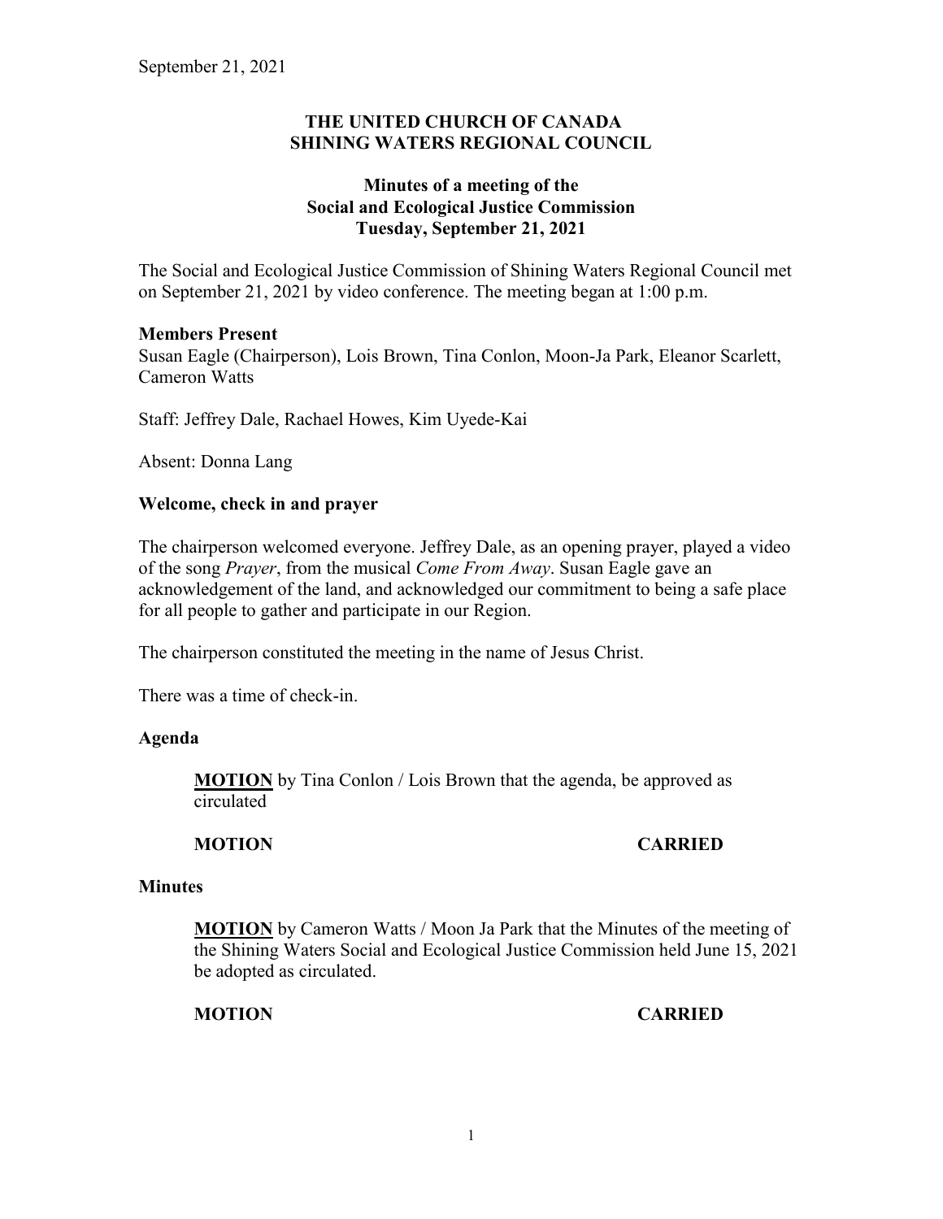September 21, 2021

**THE UNITED CHURCH OF CANADA**
**SHINING WATERS REGIONAL COUNCIL**

**Minutes of a meeting of the**
**Social and Ecological Justice Commission**
**Tuesday, September 21, 2021**

The Social and Ecological Justice Commission of Shining Waters Regional Council met on September 21, 2021 by video conference. The meeting began at 1:00 p.m.

**Members Present**
Susan Eagle (Chairperson), Lois Brown, Tina Conlon, Moon-Ja Park, Eleanor Scarlett, Cameron Watts

Staff: Jeffrey Dale, Rachael Howes, Kim Uyede-Kai

Absent: Donna Lang

**Welcome, check in and prayer**

The chairperson welcomed everyone. Jeffrey Dale, as an opening prayer, played a video of the song *Prayer*, from the musical *Come From Away*. Susan Eagle gave an acknowledgement of the land, and acknowledged our commitment to being a safe place for all people to gather and participate in our Region.

The chairperson constituted the meeting in the name of Jesus Christ.

There was a time of check-in.

**Agenda**

> **MOTION** by Tina Conlon / Lois Brown that the agenda, be approved as circulated
>
> **MOTION CARRIED**

**Minutes**

> **MOTION** by Cameron Watts / Moon Ja Park that the Minutes of the meeting of the Shining Waters Social and Ecological Justice Commission held June 15, 2021 be adopted as circulated.
>
> **MOTION CARRIED**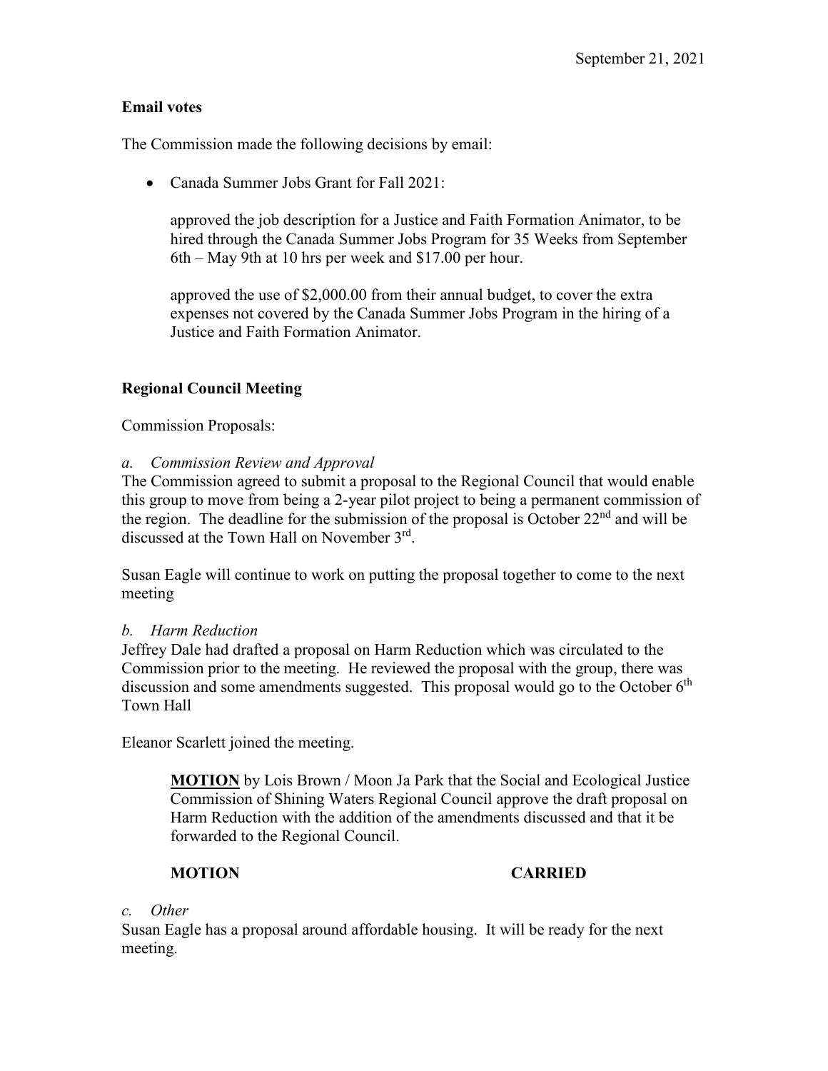September 21, 2021

**Email votes**

The Commission made the following decisions by email:

- Canada Summer Jobs Grant for Fall 2021:

  approved the job description for a Justice and Faith Formation Animator, to be hired through the Canada Summer Jobs Program for 35 Weeks from September 6th – May 9th at 10 hrs per week and $17.00 per hour.

  approved the use of $2,000.00 from their annual budget, to cover the extra expenses not covered by the Canada Summer Jobs Program in the hiring of a Justice and Faith Formation Animator.

**Regional Council Meeting**

Commission Proposals:

*a. Commission Review and Approval*

The Commission agreed to submit a proposal to the Regional Council that would enable this group to move from being a 2-year pilot project to being a permanent commission of the region. The deadline for the submission of the proposal is October 22nd and will be discussed at the Town Hall on November 3rd.

Susan Eagle will continue to work on putting the proposal together to come to the next meeting

*b. Harm Reduction*

Jeffrey Dale had drafted a proposal on Harm Reduction which was circulated to the Commission prior to the meeting. He reviewed the proposal with the group, there was discussion and some amendments suggested. This proposal would go to the October 6th Town Hall

Eleanor Scarlett joined the meeting.

> **MOTION** by Lois Brown / Moon Ja Park that the Social and Ecological Justice Commission of Shining Waters Regional Council approve the draft proposal on Harm Reduction with the addition of the amendments discussed and that it be forwarded to the Regional Council.
>
> **MOTION CARRIED**

*c. Other*

Susan Eagle has a proposal around affordable housing. It will be ready for the next meeting.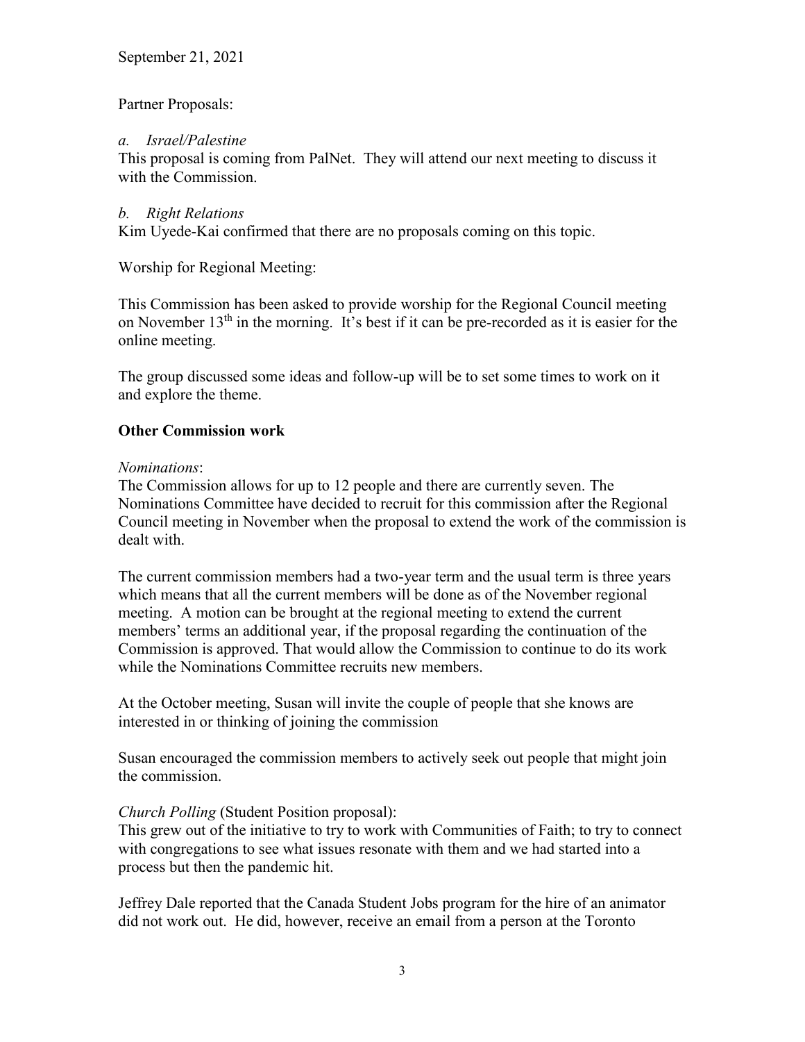September 21, 2021

Partner Proposals:

*a. Israel/Palestine*
This proposal is coming from PalNet. They will attend our next meeting to discuss it with the Commission.

*b. Right Relations*
Kim Uyede-Kai confirmed that there are no proposals coming on this topic.

Worship for Regional Meeting:

This Commission has been asked to provide worship for the Regional Council meeting on November 13th in the morning. It's best if it can be pre-recorded as it is easier for the online meeting.

The group discussed some ideas and follow-up will be to set some times to work on it and explore the theme.

**Other Commission work**

*Nominations*:
The Commission allows for up to 12 people and there are currently seven. The Nominations Committee have decided to recruit for this commission after the Regional Council meeting in November when the proposal to extend the work of the commission is dealt with.

The current commission members had a two-year term and the usual term is three years which means that all the current members will be done as of the November regional meeting. A motion can be brought at the regional meeting to extend the current members' terms an additional year, if the proposal regarding the continuation of the Commission is approved. That would allow the Commission to continue to do its work while the Nominations Committee recruits new members.

At the October meeting, Susan will invite the couple of people that she knows are interested in or thinking of joining the commission

Susan encouraged the commission members to actively seek out people that might join the commission.

*Church Polling* (Student Position proposal):
This grew out of the initiative to try to work with Communities of Faith; to try to connect with congregations to see what issues resonate with them and we had started into a process but then the pandemic hit.

Jeffrey Dale reported that the Canada Student Jobs program for the hire of an animator did not work out. He did, however, receive an email from a person at the Toronto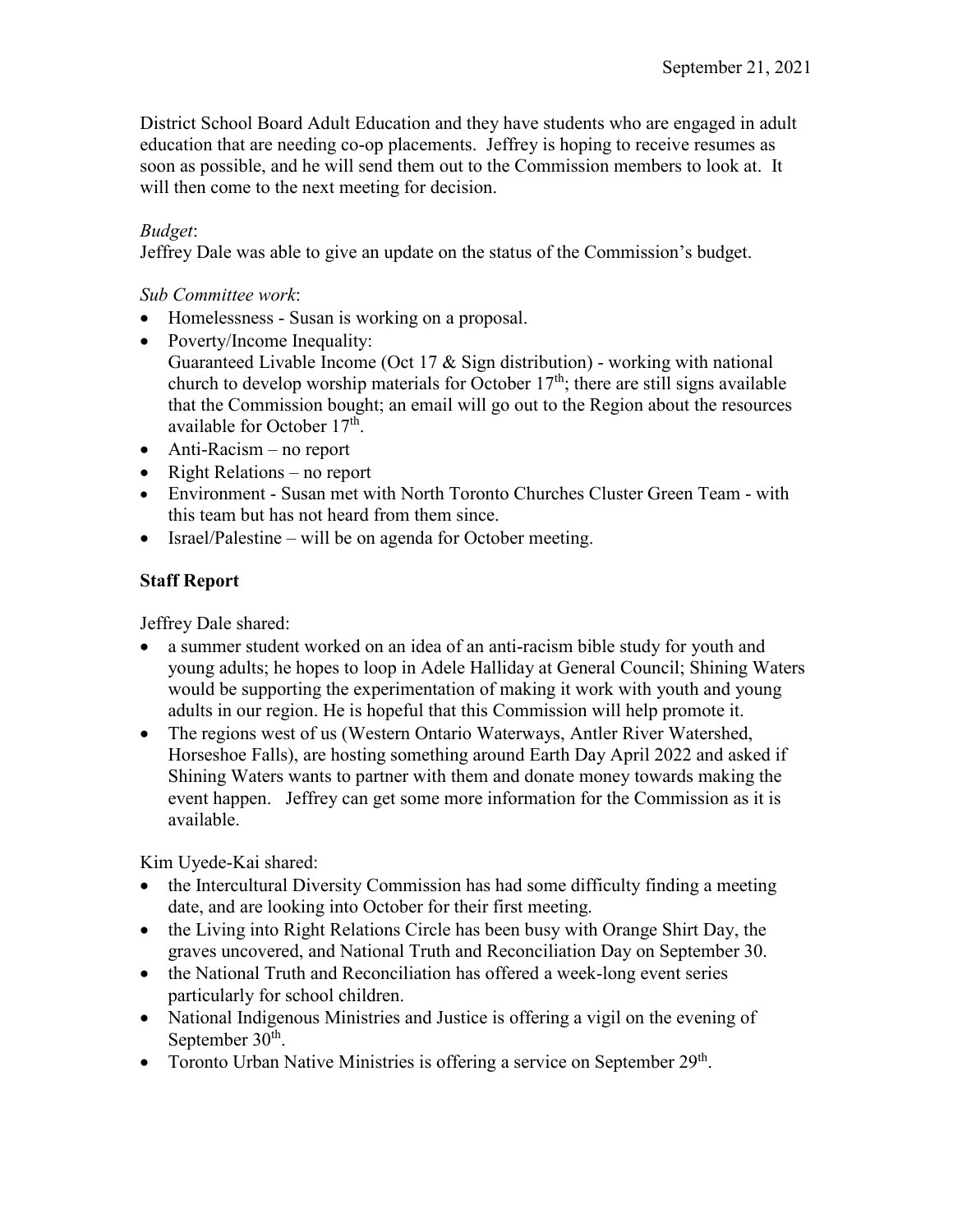District School Board Adult Education and they have students who are engaged in adult education that are needing co-op placements. Jeffrey is hoping to receive resumes as soon as possible, and he will send them out to the Commission members to look at. It will then come to the next meeting for decision.

*Budget*:
Jeffrey Dale was able to give an update on the status of the Commission's budget.

*Sub Committee work*:

- Homelessness - Susan is working on a proposal.
- Poverty/Income Inequality:
  Guaranteed Livable Income (Oct 17 & Sign distribution) - working with national church to develop worship materials for October 17th; there are still signs available that the Commission bought; an email will go out to the Region about the resources available for October 17th.
- Anti-Racism – no report
- Right Relations – no report
- Environment - Susan met with North Toronto Churches Cluster Green Team - with this team but has not heard from them since.
- Israel/Palestine – will be on agenda for October meeting.

**Staff Report**

Jeffrey Dale shared:

- a summer student worked on an idea of an anti-racism bible study for youth and young adults; he hopes to loop in Adele Halliday at General Council; Shining Waters would be supporting the experimentation of making it work with youth and young adults in our region. He is hopeful that this Commission will help promote it.
- The regions west of us (Western Ontario Waterways, Antler River Watershed, Horseshoe Falls), are hosting something around Earth Day April 2022 and asked if Shining Waters wants to partner with them and donate money towards making the event happen. Jeffrey can get some more information for the Commission as it is available.

Kim Uyede-Kai shared:

- the Intercultural Diversity Commission has had some difficulty finding a meeting date, and are looking into October for their first meeting.
- the Living into Right Relations Circle has been busy with Orange Shirt Day, the graves uncovered, and National Truth and Reconciliation Day on September 30.
- the National Truth and Reconciliation has offered a week-long event series particularly for school children.
- National Indigenous Ministries and Justice is offering a vigil on the evening of September 30th.
- Toronto Urban Native Ministries is offering a service on September 29th.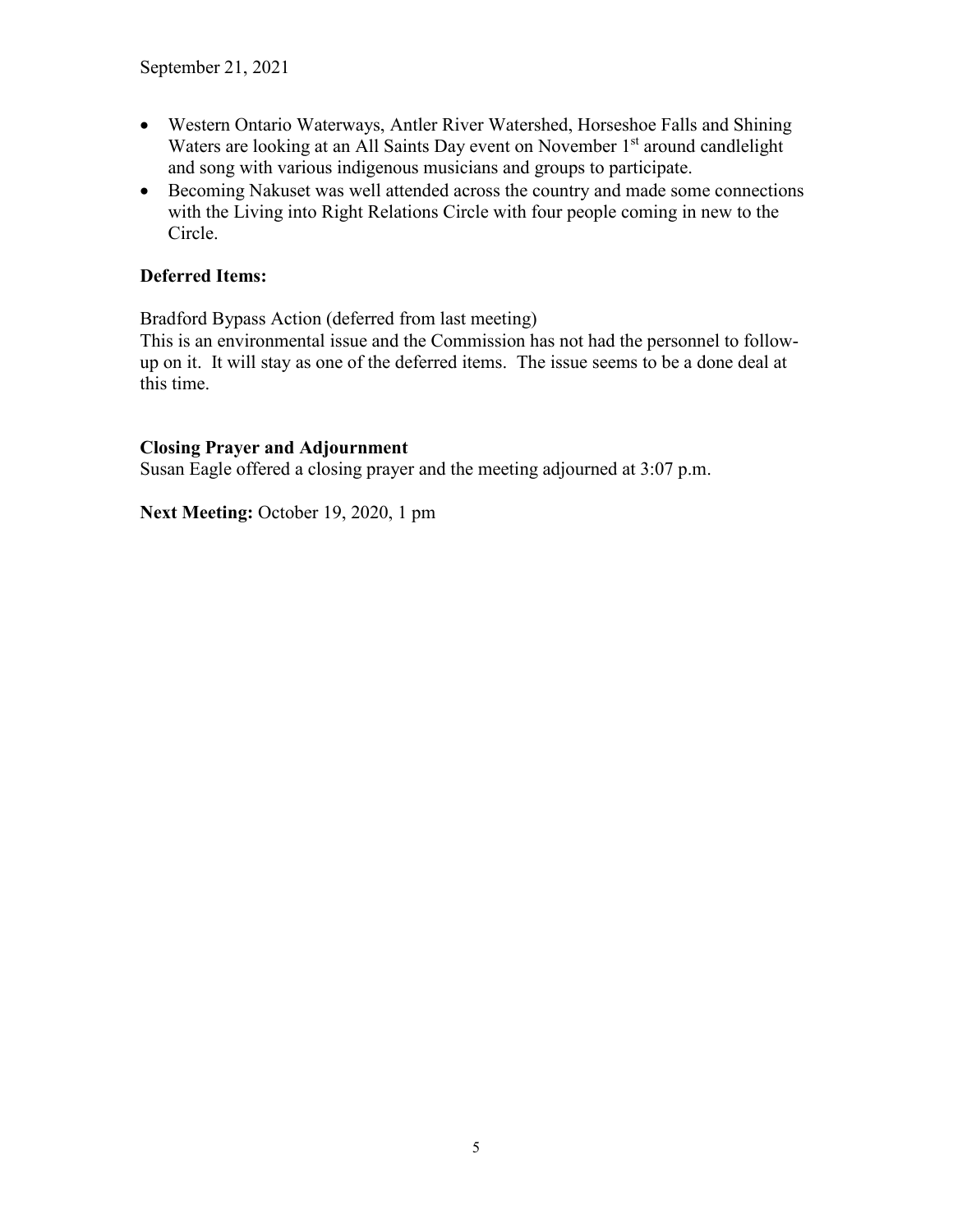- Western Ontario Waterways, Antler River Watershed, Horseshoe Falls and Shining Waters are looking at an All Saints Day event on November 1st around candlelight and song with various indigenous musicians and groups to participate.
- Becoming Nakuset was well attended across the country and made some connections with the Living into Right Relations Circle with four people coming in new to the Circle.

**Deferred Items:**

Bradford Bypass Action (deferred from last meeting)
This is an environmental issue and the Commission has not had the personnel to follow-up on it. It will stay as one of the deferred items. The issue seems to be a done deal at this time.

**Closing Prayer and Adjournment**
Susan Eagle offered a closing prayer and the meeting adjourned at 3:07 p.m.

**Next Meeting:** October 19, 2020, 1 pm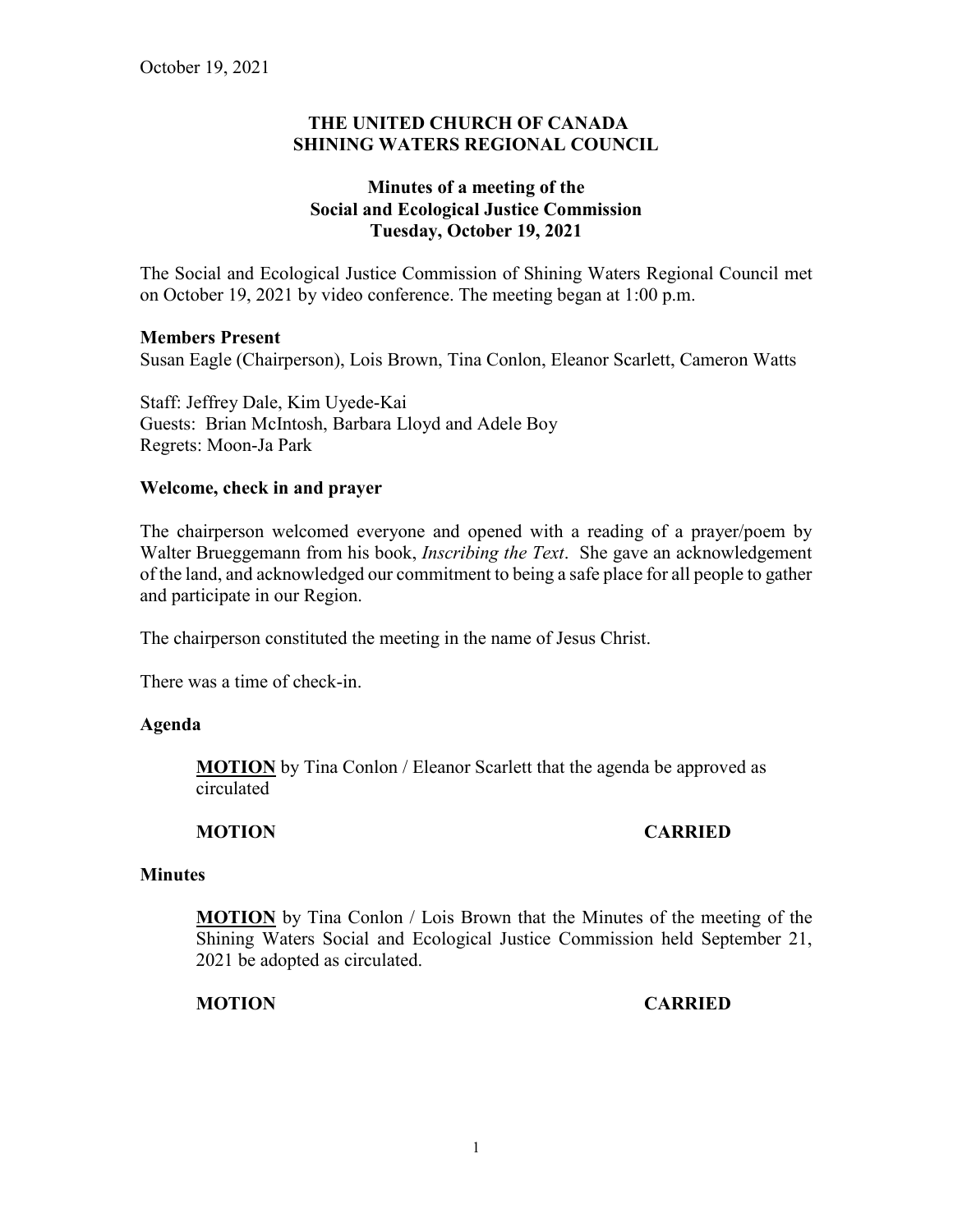October 19, 2021

**THE UNITED CHURCH OF CANADA**
**SHINING WATERS REGIONAL COUNCIL**

**Minutes of a meeting of the**
**Social and Ecological Justice Commission**
**Tuesday, October 19, 2021**

The Social and Ecological Justice Commission of Shining Waters Regional Council met on October 19, 2021 by video conference. The meeting began at 1:00 p.m.

**Members Present**
Susan Eagle (Chairperson), Lois Brown, Tina Conlon, Eleanor Scarlett, Cameron Watts

Staff: Jeffrey Dale, Kim Uyede-Kai
Guests: Brian McIntosh, Barbara Lloyd and Adele Boy
Regrets: Moon-Ja Park

**Welcome, check in and prayer**

The chairperson welcomed everyone and opened with a reading of a prayer/poem by Walter Brueggemann from his book, *Inscribing the Text*. She gave an acknowledgement of the land, and acknowledged our commitment to being a safe place for all people to gather and participate in our Region.

The chairperson constituted the meeting in the name of Jesus Christ.

There was a time of check-in.

**Agenda**

> **MOTION** by Tina Conlon / Eleanor Scarlett that the agenda be approved as circulated
>
> **MOTION CARRIED**

**Minutes**

> **MOTION** by Tina Conlon / Lois Brown that the Minutes of the meeting of the Shining Waters Social and Ecological Justice Commission held September 21, 2021 be adopted as circulated.
>
> **MOTION CARRIED**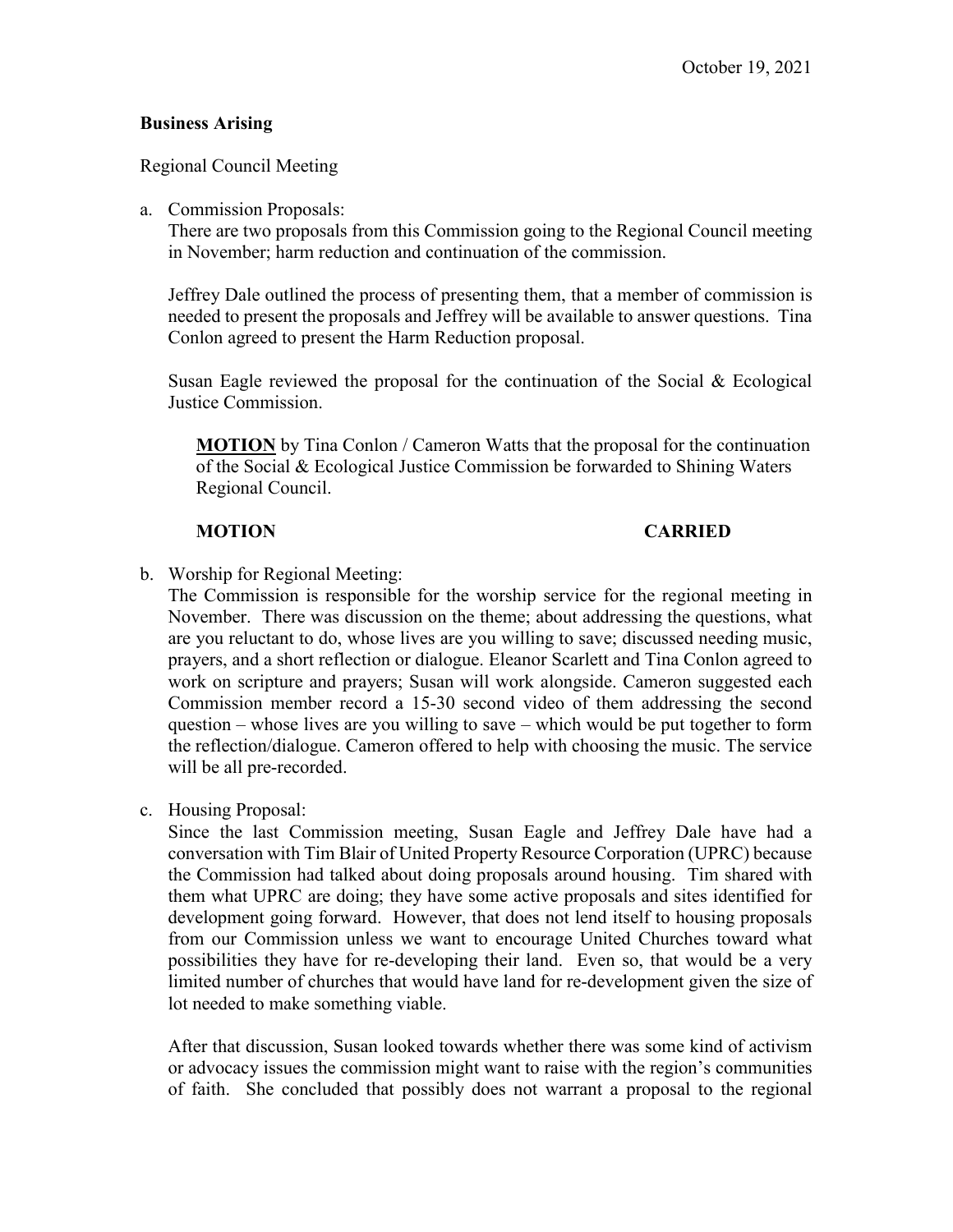October 19, 2021

**Business Arising**

Regional Council Meeting

a. Commission Proposals:
   There are two proposals from this Commission going to the Regional Council meeting in November; harm reduction and continuation of the commission.

   Jeffrey Dale outlined the process of presenting them, that a member of commission is needed to present the proposals and Jeffrey will be available to answer questions. Tina Conlon agreed to present the Harm Reduction proposal.

   Susan Eagle reviewed the proposal for the continuation of the Social & Ecological Justice Commission.

   **MOTION** by Tina Conlon / Cameron Watts that the proposal for the continuation of the Social & Ecological Justice Commission be forwarded to Shining Waters Regional Council.

   **MOTION CARRIED**

b. Worship for Regional Meeting:
   The Commission is responsible for the worship service for the regional meeting in November. There was discussion on the theme; about addressing the questions, what are you reluctant to do, whose lives are you willing to save; discussed needing music, prayers, and a short reflection or dialogue. Eleanor Scarlett and Tina Conlon agreed to work on scripture and prayers; Susan will work alongside. Cameron suggested each Commission member record a 15-30 second video of them addressing the second question – whose lives are you willing to save – which would be put together to form the reflection/dialogue. Cameron offered to help with choosing the music. The service will be all pre-recorded.

c. Housing Proposal:
   Since the last Commission meeting, Susan Eagle and Jeffrey Dale have had a conversation with Tim Blair of United Property Resource Corporation (UPRC) because the Commission had talked about doing proposals around housing. Tim shared with them what UPRC are doing; they have some active proposals and sites identified for development going forward. However, that does not lend itself to housing proposals from our Commission unless we want to encourage United Churches toward what possibilities they have for re-developing their land. Even so, that would be a very limited number of churches that would have land for re-development given the size of lot needed to make something viable.

   After that discussion, Susan looked towards whether there was some kind of activism or advocacy issues the commission might want to raise with the region's communities of faith. She concluded that possibly does not warrant a proposal to the regional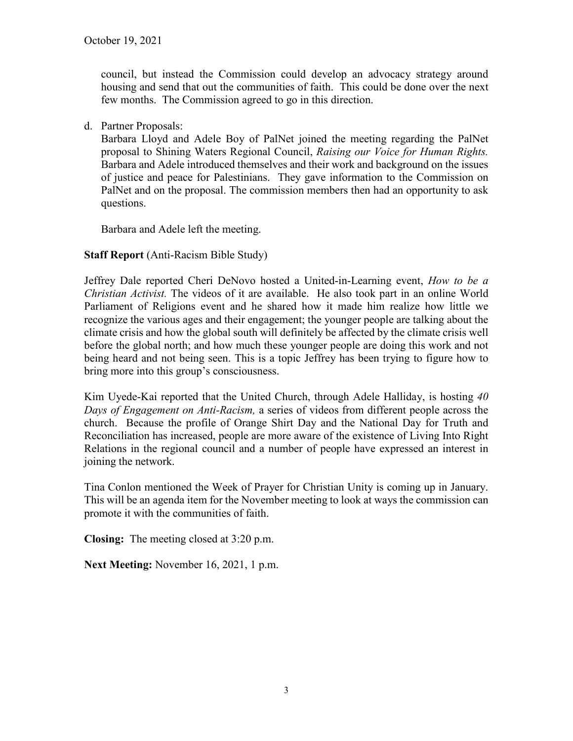council, but instead the Commission could develop an advocacy strategy around housing and send that out the communities of faith. This could be done over the next few months. The Commission agreed to go in this direction.

d. Partner Proposals:

   Barbara Lloyd and Adele Boy of PalNet joined the meeting regarding the PalNet proposal to Shining Waters Regional Council, *Raising our Voice for Human Rights.* Barbara and Adele introduced themselves and their work and background on the issues of justice and peace for Palestinians. They gave information to the Commission on PalNet and on the proposal. The commission members then had an opportunity to ask questions.

   Barbara and Adele left the meeting.

**Staff Report** (Anti-Racism Bible Study)

Jeffrey Dale reported Cheri DeNovo hosted a United-in-Learning event, *How to be a Christian Activist.* The videos of it are available. He also took part in an online World Parliament of Religions event and he shared how it made him realize how little we recognize the various ages and their engagement; the younger people are talking about the climate crisis and how the global south will definitely be affected by the climate crisis well before the global north; and how much these younger people are doing this work and not being heard and not being seen. This is a topic Jeffrey has been trying to figure how to bring more into this group's consciousness.

Kim Uyede-Kai reported that the United Church, through Adele Halliday, is hosting *40 Days of Engagement on Anti-Racism,* a series of videos from different people across the church. Because the profile of Orange Shirt Day and the National Day for Truth and Reconciliation has increased, people are more aware of the existence of Living Into Right Relations in the regional council and a number of people have expressed an interest in joining the network.

Tina Conlon mentioned the Week of Prayer for Christian Unity is coming up in January. This will be an agenda item for the November meeting to look at ways the commission can promote it with the communities of faith.

**Closing:** The meeting closed at 3:20 p.m.

**Next Meeting:** November 16, 2021, 1 p.m.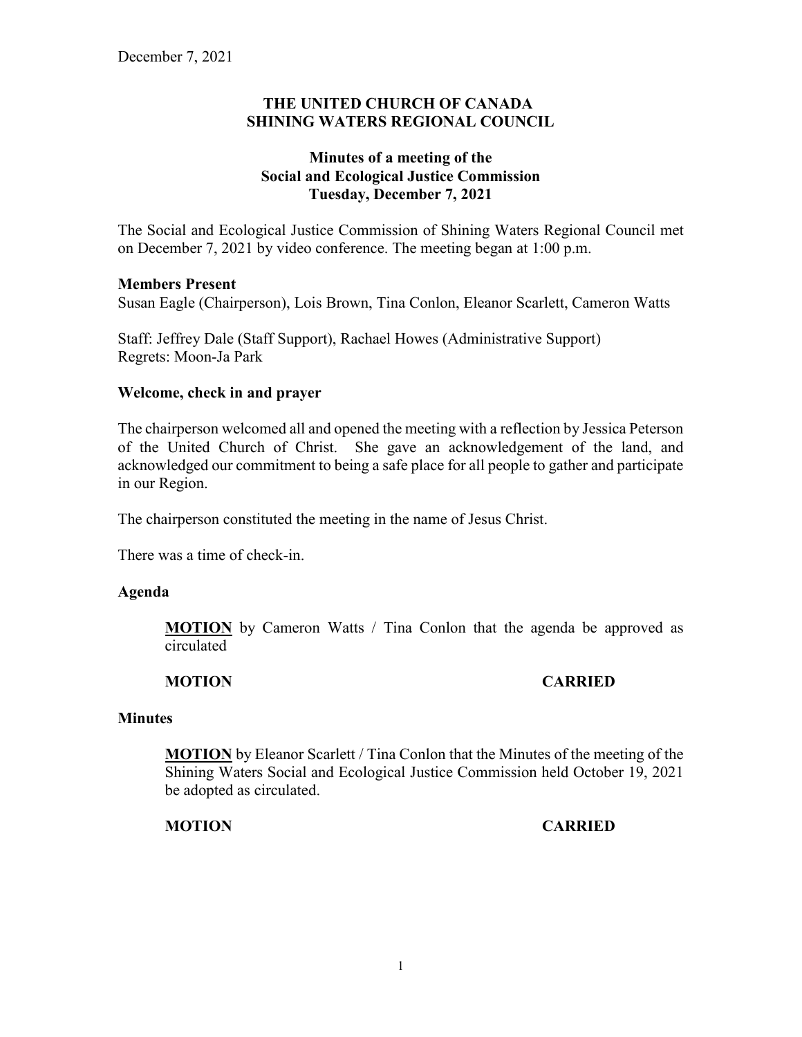December 7, 2021

**THE UNITED CHURCH OF CANADA**
**SHINING WATERS REGIONAL COUNCIL**

**Minutes of a meeting of the**
**Social and Ecological Justice Commission**
**Tuesday, December 7, 2021**

The Social and Ecological Justice Commission of Shining Waters Regional Council met on December 7, 2021 by video conference. The meeting began at 1:00 p.m.

**Members Present**
Susan Eagle (Chairperson), Lois Brown, Tina Conlon, Eleanor Scarlett, Cameron Watts

Staff: Jeffrey Dale (Staff Support), Rachael Howes (Administrative Support)
Regrets: Moon-Ja Park

**Welcome, check in and prayer**

The chairperson welcomed all and opened the meeting with a reflection by Jessica Peterson of the United Church of Christ. She gave an acknowledgement of the land, and acknowledged our commitment to being a safe place for all people to gather and participate in our Region.

The chairperson constituted the meeting in the name of Jesus Christ.

There was a time of check-in.

**Agenda**

> **MOTION** by Cameron Watts / Tina Conlon that the agenda be approved as circulated
>
> **MOTION CARRIED**

**Minutes**

> **MOTION** by Eleanor Scarlett / Tina Conlon that the Minutes of the meeting of the Shining Waters Social and Ecological Justice Commission held October 19, 2021 be adopted as circulated.
>
> **MOTION CARRIED**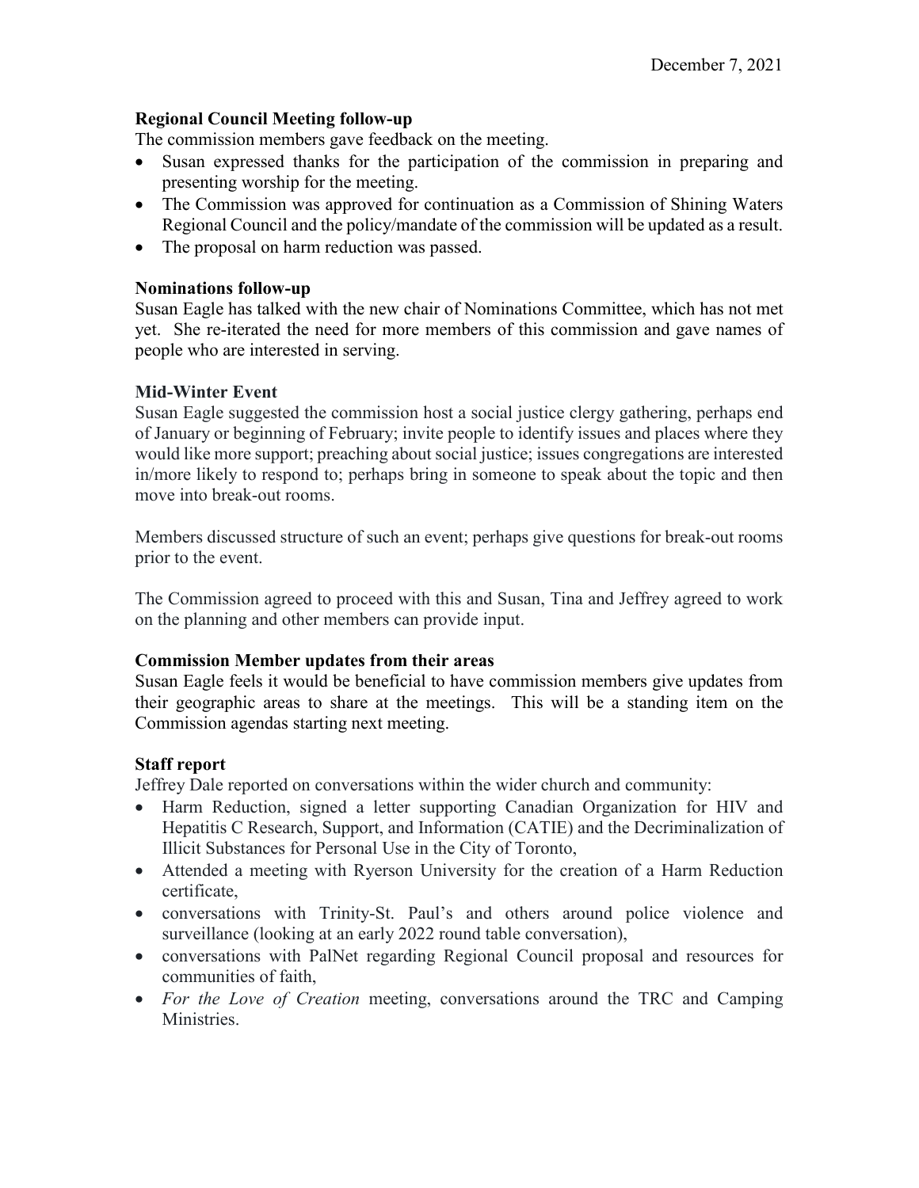December 7, 2021

**Regional Council Meeting follow-up**

The commission members gave feedback on the meeting.

- Susan expressed thanks for the participation of the commission in preparing and presenting worship for the meeting.
- The Commission was approved for continuation as a Commission of Shining Waters Regional Council and the policy/mandate of the commission will be updated as a result.
- The proposal on harm reduction was passed.

**Nominations follow-up**

Susan Eagle has talked with the new chair of Nominations Committee, which has not met yet. She re-iterated the need for more members of this commission and gave names of people who are interested in serving.

**Mid-Winter Event**

Susan Eagle suggested the commission host a social justice clergy gathering, perhaps end of January or beginning of February; invite people to identify issues and places where they would like more support; preaching about social justice; issues congregations are interested in/more likely to respond to; perhaps bring in someone to speak about the topic and then move into break-out rooms.

Members discussed structure of such an event; perhaps give questions for break-out rooms prior to the event.

The Commission agreed to proceed with this and Susan, Tina and Jeffrey agreed to work on the planning and other members can provide input.

**Commission Member updates from their areas**

Susan Eagle feels it would be beneficial to have commission members give updates from their geographic areas to share at the meetings. This will be a standing item on the Commission agendas starting next meeting.

**Staff report**

Jeffrey Dale reported on conversations within the wider church and community:

- Harm Reduction, signed a letter supporting Canadian Organization for HIV and Hepatitis C Research, Support, and Information (CATIE) and the Decriminalization of Illicit Substances for Personal Use in the City of Toronto,
- Attended a meeting with Ryerson University for the creation of a Harm Reduction certificate,
- conversations with Trinity-St. Paul's and others around police violence and surveillance (looking at an early 2022 round table conversation),
- conversations with PalNet regarding Regional Council proposal and resources for communities of faith,
- *For the Love of Creation* meeting, conversations around the TRC and Camping Ministries.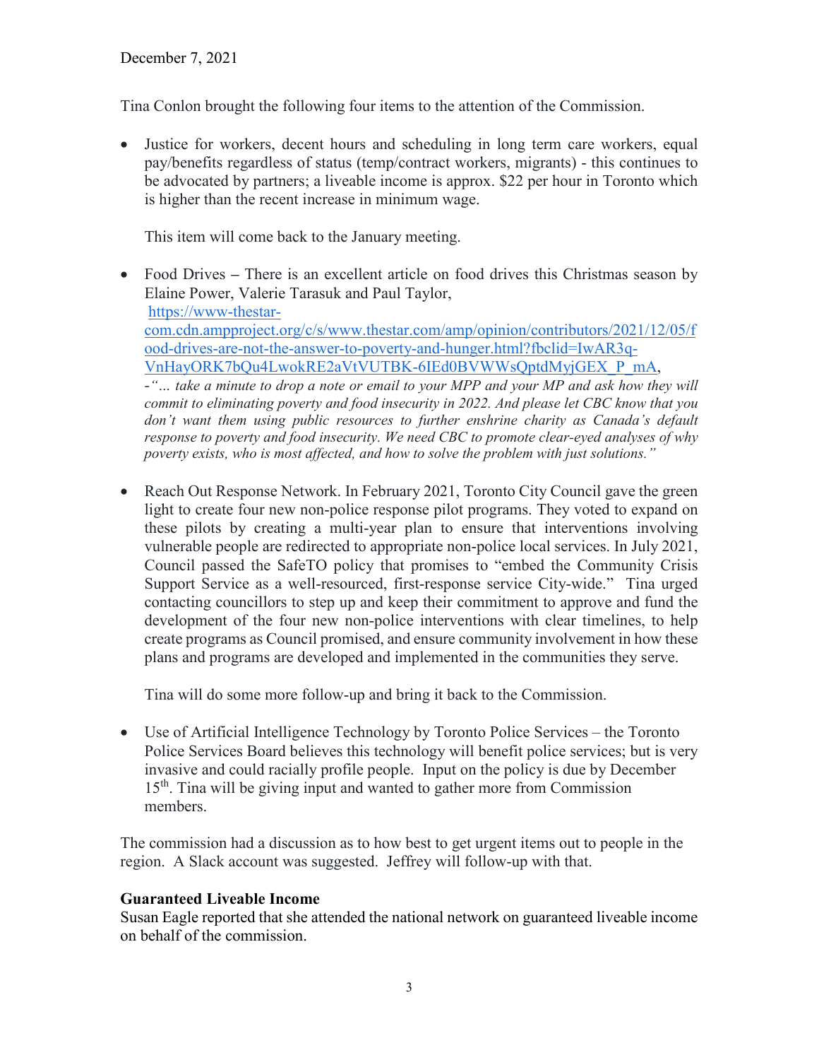December 7, 2021

Tina Conlon brought the following four items to the attention of the Commission.

- Justice for workers, decent hours and scheduling in long term care workers, equal pay/benefits regardless of status (temp/contract workers, migrants) - this continues to be advocated by partners; a liveable income is approx. $22 per hour in Toronto which is higher than the recent increase in minimum wage.

  This item will come back to the January meeting.

- Food Drives – There is an excellent article on food drives this Christmas season by Elaine Power, Valerie Tarasuk and Paul Taylor, https://www-thestar-com.cdn.ampproject.org/c/s/www.thestar.com/amp/opinion/contributors/2021/12/05/food-drives-are-not-the-answer-to-poverty-and-hunger.html?fbclid=IwAR3q-VnHayORK7bQu4LwokRE2aVtVUTBK-6IEd0BVWWsQptdMyjGEX_P_mA,
  -*"… take a minute to drop a note or email to your MPP and your MP and ask how they will commit to eliminating poverty and food insecurity in 2022. And please let CBC know that you don't want them using public resources to further enshrine charity as Canada's default response to poverty and food insecurity. We need CBC to promote clear-eyed analyses of why poverty exists, who is most affected, and how to solve the problem with just solutions."*

- Reach Out Response Network. In February 2021, Toronto City Council gave the green light to create four new non-police response pilot programs. They voted to expand on these pilots by creating a multi-year plan to ensure that interventions involving vulnerable people are redirected to appropriate non-police local services. In July 2021, Council passed the SafeTO policy that promises to "embed the Community Crisis Support Service as a well-resourced, first-response service City-wide." Tina urged contacting councillors to step up and keep their commitment to approve and fund the development of the four new non-police interventions with clear timelines, to help create programs as Council promised, and ensure community involvement in how these plans and programs are developed and implemented in the communities they serve.

  Tina will do some more follow-up and bring it back to the Commission.

- Use of Artificial Intelligence Technology by Toronto Police Services – the Toronto Police Services Board believes this technology will benefit police services; but is very invasive and could racially profile people. Input on the policy is due by December 15th. Tina will be giving input and wanted to gather more from Commission members.

The commission had a discussion as to how best to get urgent items out to people in the region. A Slack account was suggested. Jeffrey will follow-up with that.

**Guaranteed Liveable Income**
Susan Eagle reported that she attended the national network on guaranteed liveable income on behalf of the commission.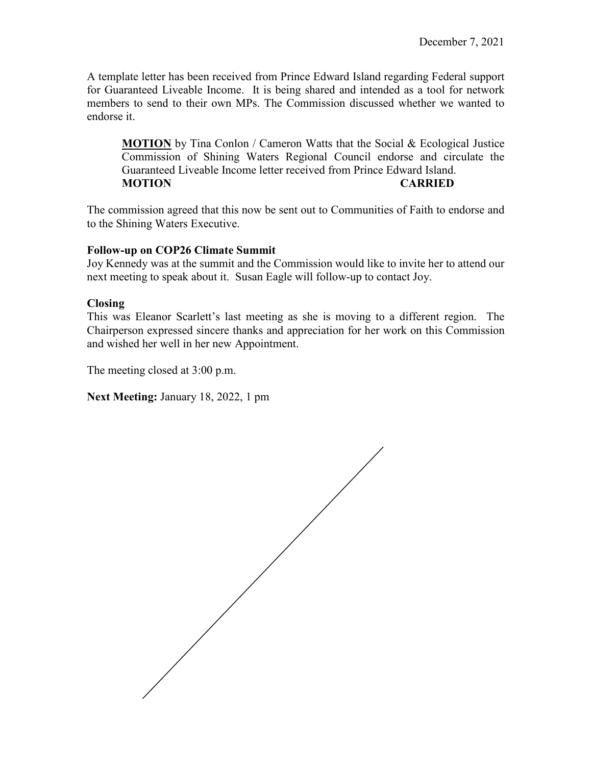December 7, 2021

A template letter has been received from Prince Edward Island regarding Federal support for Guaranteed Liveable Income. It is being shared and intended as a tool for network members to send to their own MPs. The Commission discussed whether we wanted to endorse it.

> **MOTION** by Tina Conlon / Cameron Watts that the Social & Ecological Justice Commission of Shining Waters Regional Council endorse and circulate the Guaranteed Liveable Income letter received from Prince Edward Island.
> **MOTION** **CARRIED**

The commission agreed that this now be sent out to Communities of Faith to endorse and to the Shining Waters Executive.

**Follow-up on COP26 Climate Summit**
Joy Kennedy was at the summit and the Commission would like to invite her to attend our next meeting to speak about it. Susan Eagle will follow-up to contact Joy.

**Closing**
This was Eleanor Scarlett's last meeting as she is moving to a different region. The Chairperson expressed sincere thanks and appreciation for her work on this Commission and wished her well in her new Appointment.

The meeting closed at 3:00 p.m.

**Next Meeting:** January 18, 2022, 1 pm